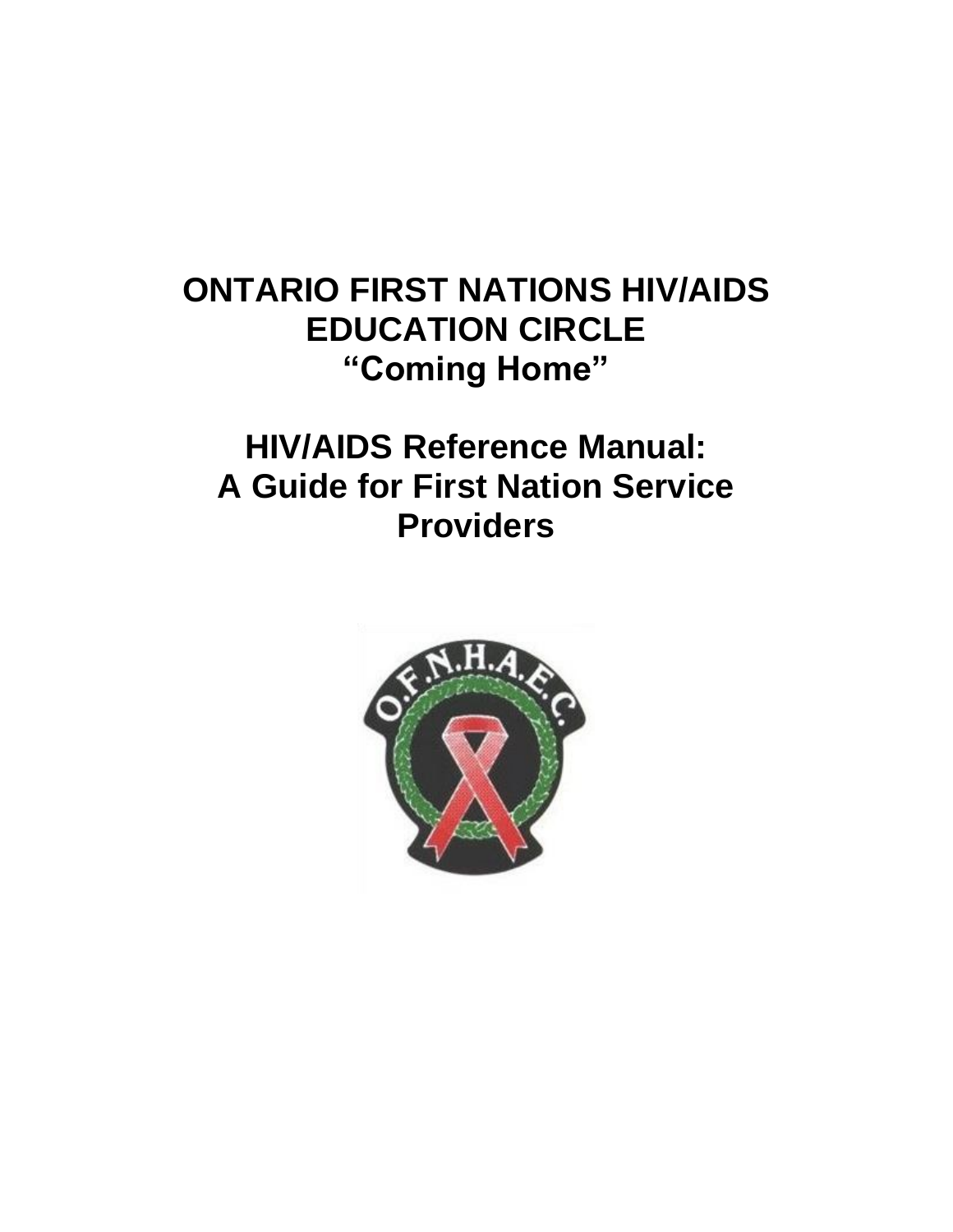# ONTARIO FIRST NATIONS HIV/AIDS EDUCATION CIRCLE
# "Coming Home"

# HIV/AIDS Reference Manual: A Guide for First Nation Service Providers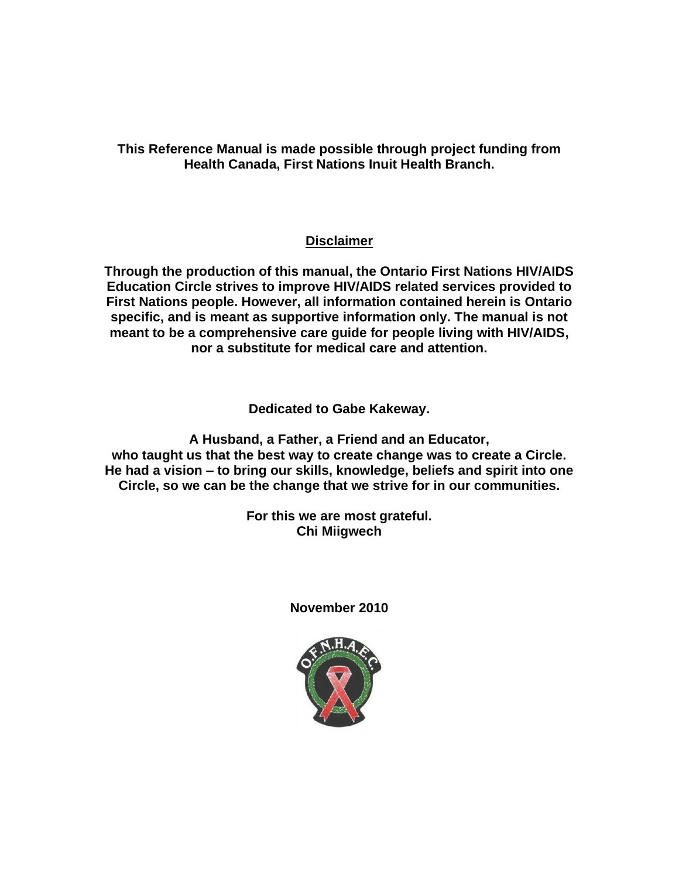**This Reference Manual is made possible through project funding from Health Canada, First Nations Inuit Health Branch.**

**Disclaimer**

**Through the production of this manual, the Ontario First Nations HIV/AIDS Education Circle strives to improve HIV/AIDS related services provided to First Nations people. However, all information contained herein is Ontario specific, and is meant as supportive information only. The manual is not meant to be a comprehensive care guide for people living with HIV/AIDS, nor a substitute for medical care and attention.**

**Dedicated to Gabe Kakeway.**

**A Husband, a Father, a Friend and an Educator, who taught us that the best way to create change was to create a Circle. He had a vision – to bring our skills, knowledge, beliefs and spirit into one Circle, so we can be the change that we strive for in our communities.**

**For this we are most grateful.**
**Chi Miigwech**

**November 2010**

O.F.N.H.A.E.C.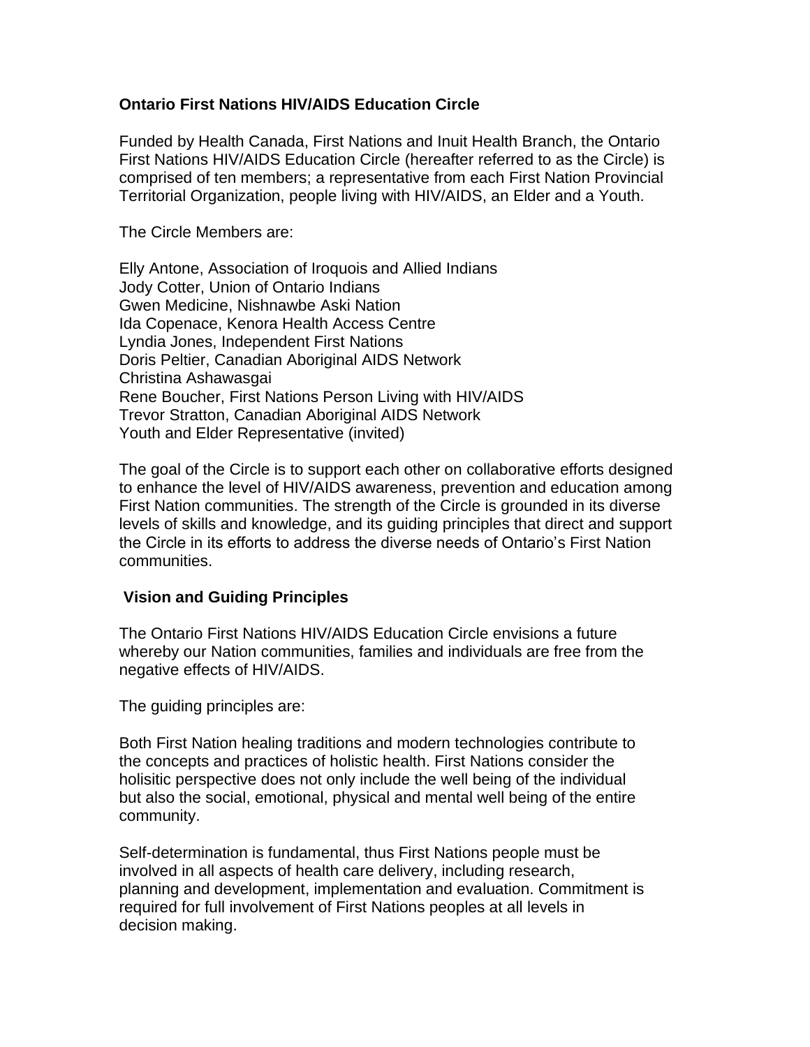## Ontario First Nations HIV/AIDS Education Circle

Funded by Health Canada, First Nations and Inuit Health Branch, the Ontario First Nations HIV/AIDS Education Circle (hereafter referred to as the Circle) is comprised of ten members; a representative from each First Nation Provincial Territorial Organization, people living with HIV/AIDS, an Elder and a Youth.

The Circle Members are:

Elly Antone, Association of Iroquois and Allied Indians  
Jody Cotter, Union of Ontario Indians  
Gwen Medicine, Nishnawbe Aski Nation  
Ida Copenace, Kenora Health Access Centre  
Lyndia Jones, Independent First Nations  
Doris Peltier, Canadian Aboriginal AIDS Network  
Christina Ashawasgai  
Rene Boucher, First Nations Person Living with HIV/AIDS  
Trevor Stratton, Canadian Aboriginal AIDS Network  
Youth and Elder Representative (invited)

The goal of the Circle is to support each other on collaborative efforts designed to enhance the level of HIV/AIDS awareness, prevention and education among First Nation communities. The strength of the Circle is grounded in its diverse levels of skills and knowledge, and its guiding principles that direct and support the Circle in its efforts to address the diverse needs of Ontario's First Nation communities.

## Vision and Guiding Principles

The Ontario First Nations HIV/AIDS Education Circle envisions a future whereby our Nation communities, families and individuals are free from the negative effects of HIV/AIDS.

The guiding principles are:

Both First Nation healing traditions and modern technologies contribute to the concepts and practices of holistic health. First Nations consider the holisitic perspective does not only include the well being of the individual but also the social, emotional, physical and mental well being of the entire community.

Self-determination is fundamental, thus First Nations people must be involved in all aspects of health care delivery, including research, planning and development, implementation and evaluation. Commitment is required for full involvement of First Nations peoples at all levels in decision making.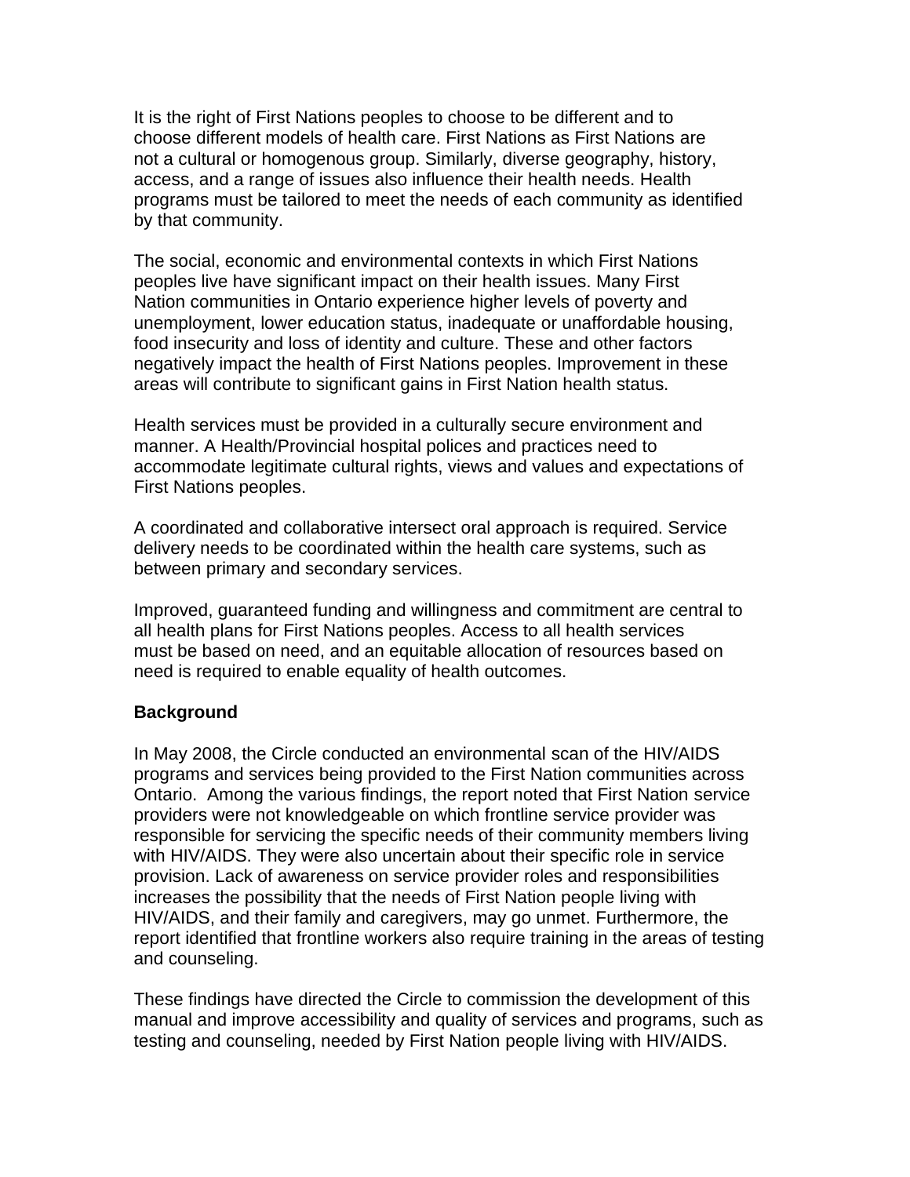It is the right of First Nations peoples to choose to be different and to choose different models of health care. First Nations as First Nations are not a cultural or homogenous group. Similarly, diverse geography, history, access, and a range of issues also influence their health needs. Health programs must be tailored to meet the needs of each community as identified by that community.

The social, economic and environmental contexts in which First Nations peoples live have significant impact on their health issues. Many First Nation communities in Ontario experience higher levels of poverty and unemployment, lower education status, inadequate or unaffordable housing, food insecurity and loss of identity and culture. These and other factors negatively impact the health of First Nations peoples. Improvement in these areas will contribute to significant gains in First Nation health status.

Health services must be provided in a culturally secure environment and manner. A Health/Provincial hospital polices and practices need to accommodate legitimate cultural rights, views and values and expectations of First Nations peoples.

A coordinated and collaborative intersect oral approach is required. Service delivery needs to be coordinated within the health care systems, such as between primary and secondary services.

Improved, guaranteed funding and willingness and commitment are central to all health plans for First Nations peoples. Access to all health services must be based on need, and an equitable allocation of resources based on need is required to enable equality of health outcomes.

**Background**

In May 2008, the Circle conducted an environmental scan of the HIV/AIDS programs and services being provided to the First Nation communities across Ontario. Among the various findings, the report noted that First Nation service providers were not knowledgeable on which frontline service provider was responsible for servicing the specific needs of their community members living with HIV/AIDS. They were also uncertain about their specific role in service provision. Lack of awareness on service provider roles and responsibilities increases the possibility that the needs of First Nation people living with HIV/AIDS, and their family and caregivers, may go unmet. Furthermore, the report identified that frontline workers also require training in the areas of testing and counseling.

These findings have directed the Circle to commission the development of this manual and improve accessibility and quality of services and programs, such as testing and counseling, needed by First Nation people living with HIV/AIDS.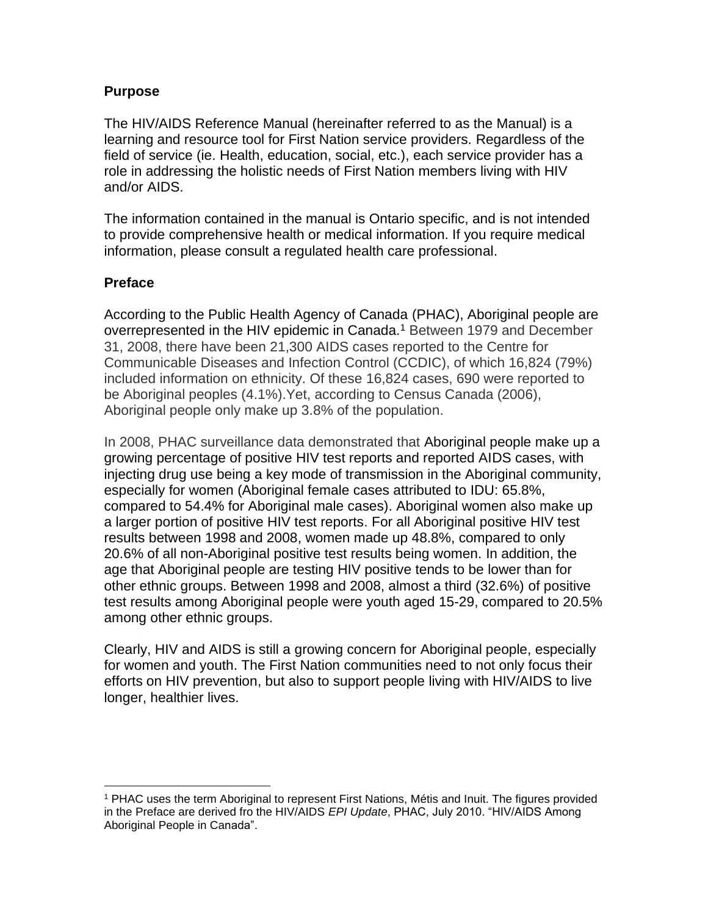## Purpose

The HIV/AIDS Reference Manual (hereinafter referred to as the Manual) is a learning and resource tool for First Nation service providers. Regardless of the field of service (ie. Health, education, social, etc.), each service provider has a role in addressing the holistic needs of First Nation members living with HIV and/or AIDS.

The information contained in the manual is Ontario specific, and is not intended to provide comprehensive health or medical information. If you require medical information, please consult a regulated health care professional.

## Preface

According to the Public Health Agency of Canada (PHAC), Aboriginal people are overrepresented in the HIV epidemic in Canada.[1] Between 1979 and December 31, 2008, there have been 21,300 AIDS cases reported to the Centre for Communicable Diseases and Infection Control (CCDIC), of which 16,824 (79%) included information on ethnicity. Of these 16,824 cases, 690 were reported to be Aboriginal peoples (4.1%).Yet, according to Census Canada (2006), Aboriginal people only make up 3.8% of the population.

In 2008, PHAC surveillance data demonstrated that Aboriginal people make up a growing percentage of positive HIV test reports and reported AIDS cases, with injecting drug use being a key mode of transmission in the Aboriginal community, especially for women (Aboriginal female cases attributed to IDU: 65.8%, compared to 54.4% for Aboriginal male cases). Aboriginal women also make up a larger portion of positive HIV test reports. For all Aboriginal positive HIV test results between 1998 and 2008, women made up 48.8%, compared to only 20.6% of all non-Aboriginal positive test results being women. In addition, the age that Aboriginal people are testing HIV positive tends to be lower than for other ethnic groups. Between 1998 and 2008, almost a third (32.6%) of positive test results among Aboriginal people were youth aged 15-29, compared to 20.5% among other ethnic groups.

Clearly, HIV and AIDS is still a growing concern for Aboriginal people, especially for women and youth. The First Nation communities need to not only focus their efforts on HIV prevention, but also to support people living with HIV/AIDS to live longer, healthier lives.

---

[1] PHAC uses the term Aboriginal to represent First Nations, Métis and Inuit. The figures provided in the Preface are derived fro the HIV/AIDS *EPI Update*, PHAC, July 2010. "HIV/AIDS Among Aboriginal People in Canada".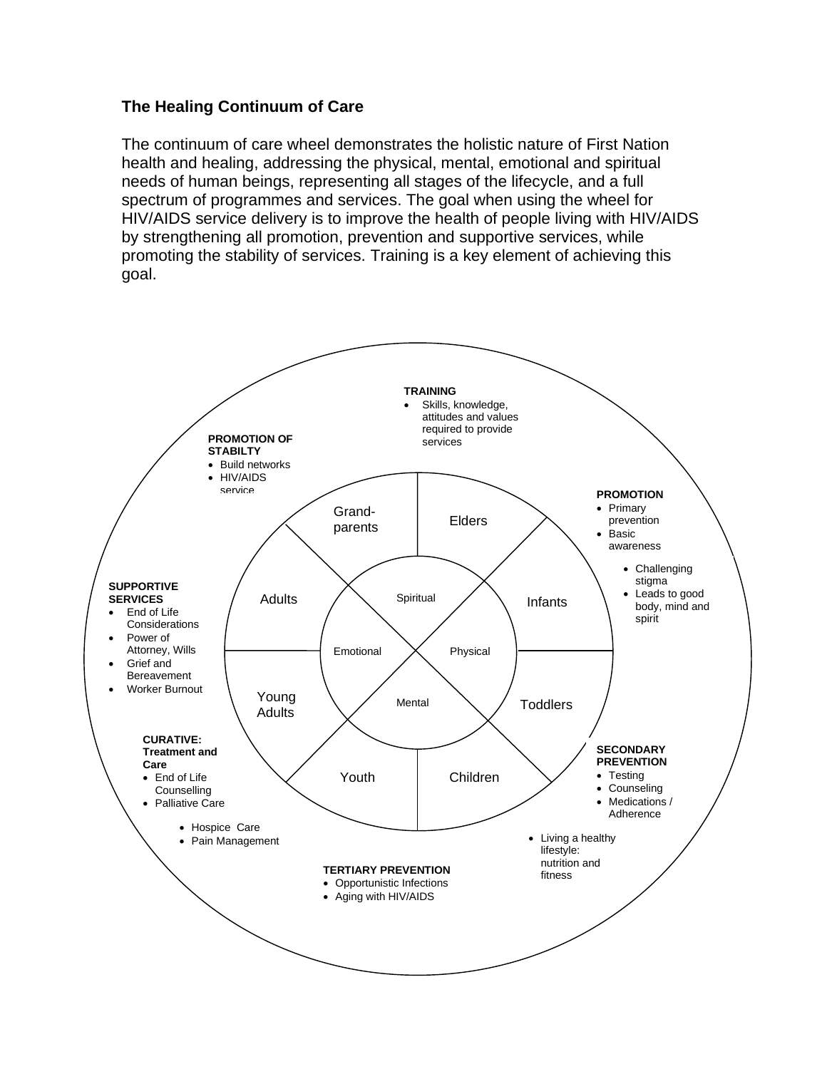**The Healing Continuum of Care**

The continuum of care wheel demonstrates the holistic nature of First Nation health and healing, addressing the physical, mental, emotional and spiritual needs of human beings, representing all stages of the lifecycle, and a full spectrum of programmes and services. The goal when using the wheel for HIV/AIDS service delivery is to improve the health of people living with HIV/AIDS by strengthening all promotion, prevention and supportive services, while promoting the stability of services. Training is a key element of achieving this goal.

**TRAINING**

- Skills, knowledge, attitudes and values required to provide services

**PROMOTION OF STABILTY**

- Build networks
- HIV/AIDS service

**PROMOTION**

- Primary prevention
- Basic awareness
- Challenging stigma
- Leads to good body, mind and spirit

**SUPPORTIVE SERVICES**

- End of Life Considerations
- Power of Attorney, Wills
- Grief and Bereavement
- Worker Burnout

**CURATIVE: Treatment and Care**

- End of Life Counselling
- Palliative Care
- Hospice Care
- Pain Management

**SECONDARY PREVENTION**

- Testing
- Counseling
- Medications / Adherence
- Living a healthy lifestyle: nutrition and fitness

**TERTIARY PREVENTION**

- Opportunistic Infections
- Aging with HIV/AIDS

Grand-parents | Elders | Infants | Toddlers | Children | Youth | Young Adults | Adults

Spiritual | Physical | Mental | Emotional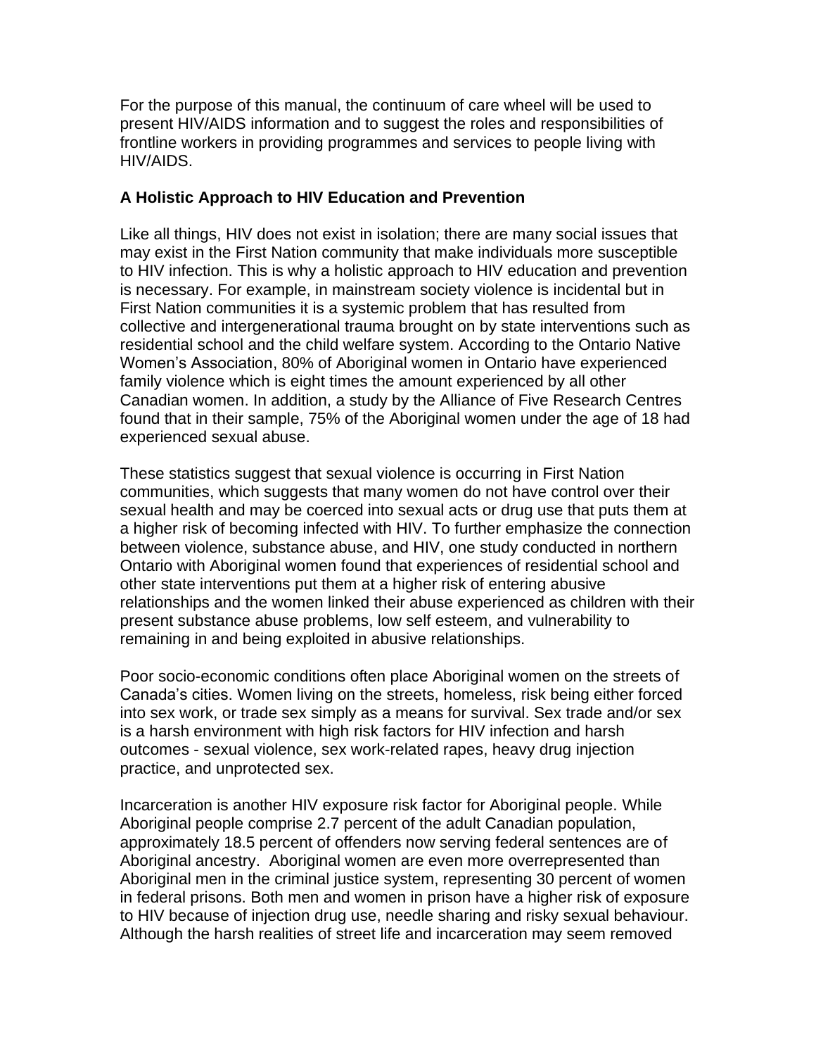For the purpose of this manual, the continuum of care wheel will be used to present HIV/AIDS information and to suggest the roles and responsibilities of frontline workers in providing programmes and services to people living with HIV/AIDS.

**A Holistic Approach to HIV Education and Prevention**

Like all things, HIV does not exist in isolation; there are many social issues that may exist in the First Nation community that make individuals more susceptible to HIV infection. This is why a holistic approach to HIV education and prevention is necessary. For example, in mainstream society violence is incidental but in First Nation communities it is a systemic problem that has resulted from collective and intergenerational trauma brought on by state interventions such as residential school and the child welfare system. According to the Ontario Native Women's Association, 80% of Aboriginal women in Ontario have experienced family violence which is eight times the amount experienced by all other Canadian women. In addition, a study by the Alliance of Five Research Centres found that in their sample, 75% of the Aboriginal women under the age of 18 had experienced sexual abuse.

These statistics suggest that sexual violence is occurring in First Nation communities, which suggests that many women do not have control over their sexual health and may be coerced into sexual acts or drug use that puts them at a higher risk of becoming infected with HIV. To further emphasize the connection between violence, substance abuse, and HIV, one study conducted in northern Ontario with Aboriginal women found that experiences of residential school and other state interventions put them at a higher risk of entering abusive relationships and the women linked their abuse experienced as children with their present substance abuse problems, low self esteem, and vulnerability to remaining in and being exploited in abusive relationships.

Poor socio-economic conditions often place Aboriginal women on the streets of Canada's cities. Women living on the streets, homeless, risk being either forced into sex work, or trade sex simply as a means for survival. Sex trade and/or sex is a harsh environment with high risk factors for HIV infection and harsh outcomes - sexual violence, sex work-related rapes, heavy drug injection practice, and unprotected sex.

Incarceration is another HIV exposure risk factor for Aboriginal people. While Aboriginal people comprise 2.7 percent of the adult Canadian population, approximately 18.5 percent of offenders now serving federal sentences are of Aboriginal ancestry. Aboriginal women are even more overrepresented than Aboriginal men in the criminal justice system, representing 30 percent of women in federal prisons. Both men and women in prison have a higher risk of exposure to HIV because of injection drug use, needle sharing and risky sexual behaviour. Although the harsh realities of street life and incarceration may seem removed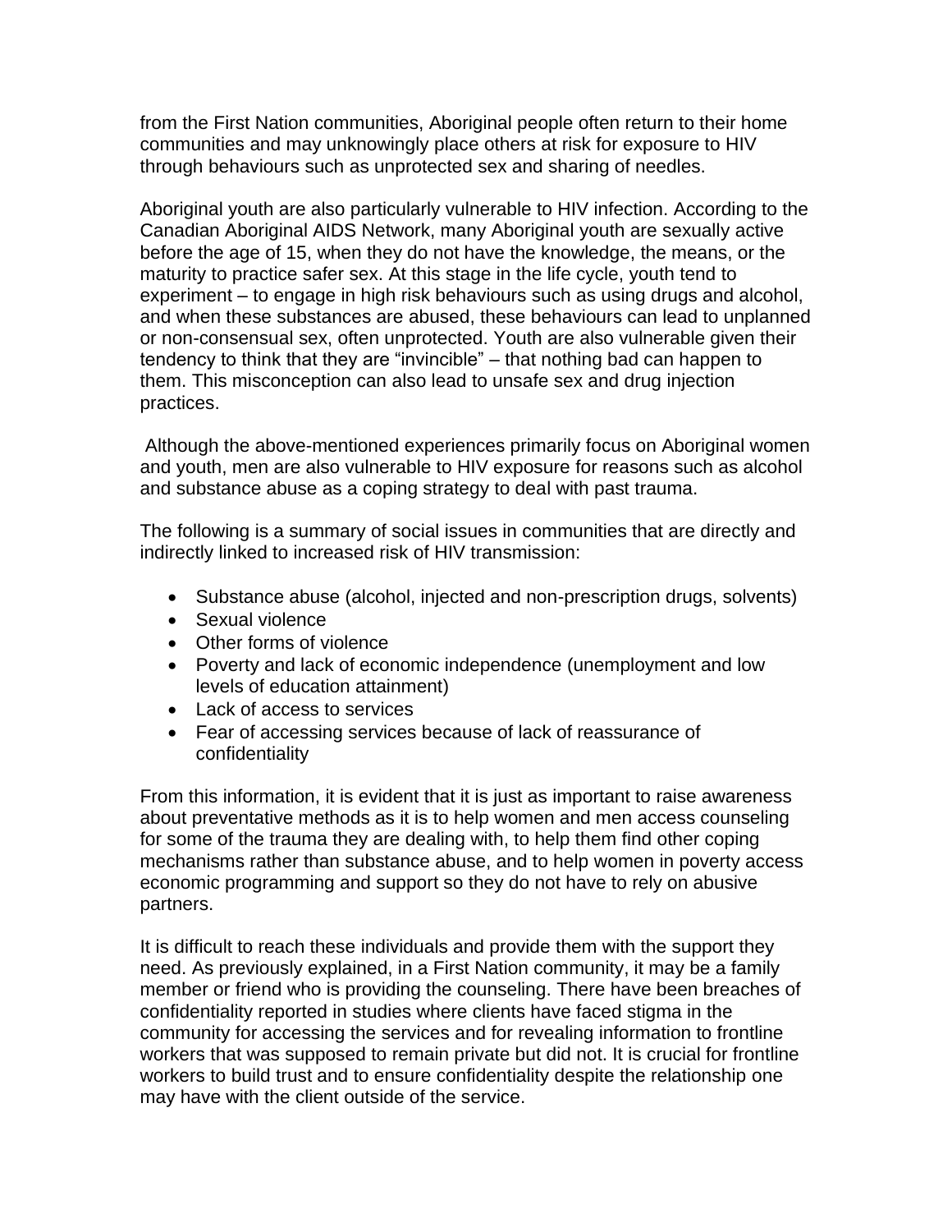from the First Nation communities, Aboriginal people often return to their home communities and may unknowingly place others at risk for exposure to HIV through behaviours such as unprotected sex and sharing of needles.

Aboriginal youth are also particularly vulnerable to HIV infection. According to the Canadian Aboriginal AIDS Network, many Aboriginal youth are sexually active before the age of 15, when they do not have the knowledge, the means, or the maturity to practice safer sex. At this stage in the life cycle, youth tend to experiment – to engage in high risk behaviours such as using drugs and alcohol, and when these substances are abused, these behaviours can lead to unplanned or non-consensual sex, often unprotected. Youth are also vulnerable given their tendency to think that they are "invincible" – that nothing bad can happen to them. This misconception can also lead to unsafe sex and drug injection practices.

Although the above-mentioned experiences primarily focus on Aboriginal women and youth, men are also vulnerable to HIV exposure for reasons such as alcohol and substance abuse as a coping strategy to deal with past trauma.

The following is a summary of social issues in communities that are directly and indirectly linked to increased risk of HIV transmission:

- Substance abuse (alcohol, injected and non-prescription drugs, solvents)
- Sexual violence
- Other forms of violence
- Poverty and lack of economic independence (unemployment and low levels of education attainment)
- Lack of access to services
- Fear of accessing services because of lack of reassurance of confidentiality

From this information, it is evident that it is just as important to raise awareness about preventative methods as it is to help women and men access counseling for some of the trauma they are dealing with, to help them find other coping mechanisms rather than substance abuse, and to help women in poverty access economic programming and support so they do not have to rely on abusive partners.

It is difficult to reach these individuals and provide them with the support they need. As previously explained, in a First Nation community, it may be a family member or friend who is providing the counseling. There have been breaches of confidentiality reported in studies where clients have faced stigma in the community for accessing the services and for revealing information to frontline workers that was supposed to remain private but did not. It is crucial for frontline workers to build trust and to ensure confidentiality despite the relationship one may have with the client outside of the service.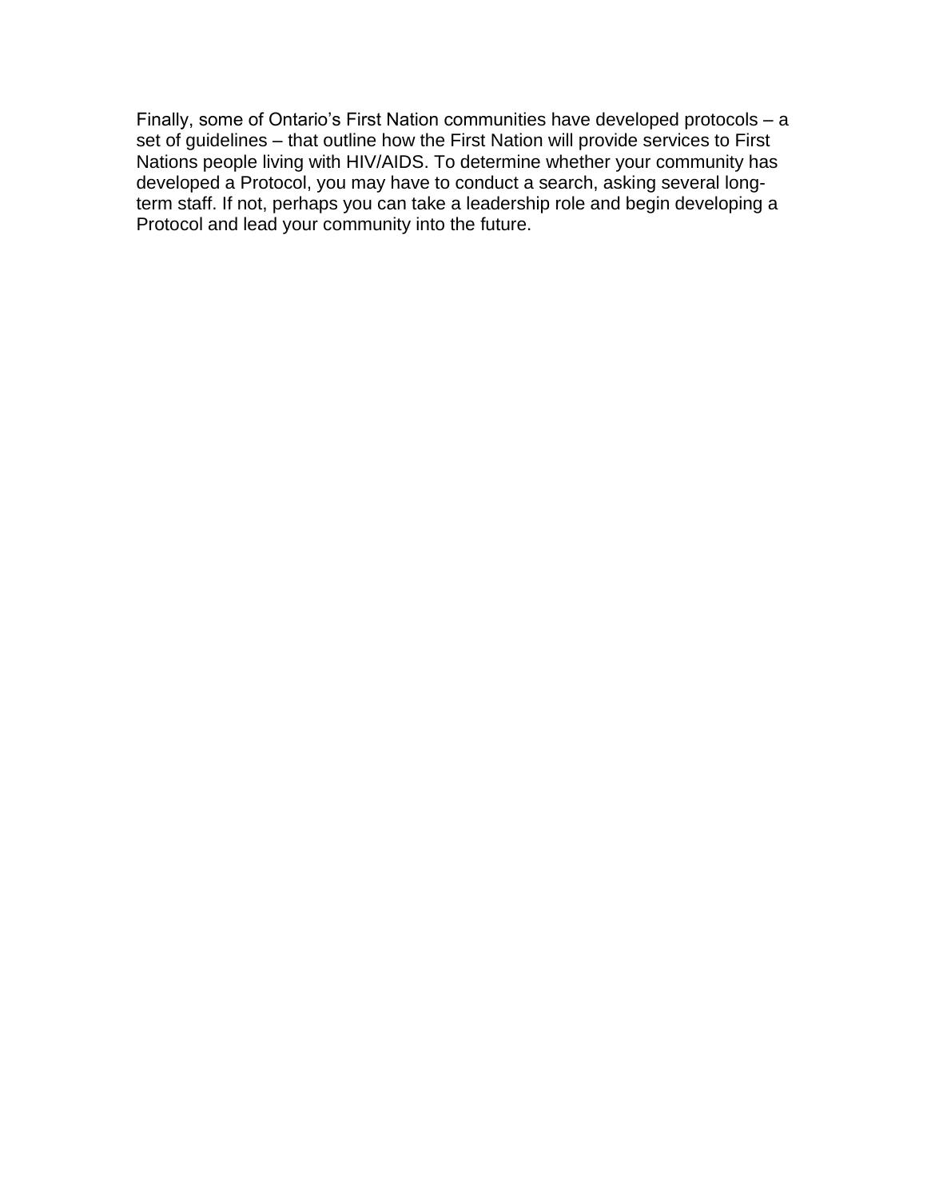Finally, some of Ontario's First Nation communities have developed protocols – a set of guidelines – that outline how the First Nation will provide services to First Nations people living with HIV/AIDS. To determine whether your community has developed a Protocol, you may have to conduct a search, asking several long-term staff. If not, perhaps you can take a leadership role and begin developing a Protocol and lead your community into the future.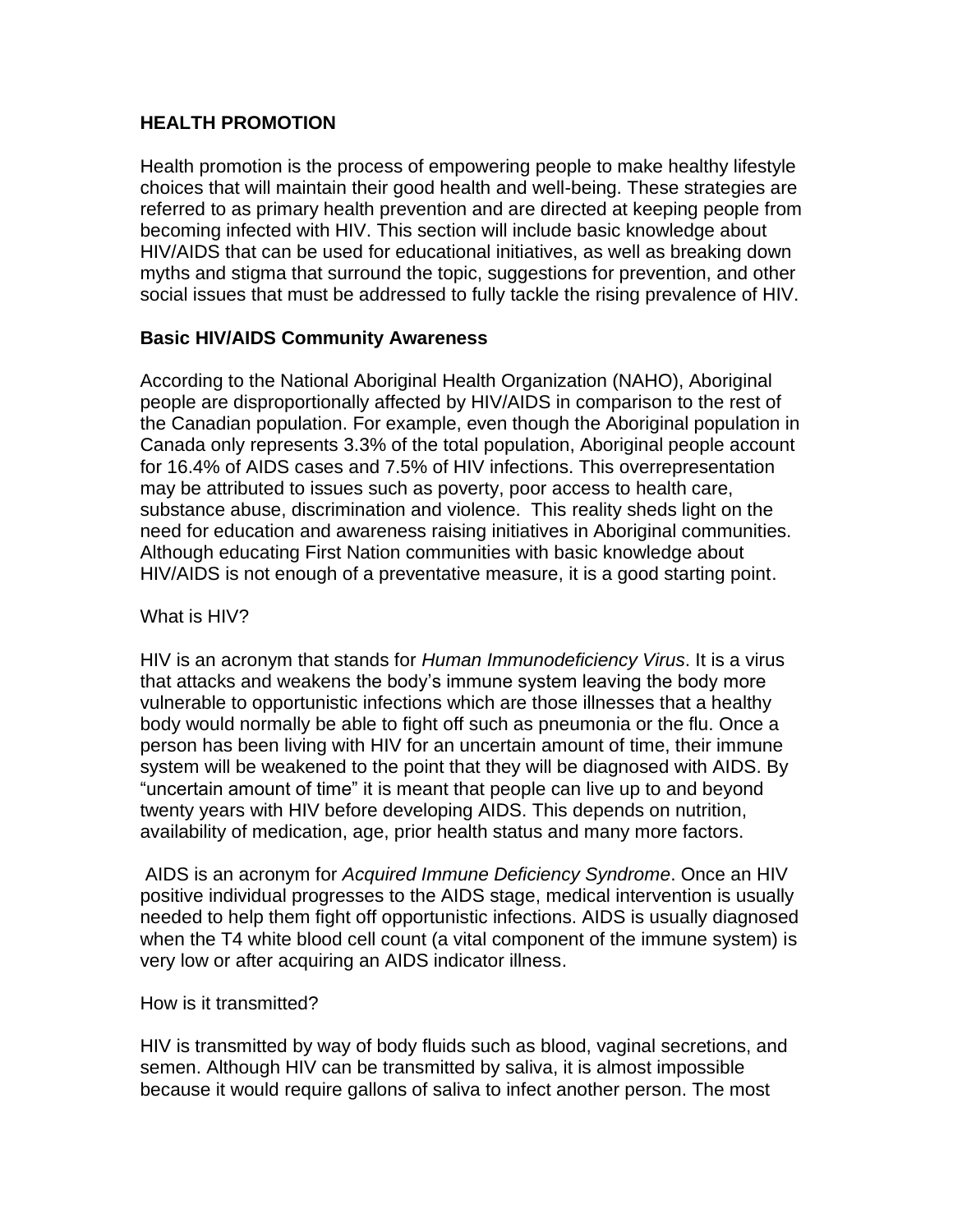## HEALTH PROMOTION

Health promotion is the process of empowering people to make healthy lifestyle choices that will maintain their good health and well-being. These strategies are referred to as primary health prevention and are directed at keeping people from becoming infected with HIV. This section will include basic knowledge about HIV/AIDS that can be used for educational initiatives, as well as breaking down myths and stigma that surround the topic, suggestions for prevention, and other social issues that must be addressed to fully tackle the rising prevalence of HIV.

### Basic HIV/AIDS Community Awareness

According to the National Aboriginal Health Organization (NAHO), Aboriginal people are disproportionally affected by HIV/AIDS in comparison to the rest of the Canadian population. For example, even though the Aboriginal population in Canada only represents 3.3% of the total population, Aboriginal people account for 16.4% of AIDS cases and 7.5% of HIV infections. This overrepresentation may be attributed to issues such as poverty, poor access to health care, substance abuse, discrimination and violence. This reality sheds light on the need for education and awareness raising initiatives in Aboriginal communities. Although educating First Nation communities with basic knowledge about HIV/AIDS is not enough of a preventative measure, it is a good starting point.

What is HIV?

HIV is an acronym that stands for *Human Immunodeficiency Virus*. It is a virus that attacks and weakens the body's immune system leaving the body more vulnerable to opportunistic infections which are those illnesses that a healthy body would normally be able to fight off such as pneumonia or the flu. Once a person has been living with HIV for an uncertain amount of time, their immune system will be weakened to the point that they will be diagnosed with AIDS. By "uncertain amount of time" it is meant that people can live up to and beyond twenty years with HIV before developing AIDS. This depends on nutrition, availability of medication, age, prior health status and many more factors.

AIDS is an acronym for *Acquired Immune Deficiency Syndrome*. Once an HIV positive individual progresses to the AIDS stage, medical intervention is usually needed to help them fight off opportunistic infections. AIDS is usually diagnosed when the T4 white blood cell count (a vital component of the immune system) is very low or after acquiring an AIDS indicator illness.

How is it transmitted?

HIV is transmitted by way of body fluids such as blood, vaginal secretions, and semen. Although HIV can be transmitted by saliva, it is almost impossible because it would require gallons of saliva to infect another person. The most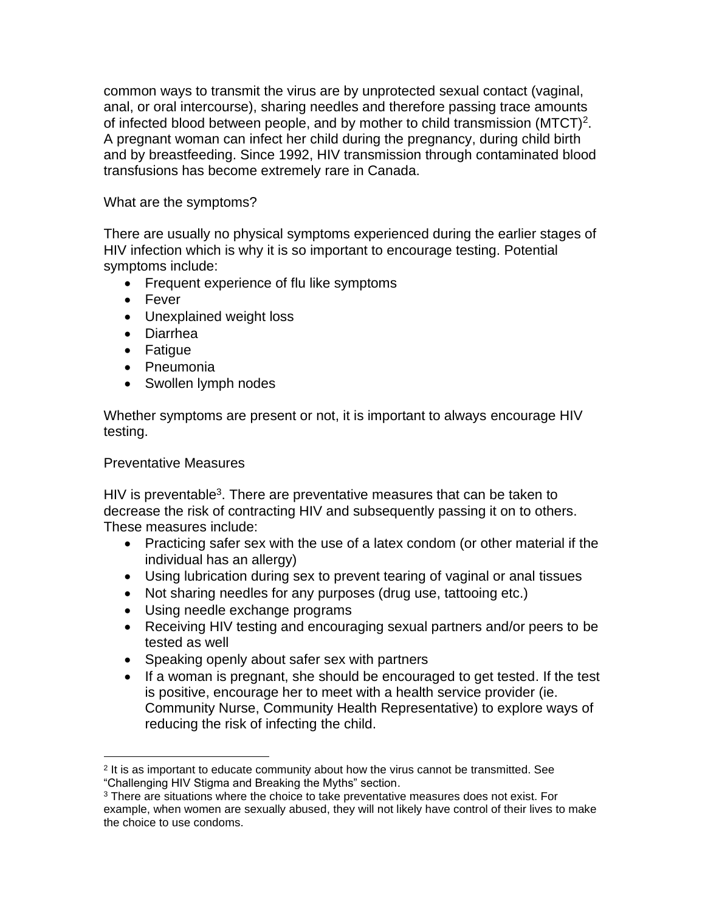common ways to transmit the virus are by unprotected sexual contact (vaginal, anal, or oral intercourse), sharing needles and therefore passing trace amounts of infected blood between people, and by mother to child transmission (MTCT)[2]. A pregnant woman can infect her child during the pregnancy, during child birth and by breastfeeding. Since 1992, HIV transmission through contaminated blood transfusions has become extremely rare in Canada.

## What are the symptoms?

There are usually no physical symptoms experienced during the earlier stages of HIV infection which is why it is so important to encourage testing. Potential symptoms include:

- Frequent experience of flu like symptoms
- Fever
- Unexplained weight loss
- Diarrhea
- Fatigue
- Pneumonia
- Swollen lymph nodes

Whether symptoms are present or not, it is important to always encourage HIV testing.

## Preventative Measures

HIV is preventable[3]. There are preventative measures that can be taken to decrease the risk of contracting HIV and subsequently passing it on to others. These measures include:

- Practicing safer sex with the use of a latex condom (or other material if the individual has an allergy)
- Using lubrication during sex to prevent tearing of vaginal or anal tissues
- Not sharing needles for any purposes (drug use, tattooing etc.)
- Using needle exchange programs
- Receiving HIV testing and encouraging sexual partners and/or peers to be tested as well
- Speaking openly about safer sex with partners
- If a woman is pregnant, she should be encouraged to get tested. If the test is positive, encourage her to meet with a health service provider (ie. Community Nurse, Community Health Representative) to explore ways of reducing the risk of infecting the child.

---

[2] It is as important to educate community about how the virus cannot be transmitted. See "Challenging HIV Stigma and Breaking the Myths" section.

[3] There are situations where the choice to take preventative measures does not exist. For example, when women are sexually abused, they will not likely have control of their lives to make the choice to use condoms.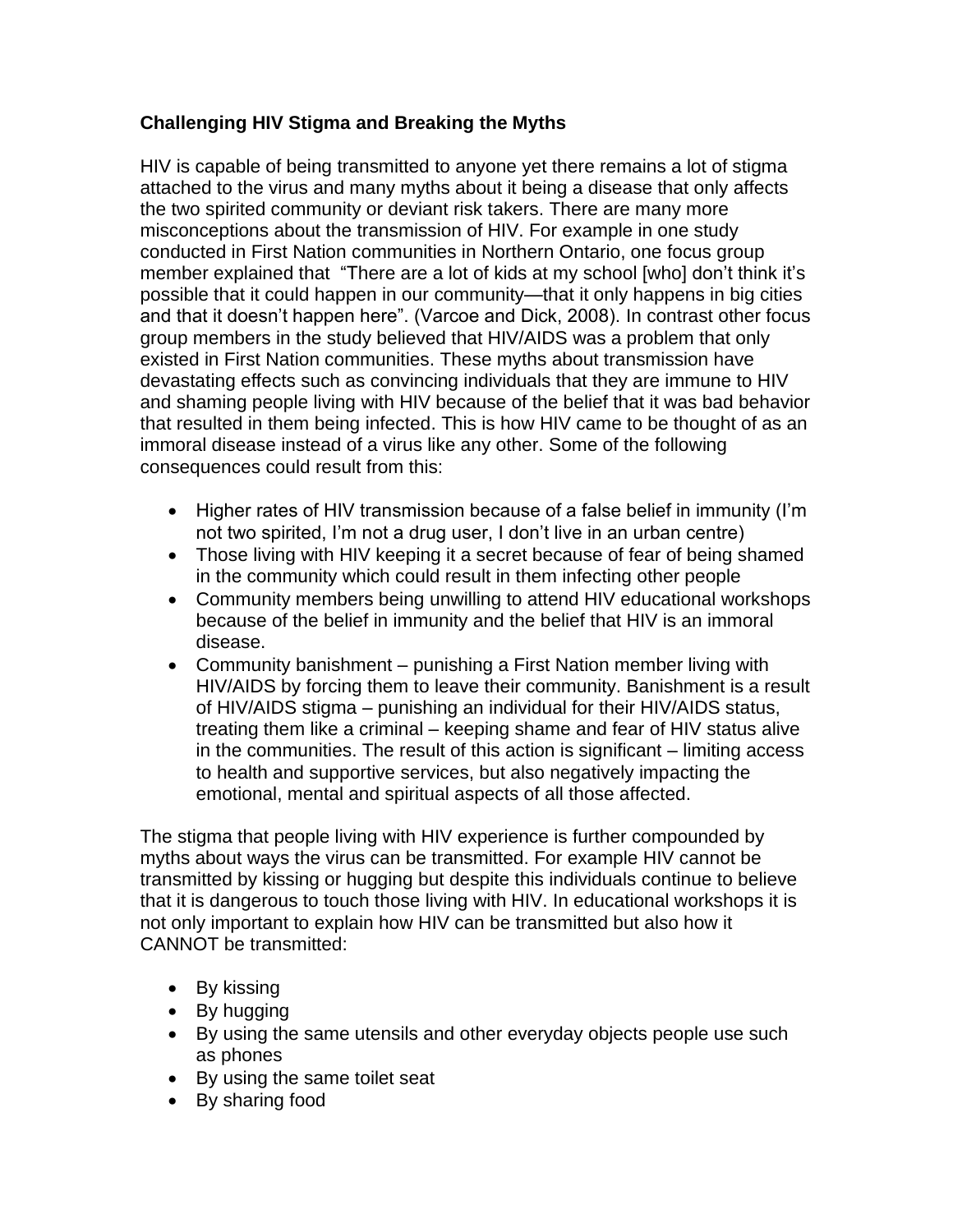**Challenging HIV Stigma and Breaking the Myths**

HIV is capable of being transmitted to anyone yet there remains a lot of stigma attached to the virus and many myths about it being a disease that only affects the two spirited community or deviant risk takers. There are many more misconceptions about the transmission of HIV. For example in one study conducted in First Nation communities in Northern Ontario, one focus group member explained that "There are a lot of kids at my school [who] don't think it's possible that it could happen in our community—that it only happens in big cities and that it doesn't happen here". (Varcoe and Dick, 2008). In contrast other focus group members in the study believed that HIV/AIDS was a problem that only existed in First Nation communities. These myths about transmission have devastating effects such as convincing individuals that they are immune to HIV and shaming people living with HIV because of the belief that it was bad behavior that resulted in them being infected. This is how HIV came to be thought of as an immoral disease instead of a virus like any other. Some of the following consequences could result from this:

- Higher rates of HIV transmission because of a false belief in immunity (I'm not two spirited, I'm not a drug user, I don't live in an urban centre)
- Those living with HIV keeping it a secret because of fear of being shamed in the community which could result in them infecting other people
- Community members being unwilling to attend HIV educational workshops because of the belief in immunity and the belief that HIV is an immoral disease.
- Community banishment – punishing a First Nation member living with HIV/AIDS by forcing them to leave their community. Banishment is a result of HIV/AIDS stigma – punishing an individual for their HIV/AIDS status, treating them like a criminal – keeping shame and fear of HIV status alive in the communities. The result of this action is significant – limiting access to health and supportive services, but also negatively impacting the emotional, mental and spiritual aspects of all those affected.

The stigma that people living with HIV experience is further compounded by myths about ways the virus can be transmitted. For example HIV cannot be transmitted by kissing or hugging but despite this individuals continue to believe that it is dangerous to touch those living with HIV. In educational workshops it is not only important to explain how HIV can be transmitted but also how it CANNOT be transmitted:

- By kissing
- By hugging
- By using the same utensils and other everyday objects people use such as phones
- By using the same toilet seat
- By sharing food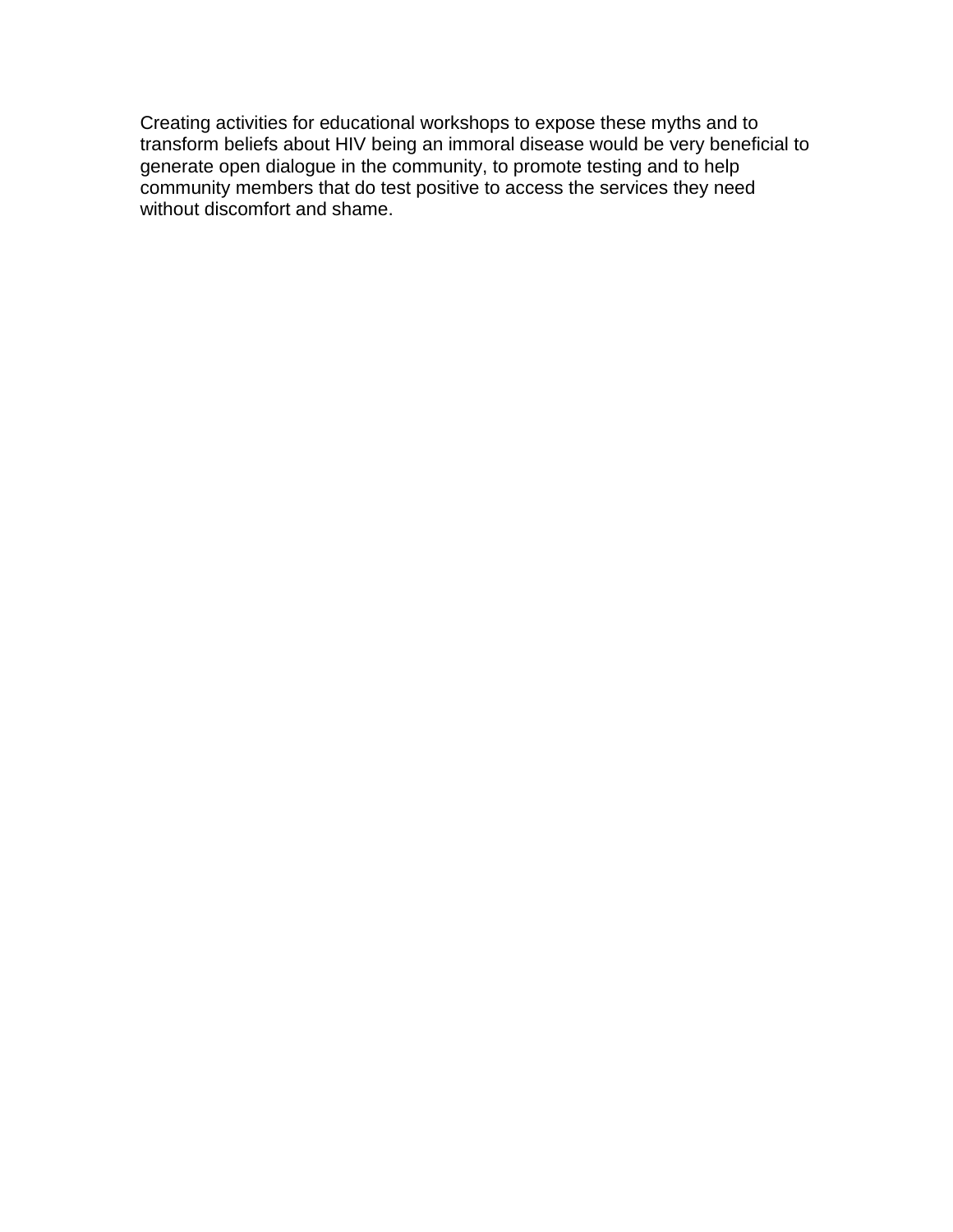Creating activities for educational workshops to expose these myths and to transform beliefs about HIV being an immoral disease would be very beneficial to generate open dialogue in the community, to promote testing and to help community members that do test positive to access the services they need without discomfort and shame.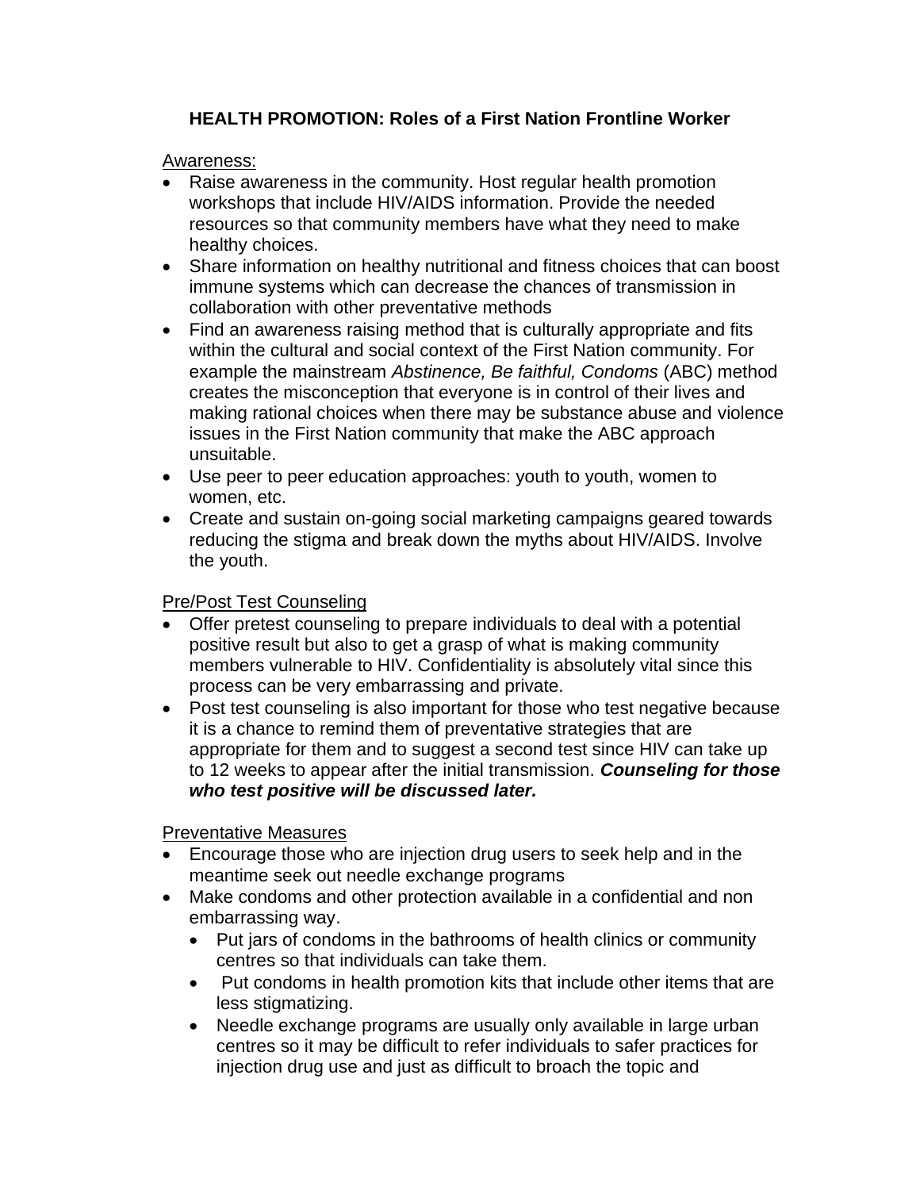## HEALTH PROMOTION: Roles of a First Nation Frontline Worker

Awareness:

- Raise awareness in the community. Host regular health promotion workshops that include HIV/AIDS information. Provide the needed resources so that community members have what they need to make healthy choices.
- Share information on healthy nutritional and fitness choices that can boost immune systems which can decrease the chances of transmission in collaboration with other preventative methods
- Find an awareness raising method that is culturally appropriate and fits within the cultural and social context of the First Nation community. For example the mainstream *Abstinence, Be faithful, Condoms* (ABC) method creates the misconception that everyone is in control of their lives and making rational choices when there may be substance abuse and violence issues in the First Nation community that make the ABC approach unsuitable.
- Use peer to peer education approaches: youth to youth, women to women, etc.
- Create and sustain on-going social marketing campaigns geared towards reducing the stigma and break down the myths about HIV/AIDS. Involve the youth.

Pre/Post Test Counseling

- Offer pretest counseling to prepare individuals to deal with a potential positive result but also to get a grasp of what is making community members vulnerable to HIV. Confidentiality is absolutely vital since this process can be very embarrassing and private.
- Post test counseling is also important for those who test negative because it is a chance to remind them of preventative strategies that are appropriate for them and to suggest a second test since HIV can take up to 12 weeks to appear after the initial transmission. ***Counseling for those who test positive will be discussed later.***

Preventative Measures

- Encourage those who are injection drug users to seek help and in the meantime seek out needle exchange programs
- Make condoms and other protection available in a confidential and non embarrassing way.
  - Put jars of condoms in the bathrooms of health clinics or community centres so that individuals can take them.
  - Put condoms in health promotion kits that include other items that are less stigmatizing.
  - Needle exchange programs are usually only available in large urban centres so it may be difficult to refer individuals to safer practices for injection drug use and just as difficult to broach the topic and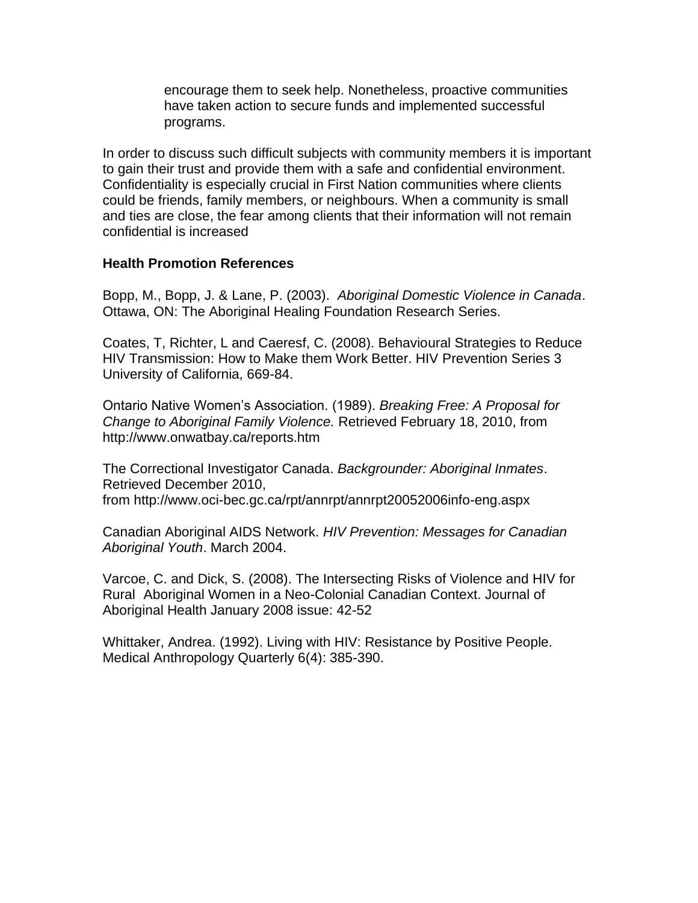> encourage them to seek help. Nonetheless, proactive communities have taken action to secure funds and implemented successful programs.

In order to discuss such difficult subjects with community members it is important to gain their trust and provide them with a safe and confidential environment. Confidentiality is especially crucial in First Nation communities where clients could be friends, family members, or neighbours. When a community is small and ties are close, the fear among clients that their information will not remain confidential is increased

**Health Promotion References**

Bopp, M., Bopp, J. & Lane, P. (2003). *Aboriginal Domestic Violence in Canada*. Ottawa, ON: The Aboriginal Healing Foundation Research Series.

Coates, T, Richter, L and Caeresf, C. (2008). Behavioural Strategies to Reduce HIV Transmission: How to Make them Work Better. HIV Prevention Series 3 University of California, 669-84.

Ontario Native Women's Association. (1989). *Breaking Free: A Proposal for Change to Aboriginal Family Violence.* Retrieved February 18, 2010, from http://www.onwatbay.ca/reports.htm

The Correctional Investigator Canada. *Backgrounder: Aboriginal Inmates*. Retrieved December 2010, from http://www.oci-bec.gc.ca/rpt/annrpt/annrpt20052006info-eng.aspx

Canadian Aboriginal AIDS Network. *HIV Prevention: Messages for Canadian Aboriginal Youth*. March 2004.

Varcoe, C. and Dick, S. (2008). The Intersecting Risks of Violence and HIV for Rural Aboriginal Women in a Neo-Colonial Canadian Context. Journal of Aboriginal Health January 2008 issue: 42-52

Whittaker, Andrea. (1992). Living with HIV: Resistance by Positive People. Medical Anthropology Quarterly 6(4): 385-390.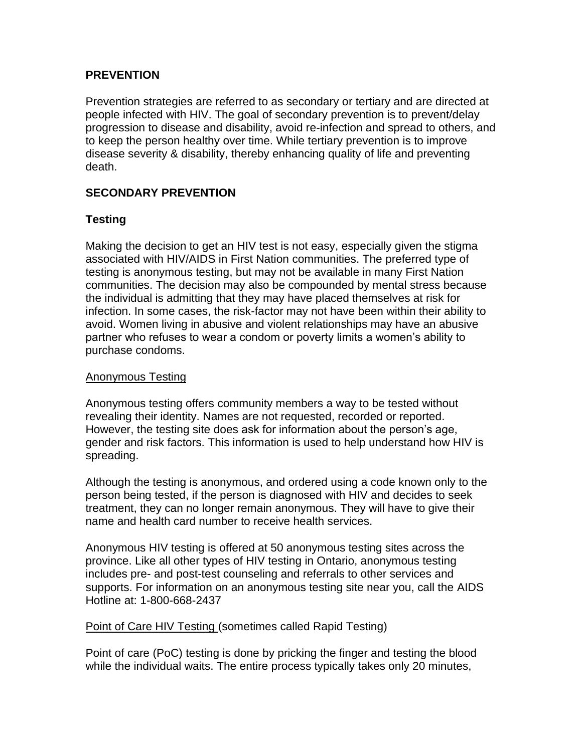## PREVENTION

Prevention strategies are referred to as secondary or tertiary and are directed at people infected with HIV. The goal of secondary prevention is to prevent/delay progression to disease and disability, avoid re-infection and spread to others, and to keep the person healthy over time. While tertiary prevention is to improve disease severity & disability, thereby enhancing quality of life and preventing death.

## SECONDARY PREVENTION

### Testing

Making the decision to get an HIV test is not easy, especially given the stigma associated with HIV/AIDS in First Nation communities. The preferred type of testing is anonymous testing, but may not be available in many First Nation communities. The decision may also be compounded by mental stress because the individual is admitting that they may have placed themselves at risk for infection. In some cases, the risk-factor may not have been within their ability to avoid. Women living in abusive and violent relationships may have an abusive partner who refuses to wear a condom or poverty limits a women's ability to purchase condoms.

<u>Anonymous Testing</u>

Anonymous testing offers community members a way to be tested without revealing their identity. Names are not requested, recorded or reported. However, the testing site does ask for information about the person's age, gender and risk factors. This information is used to help understand how HIV is spreading.

Although the testing is anonymous, and ordered using a code known only to the person being tested, if the person is diagnosed with HIV and decides to seek treatment, they can no longer remain anonymous. They will have to give their name and health card number to receive health services.

Anonymous HIV testing is offered at 50 anonymous testing sites across the province. Like all other types of HIV testing in Ontario, anonymous testing includes pre- and post-test counseling and referrals to other services and supports. For information on an anonymous testing site near you, call the AIDS Hotline at: 1-800-668-2437

<u>Point of Care HIV Testing</u> (sometimes called Rapid Testing)

Point of care (PoC) testing is done by pricking the finger and testing the blood while the individual waits. The entire process typically takes only 20 minutes,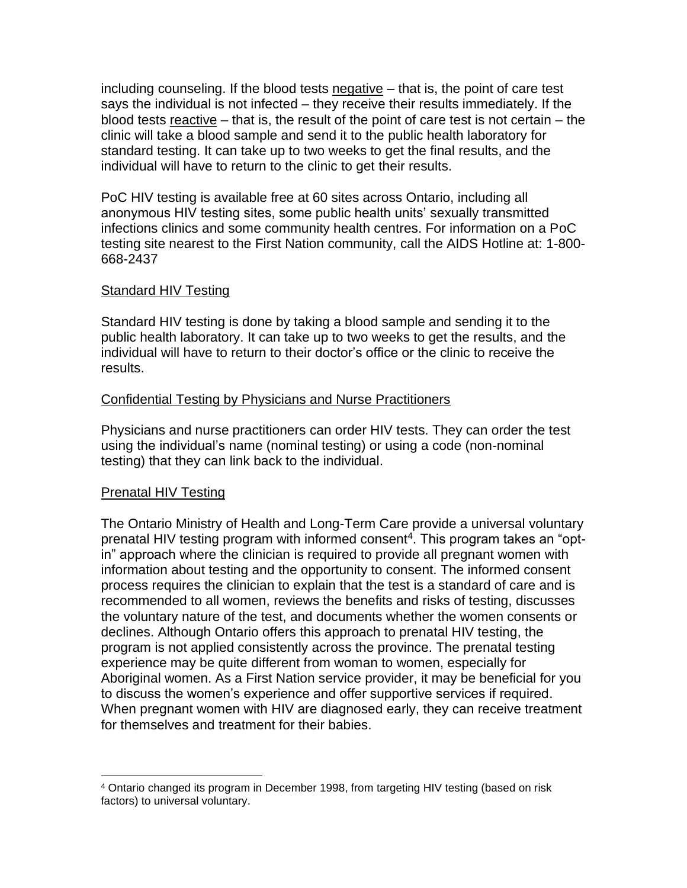including counseling. If the blood tests negative – that is, the point of care test says the individual is not infected – they receive their results immediately. If the blood tests reactive – that is, the result of the point of care test is not certain – the clinic will take a blood sample and send it to the public health laboratory for standard testing. It can take up to two weeks to get the final results, and the individual will have to return to the clinic to get their results.

PoC HIV testing is available free at 60 sites across Ontario, including all anonymous HIV testing sites, some public health units' sexually transmitted infections clinics and some community health centres. For information on a PoC testing site nearest to the First Nation community, call the AIDS Hotline at: 1-800-668-2437

### Standard HIV Testing

Standard HIV testing is done by taking a blood sample and sending it to the public health laboratory. It can take up to two weeks to get the results, and the individual will have to return to their doctor's office or the clinic to receive the results.

### Confidential Testing by Physicians and Nurse Practitioners

Physicians and nurse practitioners can order HIV tests. They can order the test using the individual's name (nominal testing) or using a code (non-nominal testing) that they can link back to the individual.

### Prenatal HIV Testing

The Ontario Ministry of Health and Long-Term Care provide a universal voluntary prenatal HIV testing program with informed consent[4]. This program takes an "opt-in" approach where the clinician is required to provide all pregnant women with information about testing and the opportunity to consent. The informed consent process requires the clinician to explain that the test is a standard of care and is recommended to all women, reviews the benefits and risks of testing, discusses the voluntary nature of the test, and documents whether the women consents or declines. Although Ontario offers this approach to prenatal HIV testing, the program is not applied consistently across the province. The prenatal testing experience may be quite different from woman to women, especially for Aboriginal women. As a First Nation service provider, it may be beneficial for you to discuss the women's experience and offer supportive services if required. When pregnant women with HIV are diagnosed early, they can receive treatment for themselves and treatment for their babies.

---

[4] Ontario changed its program in December 1998, from targeting HIV testing (based on risk factors) to universal voluntary.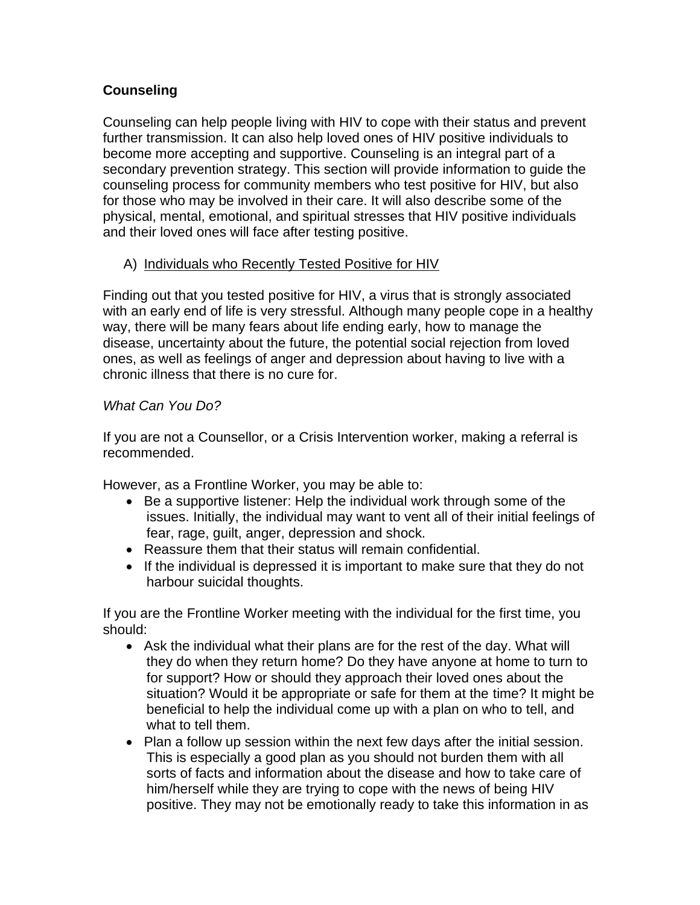**Counseling**

Counseling can help people living with HIV to cope with their status and prevent further transmission. It can also help loved ones of HIV positive individuals to become more accepting and supportive. Counseling is an integral part of a secondary prevention strategy. This section will provide information to guide the counseling process for community members who test positive for HIV, but also for those who may be involved in their care. It will also describe some of the physical, mental, emotional, and spiritual stresses that HIV positive individuals and their loved ones will face after testing positive.

A) <u>Individuals who Recently Tested Positive for HIV</u>

Finding out that you tested positive for HIV, a virus that is strongly associated with an early end of life is very stressful. Although many people cope in a healthy way, there will be many fears about life ending early, how to manage the disease, uncertainty about the future, the potential social rejection from loved ones, as well as feelings of anger and depression about having to live with a chronic illness that there is no cure for.

*What Can You Do?*

If you are not a Counsellor, or a Crisis Intervention worker, making a referral is recommended.

However, as a Frontline Worker, you may be able to:

- Be a supportive listener: Help the individual work through some of the issues. Initially, the individual may want to vent all of their initial feelings of fear, rage, guilt, anger, depression and shock.
- Reassure them that their status will remain confidential.
- If the individual is depressed it is important to make sure that they do not harbour suicidal thoughts.

If you are the Frontline Worker meeting with the individual for the first time, you should:

- Ask the individual what their plans are for the rest of the day. What will they do when they return home? Do they have anyone at home to turn to for support? How or should they approach their loved ones about the situation? Would it be appropriate or safe for them at the time? It might be beneficial to help the individual come up with a plan on who to tell, and what to tell them.
- Plan a follow up session within the next few days after the initial session. This is especially a good plan as you should not burden them with all sorts of facts and information about the disease and how to take care of him/herself while they are trying to cope with the news of being HIV positive. They may not be emotionally ready to take this information in as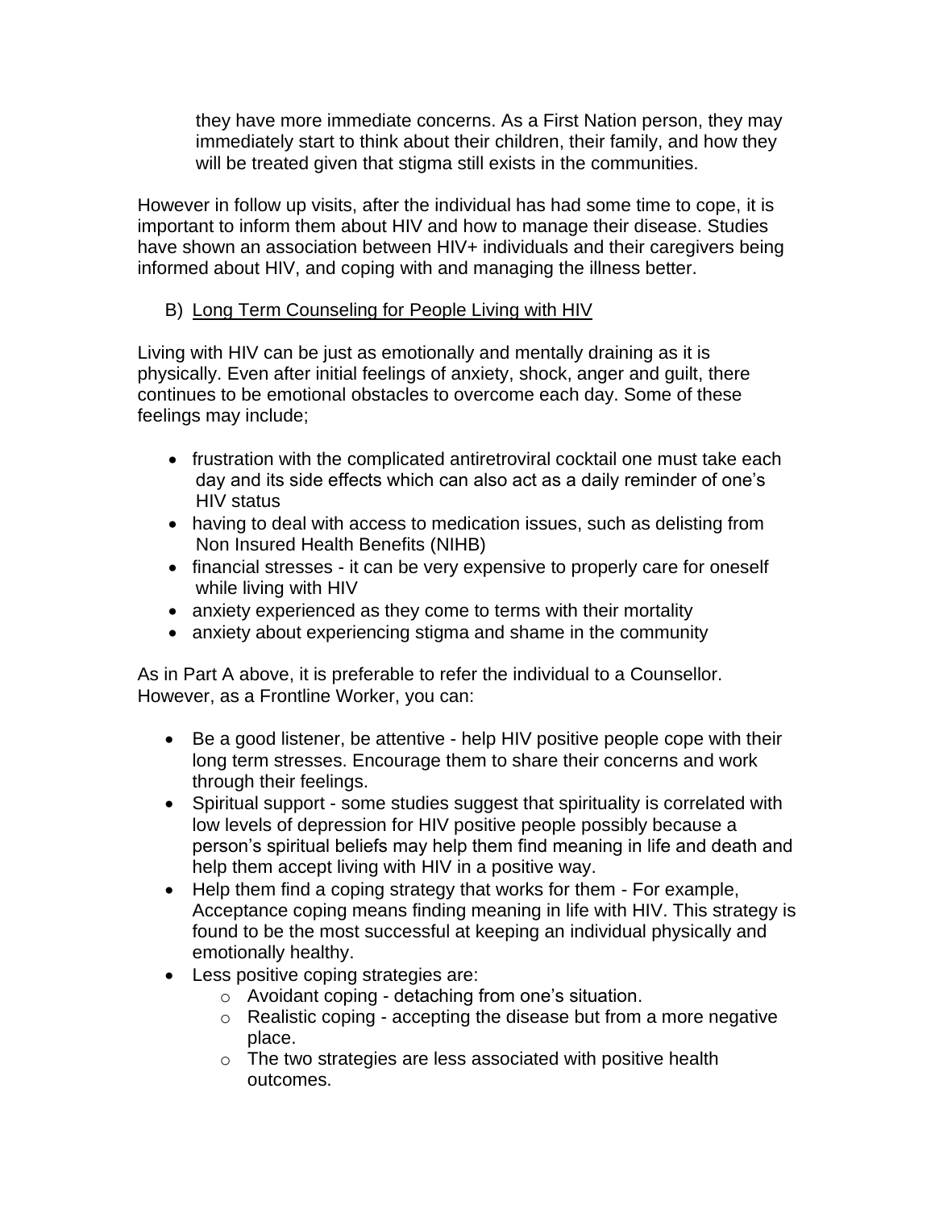they have more immediate concerns. As a First Nation person, they may immediately start to think about their children, their family, and how they will be treated given that stigma still exists in the communities.

However in follow up visits, after the individual has had some time to cope, it is important to inform them about HIV and how to manage their disease. Studies have shown an association between HIV+ individuals and their caregivers being informed about HIV, and coping with and managing the illness better.

B) <u>Long Term Counseling for People Living with HIV</u>

Living with HIV can be just as emotionally and mentally draining as it is physically. Even after initial feelings of anxiety, shock, anger and guilt, there continues to be emotional obstacles to overcome each day. Some of these feelings may include;

- frustration with the complicated antiretroviral cocktail one must take each day and its side effects which can also act as a daily reminder of one's HIV status
- having to deal with access to medication issues, such as delisting from Non Insured Health Benefits (NIHB)
- financial stresses - it can be very expensive to properly care for oneself while living with HIV
- anxiety experienced as they come to terms with their mortality
- anxiety about experiencing stigma and shame in the community

As in Part A above, it is preferable to refer the individual to a Counsellor. However, as a Frontline Worker, you can:

- Be a good listener, be attentive - help HIV positive people cope with their long term stresses. Encourage them to share their concerns and work through their feelings.
- Spiritual support - some studies suggest that spirituality is correlated with low levels of depression for HIV positive people possibly because a person's spiritual beliefs may help them find meaning in life and death and help them accept living with HIV in a positive way.
- Help them find a coping strategy that works for them - For example, Acceptance coping means finding meaning in life with HIV. This strategy is found to be the most successful at keeping an individual physically and emotionally healthy.
- Less positive coping strategies are:
  - Avoidant coping - detaching from one's situation.
  - Realistic coping - accepting the disease but from a more negative place.
  - The two strategies are less associated with positive health outcomes.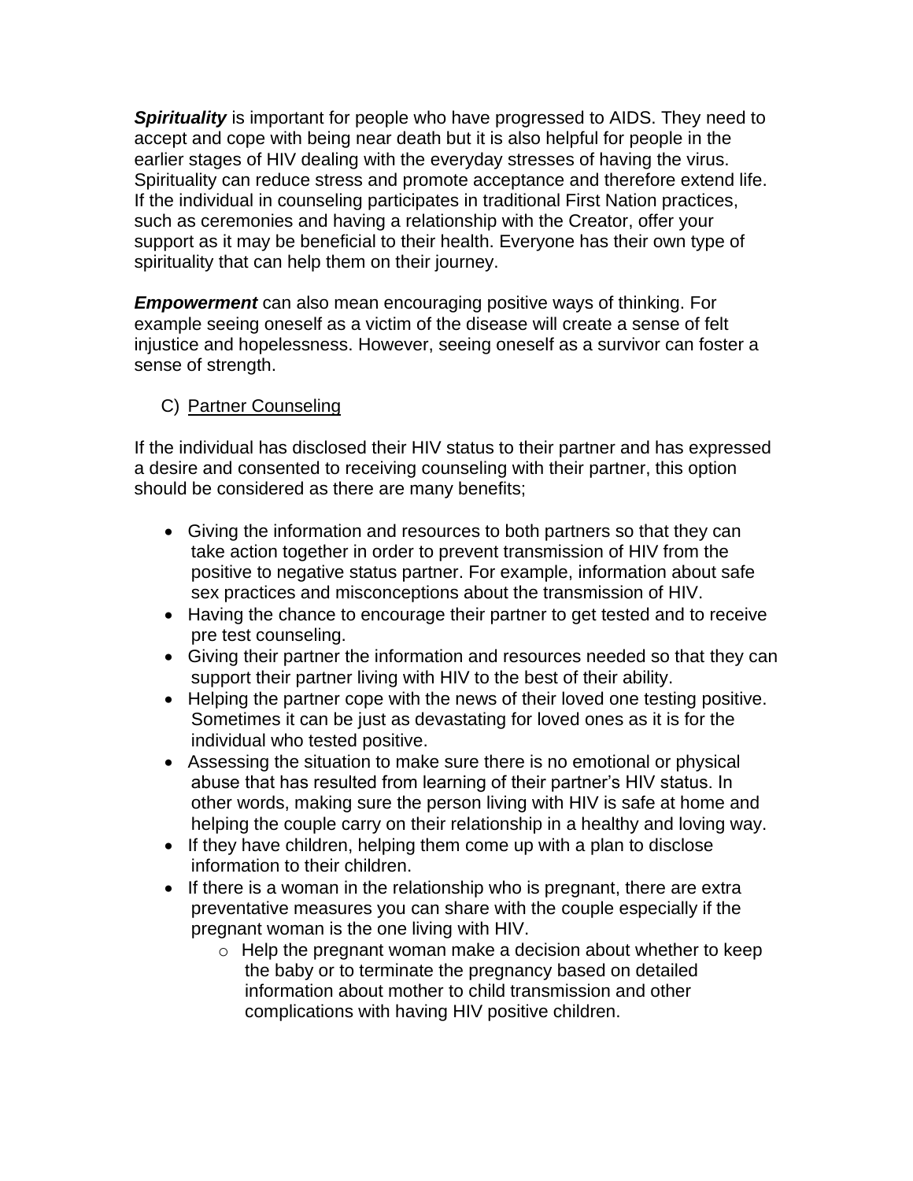***Spirituality*** is important for people who have progressed to AIDS. They need to accept and cope with being near death but it is also helpful for people in the earlier stages of HIV dealing with the everyday stresses of having the virus. Spirituality can reduce stress and promote acceptance and therefore extend life. If the individual in counseling participates in traditional First Nation practices, such as ceremonies and having a relationship with the Creator, offer your support as it may be beneficial to their health. Everyone has their own type of spirituality that can help them on their journey.

***Empowerment*** can also mean encouraging positive ways of thinking. For example seeing oneself as a victim of the disease will create a sense of felt injustice and hopelessness. However, seeing oneself as a survivor can foster a sense of strength.

C) <u>Partner Counseling</u>

If the individual has disclosed their HIV status to their partner and has expressed a desire and consented to receiving counseling with their partner, this option should be considered as there are many benefits;

- Giving the information and resources to both partners so that they can take action together in order to prevent transmission of HIV from the positive to negative status partner. For example, information about safe sex practices and misconceptions about the transmission of HIV.
- Having the chance to encourage their partner to get tested and to receive pre test counseling.
- Giving their partner the information and resources needed so that they can support their partner living with HIV to the best of their ability.
- Helping the partner cope with the news of their loved one testing positive. Sometimes it can be just as devastating for loved ones as it is for the individual who tested positive.
- Assessing the situation to make sure there is no emotional or physical abuse that has resulted from learning of their partner's HIV status. In other words, making sure the person living with HIV is safe at home and helping the couple carry on their relationship in a healthy and loving way.
- If they have children, helping them come up with a plan to disclose information to their children.
- If there is a woman in the relationship who is pregnant, there are extra preventative measures you can share with the couple especially if the pregnant woman is the one living with HIV.
    - Help the pregnant woman make a decision about whether to keep the baby or to terminate the pregnancy based on detailed information about mother to child transmission and other complications with having HIV positive children.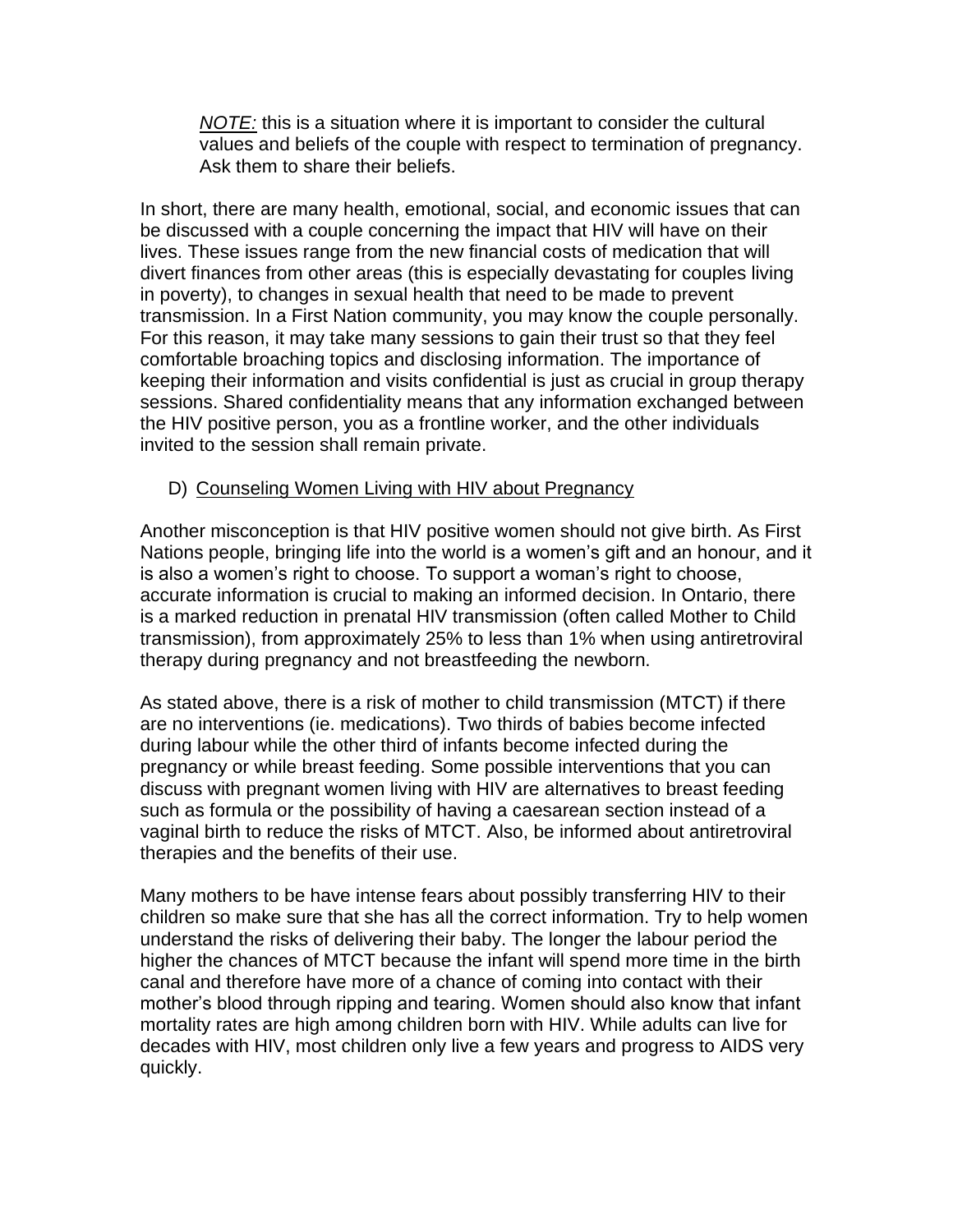> *NOTE:* this is a situation where it is important to consider the cultural values and beliefs of the couple with respect to termination of pregnancy. Ask them to share their beliefs.

In short, there are many health, emotional, social, and economic issues that can be discussed with a couple concerning the impact that HIV will have on their lives. These issues range from the new financial costs of medication that will divert finances from other areas (this is especially devastating for couples living in poverty), to changes in sexual health that need to be made to prevent transmission. In a First Nation community, you may know the couple personally. For this reason, it may take many sessions to gain their trust so that they feel comfortable broaching topics and disclosing information. The importance of keeping their information and visits confidential is just as crucial in group therapy sessions. Shared confidentiality means that any information exchanged between the HIV positive person, you as a frontline worker, and the other individuals invited to the session shall remain private.

### D) Counseling Women Living with HIV about Pregnancy

Another misconception is that HIV positive women should not give birth. As First Nations people, bringing life into the world is a women's gift and an honour, and it is also a women's right to choose. To support a woman's right to choose, accurate information is crucial to making an informed decision. In Ontario, there is a marked reduction in prenatal HIV transmission (often called Mother to Child transmission), from approximately 25% to less than 1% when using antiretroviral therapy during pregnancy and not breastfeeding the newborn.

As stated above, there is a risk of mother to child transmission (MTCT) if there are no interventions (ie. medications). Two thirds of babies become infected during labour while the other third of infants become infected during the pregnancy or while breast feeding. Some possible interventions that you can discuss with pregnant women living with HIV are alternatives to breast feeding such as formula or the possibility of having a caesarean section instead of a vaginal birth to reduce the risks of MTCT. Also, be informed about antiretroviral therapies and the benefits of their use.

Many mothers to be have intense fears about possibly transferring HIV to their children so make sure that she has all the correct information. Try to help women understand the risks of delivering their baby. The longer the labour period the higher the chances of MTCT because the infant will spend more time in the birth canal and therefore have more of a chance of coming into contact with their mother's blood through ripping and tearing. Women should also know that infant mortality rates are high among children born with HIV. While adults can live for decades with HIV, most children only live a few years and progress to AIDS very quickly.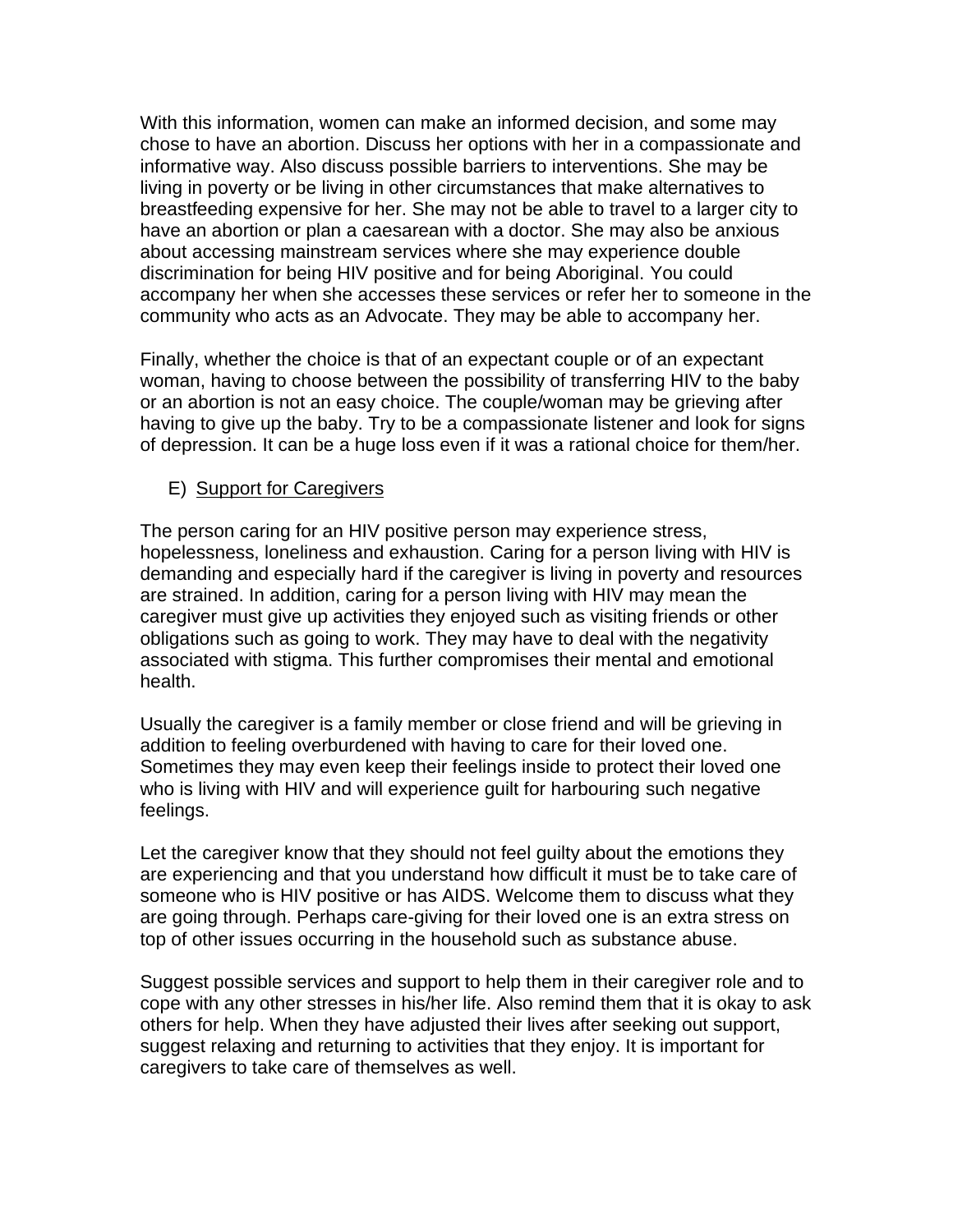With this information, women can make an informed decision, and some may chose to have an abortion. Discuss her options with her in a compassionate and informative way. Also discuss possible barriers to interventions. She may be living in poverty or be living in other circumstances that make alternatives to breastfeeding expensive for her. She may not be able to travel to a larger city to have an abortion or plan a caesarean with a doctor. She may also be anxious about accessing mainstream services where she may experience double discrimination for being HIV positive and for being Aboriginal. You could accompany her when she accesses these services or refer her to someone in the community who acts as an Advocate. They may be able to accompany her.

Finally, whether the choice is that of an expectant couple or of an expectant woman, having to choose between the possibility of transferring HIV to the baby or an abortion is not an easy choice. The couple/woman may be grieving after having to give up the baby. Try to be a compassionate listener and look for signs of depression. It can be a huge loss even if it was a rational choice for them/her.

### E) Support for Caregivers

The person caring for an HIV positive person may experience stress, hopelessness, loneliness and exhaustion. Caring for a person living with HIV is demanding and especially hard if the caregiver is living in poverty and resources are strained. In addition, caring for a person living with HIV may mean the caregiver must give up activities they enjoyed such as visiting friends or other obligations such as going to work. They may have to deal with the negativity associated with stigma. This further compromises their mental and emotional health.

Usually the caregiver is a family member or close friend and will be grieving in addition to feeling overburdened with having to care for their loved one. Sometimes they may even keep their feelings inside to protect their loved one who is living with HIV and will experience guilt for harbouring such negative feelings.

Let the caregiver know that they should not feel guilty about the emotions they are experiencing and that you understand how difficult it must be to take care of someone who is HIV positive or has AIDS. Welcome them to discuss what they are going through. Perhaps care-giving for their loved one is an extra stress on top of other issues occurring in the household such as substance abuse.

Suggest possible services and support to help them in their caregiver role and to cope with any other stresses in his/her life. Also remind them that it is okay to ask others for help. When they have adjusted their lives after seeking out support, suggest relaxing and returning to activities that they enjoy. It is important for caregivers to take care of themselves as well.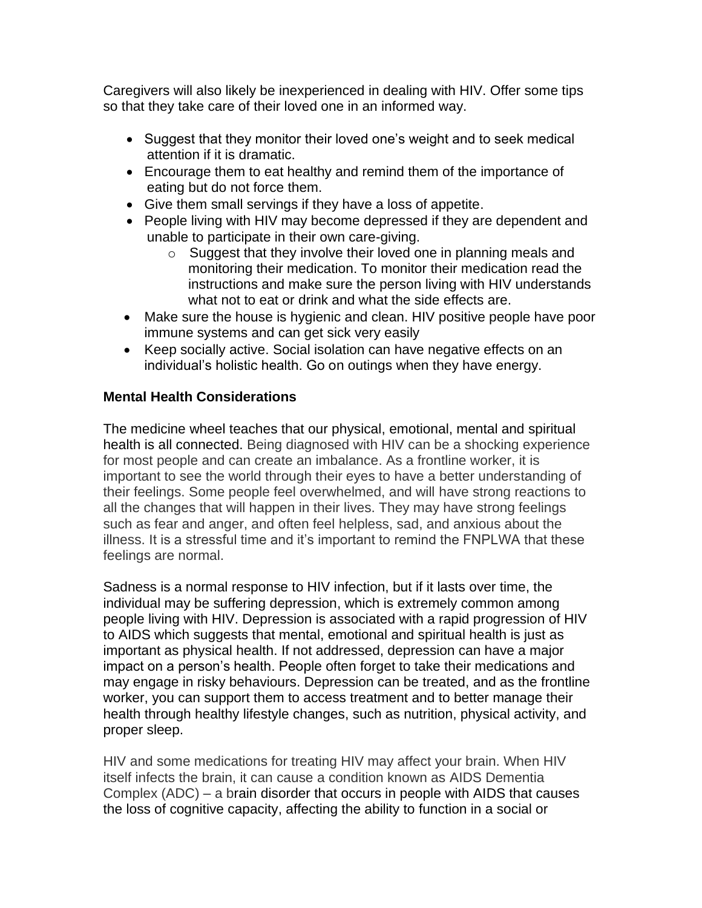Caregivers will also likely be inexperienced in dealing with HIV. Offer some tips so that they take care of their loved one in an informed way.

- Suggest that they monitor their loved one's weight and to seek medical attention if it is dramatic.
- Encourage them to eat healthy and remind them of the importance of eating but do not force them.
- Give them small servings if they have a loss of appetite.
- People living with HIV may become depressed if they are dependent and unable to participate in their own care-giving.
    - Suggest that they involve their loved one in planning meals and monitoring their medication. To monitor their medication read the instructions and make sure the person living with HIV understands what not to eat or drink and what the side effects are.
- Make sure the house is hygienic and clean. HIV positive people have poor immune systems and can get sick very easily
- Keep socially active. Social isolation can have negative effects on an individual's holistic health. Go on outings when they have energy.

### Mental Health Considerations

The medicine wheel teaches that our physical, emotional, mental and spiritual health is all connected. Being diagnosed with HIV can be a shocking experience for most people and can create an imbalance. As a frontline worker, it is important to see the world through their eyes to have a better understanding of their feelings. Some people feel overwhelmed, and will have strong reactions to all the changes that will happen in their lives. They may have strong feelings such as fear and anger, and often feel helpless, sad, and anxious about the illness. It is a stressful time and it's important to remind the FNPLWA that these feelings are normal.

Sadness is a normal response to HIV infection, but if it lasts over time, the individual may be suffering depression, which is extremely common among people living with HIV. Depression is associated with a rapid progression of HIV to AIDS which suggests that mental, emotional and spiritual health is just as important as physical health. If not addressed, depression can have a major impact on a person's health. People often forget to take their medications and may engage in risky behaviours. Depression can be treated, and as the frontline worker, you can support them to access treatment and to better manage their health through healthy lifestyle changes, such as nutrition, physical activity, and proper sleep.

HIV and some medications for treating HIV may affect your brain. When HIV itself infects the brain, it can cause a condition known as AIDS Dementia Complex (ADC) – a brain disorder that occurs in people with AIDS that causes the loss of cognitive capacity, affecting the ability to function in a social or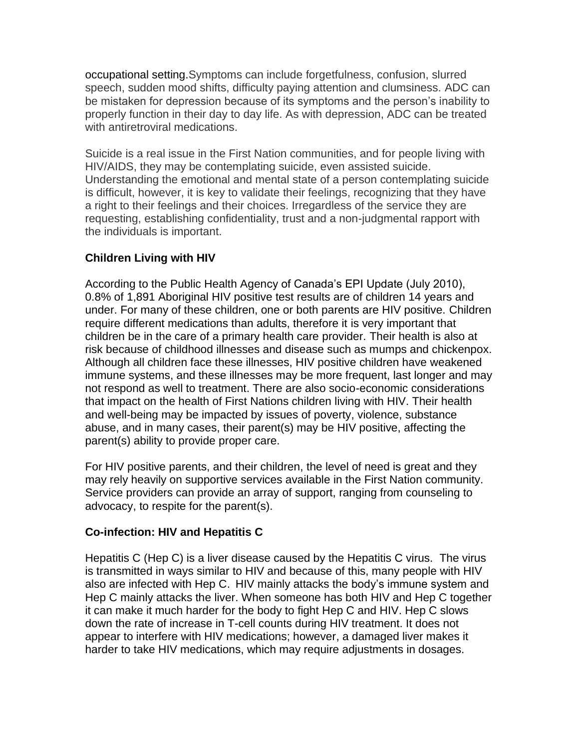occupational setting.Symptoms can include forgetfulness, confusion, slurred speech, sudden mood shifts, difficulty paying attention and clumsiness. ADC can be mistaken for depression because of its symptoms and the person's inability to properly function in their day to day life. As with depression, ADC can be treated with antiretroviral medications.

Suicide is a real issue in the First Nation communities, and for people living with HIV/AIDS, they may be contemplating suicide, even assisted suicide. Understanding the emotional and mental state of a person contemplating suicide is difficult, however, it is key to validate their feelings, recognizing that they have a right to their feelings and their choices. Irregardless of the service they are requesting, establishing confidentiality, trust and a non-judgmental rapport with the individuals is important.

**Children Living with HIV**

According to the Public Health Agency of Canada's EPI Update (July 2010), 0.8% of 1,891 Aboriginal HIV positive test results are of children 14 years and under. For many of these children, one or both parents are HIV positive. Children require different medications than adults, therefore it is very important that children be in the care of a primary health care provider. Their health is also at risk because of childhood illnesses and disease such as mumps and chickenpox. Although all children face these illnesses, HIV positive children have weakened immune systems, and these illnesses may be more frequent, last longer and may not respond as well to treatment. There are also socio-economic considerations that impact on the health of First Nations children living with HIV. Their health and well-being may be impacted by issues of poverty, violence, substance abuse, and in many cases, their parent(s) may be HIV positive, affecting the parent(s) ability to provide proper care.

For HIV positive parents, and their children, the level of need is great and they may rely heavily on supportive services available in the First Nation community. Service providers can provide an array of support, ranging from counseling to advocacy, to respite for the parent(s).

**Co-infection: HIV and Hepatitis C**

Hepatitis C (Hep C) is a liver disease caused by the Hepatitis C virus. The virus is transmitted in ways similar to HIV and because of this, many people with HIV also are infected with Hep C. HIV mainly attacks the body's immune system and Hep C mainly attacks the liver. When someone has both HIV and Hep C together it can make it much harder for the body to fight Hep C and HIV. Hep C slows down the rate of increase in T-cell counts during HIV treatment. It does not appear to interfere with HIV medications; however, a damaged liver makes it harder to take HIV medications, which may require adjustments in dosages.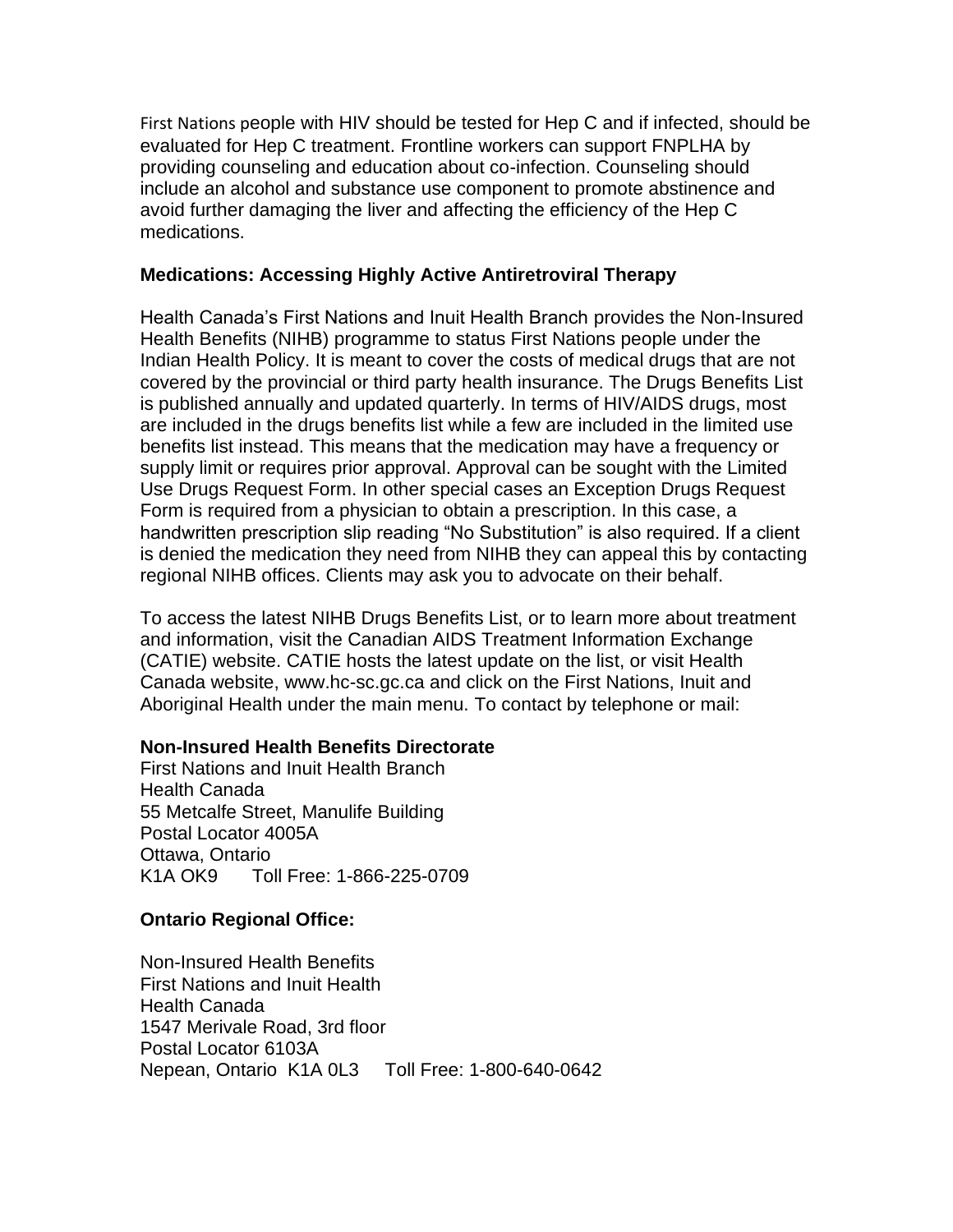First Nations people with HIV should be tested for Hep C and if infected, should be evaluated for Hep C treatment. Frontline workers can support FNPLHA by providing counseling and education about co-infection. Counseling should include an alcohol and substance use component to promote abstinence and avoid further damaging the liver and affecting the efficiency of the Hep C medications.

**Medications: Accessing Highly Active Antiretroviral Therapy**

Health Canada's First Nations and Inuit Health Branch provides the Non-Insured Health Benefits (NIHB) programme to status First Nations people under the Indian Health Policy. It is meant to cover the costs of medical drugs that are not covered by the provincial or third party health insurance. The Drugs Benefits List is published annually and updated quarterly. In terms of HIV/AIDS drugs, most are included in the drugs benefits list while a few are included in the limited use benefits list instead. This means that the medication may have a frequency or supply limit or requires prior approval. Approval can be sought with the Limited Use Drugs Request Form. In other special cases an Exception Drugs Request Form is required from a physician to obtain a prescription. In this case, a handwritten prescription slip reading "No Substitution" is also required. If a client is denied the medication they need from NIHB they can appeal this by contacting regional NIHB offices. Clients may ask you to advocate on their behalf.

To access the latest NIHB Drugs Benefits List, or to learn more about treatment and information, visit the Canadian AIDS Treatment Information Exchange (CATIE) website. CATIE hosts the latest update on the list, or visit Health Canada website, www.hc-sc.gc.ca and click on the First Nations, Inuit and Aboriginal Health under the main menu. To contact by telephone or mail:

**Non-Insured Health Benefits Directorate**
First Nations and Inuit Health Branch
Health Canada
55 Metcalfe Street, Manulife Building
Postal Locator 4005A
Ottawa, Ontario
K1A OK9 Toll Free: 1-866-225-0709

**Ontario Regional Office:**

Non-Insured Health Benefits
First Nations and Inuit Health
Health Canada
1547 Merivale Road, 3rd floor
Postal Locator 6103A
Nepean, Ontario K1A 0L3 Toll Free: 1-800-640-0642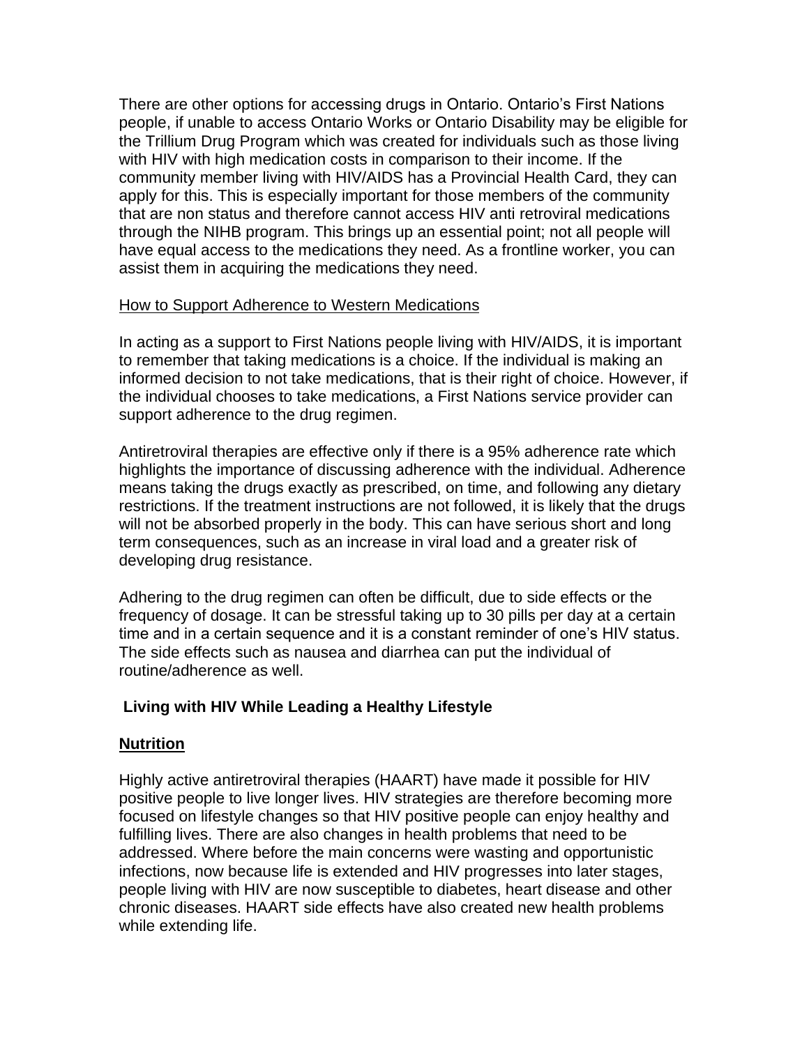There are other options for accessing drugs in Ontario. Ontario's First Nations people, if unable to access Ontario Works or Ontario Disability may be eligible for the Trillium Drug Program which was created for individuals such as those living with HIV with high medication costs in comparison to their income. If the community member living with HIV/AIDS has a Provincial Health Card, they can apply for this. This is especially important for those members of the community that are non status and therefore cannot access HIV anti retroviral medications through the NIHB program. This brings up an essential point; not all people will have equal access to the medications they need. As a frontline worker, you can assist them in acquiring the medications they need.

<u>How to Support Adherence to Western Medications</u>

In acting as a support to First Nations people living with HIV/AIDS, it is important to remember that taking medications is a choice. If the individual is making an informed decision to not take medications, that is their right of choice. However, if the individual chooses to take medications, a First Nations service provider can support adherence to the drug regimen.

Antiretroviral therapies are effective only if there is a 95% adherence rate which highlights the importance of discussing adherence with the individual. Adherence means taking the drugs exactly as prescribed, on time, and following any dietary restrictions. If the treatment instructions are not followed, it is likely that the drugs will not be absorbed properly in the body. This can have serious short and long term consequences, such as an increase in viral load and a greater risk of developing drug resistance.

Adhering to the drug regimen can often be difficult, due to side effects or the frequency of dosage. It can be stressful taking up to 30 pills per day at a certain time and in a certain sequence and it is a constant reminder of one's HIV status. The side effects such as nausea and diarrhea can put the individual of routine/adherence as well.

## Living with HIV While Leading a Healthy Lifestyle

### Nutrition

Highly active antiretroviral therapies (HAART) have made it possible for HIV positive people to live longer lives. HIV strategies are therefore becoming more focused on lifestyle changes so that HIV positive people can enjoy healthy and fulfilling lives. There are also changes in health problems that need to be addressed. Where before the main concerns were wasting and opportunistic infections, now because life is extended and HIV progresses into later stages, people living with HIV are now susceptible to diabetes, heart disease and other chronic diseases. HAART side effects have also created new health problems while extending life.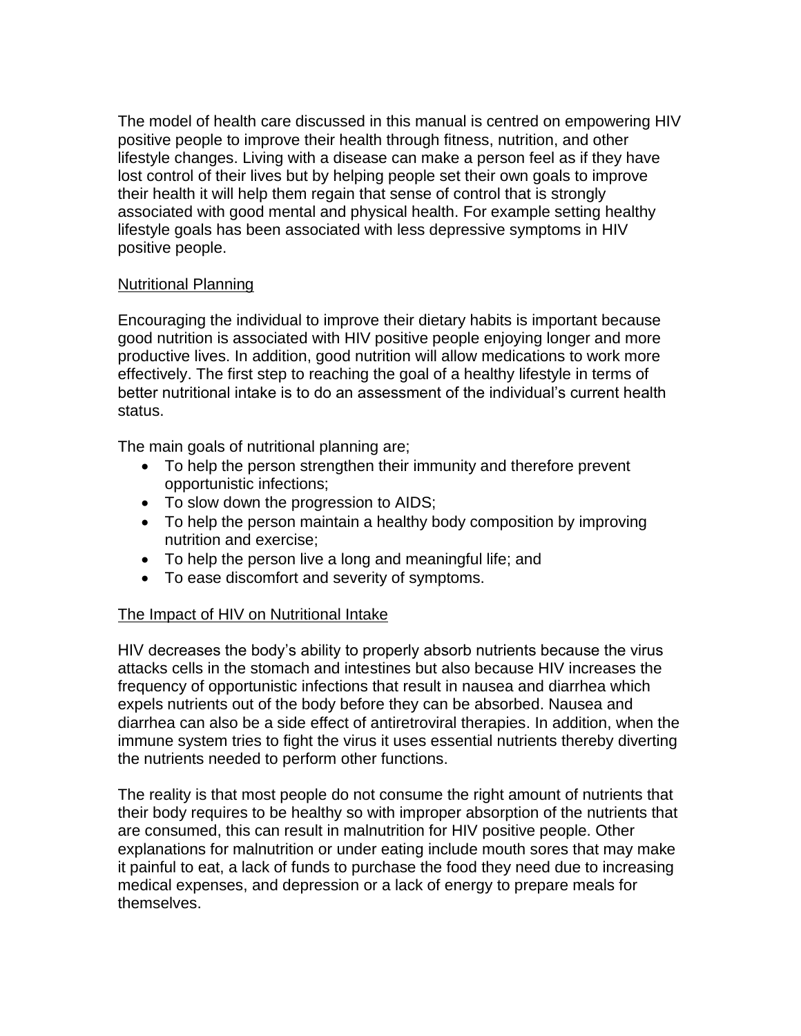The model of health care discussed in this manual is centred on empowering HIV positive people to improve their health through fitness, nutrition, and other lifestyle changes. Living with a disease can make a person feel as if they have lost control of their lives but by helping people set their own goals to improve their health it will help them regain that sense of control that is strongly associated with good mental and physical health. For example setting healthy lifestyle goals has been associated with less depressive symptoms in HIV positive people.

## Nutritional Planning

Encouraging the individual to improve their dietary habits is important because good nutrition is associated with HIV positive people enjoying longer and more productive lives. In addition, good nutrition will allow medications to work more effectively. The first step to reaching the goal of a healthy lifestyle in terms of better nutritional intake is to do an assessment of the individual's current health status.

The main goals of nutritional planning are;

- To help the person strengthen their immunity and therefore prevent opportunistic infections;
- To slow down the progression to AIDS;
- To help the person maintain a healthy body composition by improving nutrition and exercise;
- To help the person live a long and meaningful life; and
- To ease discomfort and severity of symptoms.

## The Impact of HIV on Nutritional Intake

HIV decreases the body's ability to properly absorb nutrients because the virus attacks cells in the stomach and intestines but also because HIV increases the frequency of opportunistic infections that result in nausea and diarrhea which expels nutrients out of the body before they can be absorbed. Nausea and diarrhea can also be a side effect of antiretroviral therapies. In addition, when the immune system tries to fight the virus it uses essential nutrients thereby diverting the nutrients needed to perform other functions.

The reality is that most people do not consume the right amount of nutrients that their body requires to be healthy so with improper absorption of the nutrients that are consumed, this can result in malnutrition for HIV positive people. Other explanations for malnutrition or under eating include mouth sores that may make it painful to eat, a lack of funds to purchase the food they need due to increasing medical expenses, and depression or a lack of energy to prepare meals for themselves.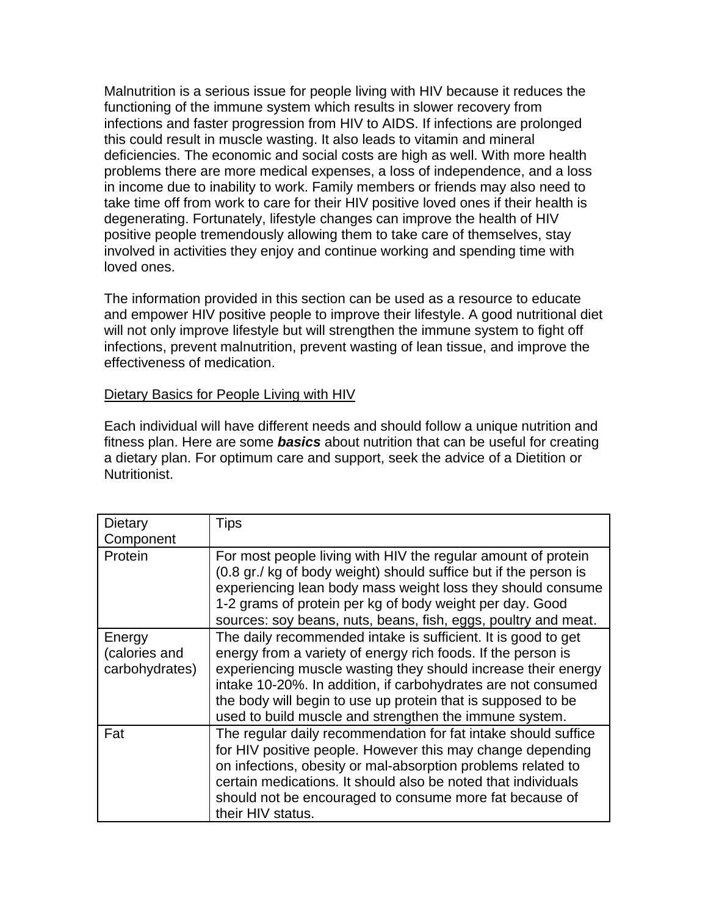Malnutrition is a serious issue for people living with HIV because it reduces the functioning of the immune system which results in slower recovery from infections and faster progression from HIV to AIDS. If infections are prolonged this could result in muscle wasting. It also leads to vitamin and mineral deficiencies. The economic and social costs are high as well. With more health problems there are more medical expenses, a loss of independence, and a loss in income due to inability to work. Family members or friends may also need to take time off from work to care for their HIV positive loved ones if their health is degenerating. Fortunately, lifestyle changes can improve the health of HIV positive people tremendously allowing them to take care of themselves, stay involved in activities they enjoy and continue working and spending time with loved ones.

The information provided in this section can be used as a resource to educate and empower HIV positive people to improve their lifestyle. A good nutritional diet will not only improve lifestyle but will strengthen the immune system to fight off infections, prevent malnutrition, prevent wasting of lean tissue, and improve the effectiveness of medication.

<u>Dietary Basics for People Living with HIV</u>

Each individual will have different needs and should follow a unique nutrition and fitness plan. Here are some ***basics*** about nutrition that can be useful for creating a dietary plan. For optimum care and support, seek the advice of a Dietition or Nutritionist.

| Dietary Component | Tips |
|---|---|
| Protein | For most people living with HIV the regular amount of protein (0.8 gr./ kg of body weight) should suffice but if the person is experiencing lean body mass weight loss they should consume 1-2 grams of protein per kg of body weight per day. Good sources: soy beans, nuts, beans, fish, eggs, poultry and meat. |
| Energy (calories and carbohydrates) | The daily recommended intake is sufficient. It is good to get energy from a variety of energy rich foods. If the person is experiencing muscle wasting they should increase their energy intake 10-20%. In addition, if carbohydrates are not consumed the body will begin to use up protein that is supposed to be used to build muscle and strengthen the immune system. |
| Fat | The regular daily recommendation for fat intake should suffice for HIV positive people. However this may change depending on infections, obesity or mal-absorption problems related to certain medications. It should also be noted that individuals should not be encouraged to consume more fat because of their HIV status. |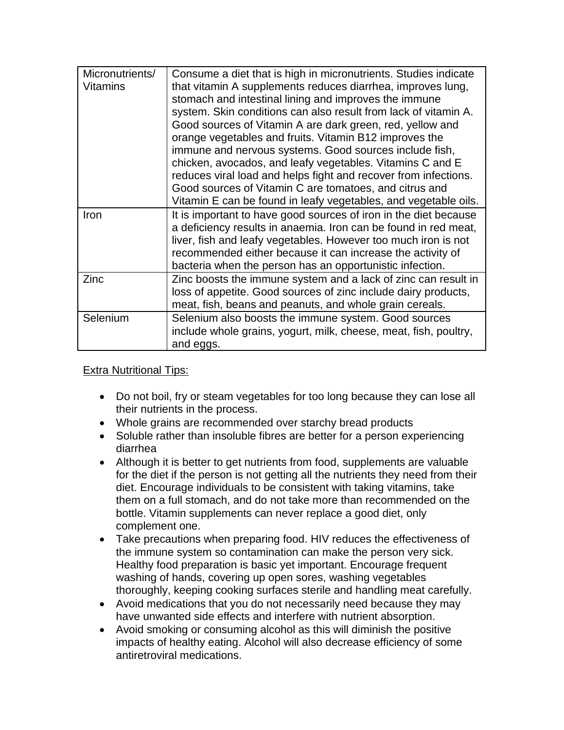| Micronutrients/ Vitamins | Consume a diet that is high in micronutrients. Studies indicate that vitamin A supplements reduces diarrhea, improves lung, stomach and intestinal lining and improves the immune system. Skin conditions can also result from lack of vitamin A. Good sources of Vitamin A are dark green, red, yellow and orange vegetables and fruits. Vitamin B12 improves the immune and nervous systems. Good sources include fish, chicken, avocados, and leafy vegetables. Vitamins C and E reduces viral load and helps fight and recover from infections. Good sources of Vitamin C are tomatoes, and citrus and Vitamin E can be found in leafy vegetables, and vegetable oils. |
|---|---|
| Iron | It is important to have good sources of iron in the diet because a deficiency results in anaemia. Iron can be found in red meat, liver, fish and leafy vegetables. However too much iron is not recommended either because it can increase the activity of bacteria when the person has an opportunistic infection. |
| Zinc | Zinc boosts the immune system and a lack of zinc can result in loss of appetite. Good sources of zinc include dairy products, meat, fish, beans and peanuts, and whole grain cereals. |
| Selenium | Selenium also boosts the immune system. Good sources include whole grains, yogurt, milk, cheese, meat, fish, poultry, and eggs. |

Extra Nutritional Tips:

- Do not boil, fry or steam vegetables for too long because they can lose all their nutrients in the process.
- Whole grains are recommended over starchy bread products
- Soluble rather than insoluble fibres are better for a person experiencing diarrhea
- Although it is better to get nutrients from food, supplements are valuable for the diet if the person is not getting all the nutrients they need from their diet. Encourage individuals to be consistent with taking vitamins, take them on a full stomach, and do not take more than recommended on the bottle. Vitamin supplements can never replace a good diet, only complement one.
- Take precautions when preparing food. HIV reduces the effectiveness of the immune system so contamination can make the person very sick. Healthy food preparation is basic yet important. Encourage frequent washing of hands, covering up open sores, washing vegetables thoroughly, keeping cooking surfaces sterile and handling meat carefully.
- Avoid medications that you do not necessarily need because they may have unwanted side effects and interfere with nutrient absorption.
- Avoid smoking or consuming alcohol as this will diminish the positive impacts of healthy eating. Alcohol will also decrease efficiency of some antiretroviral medications.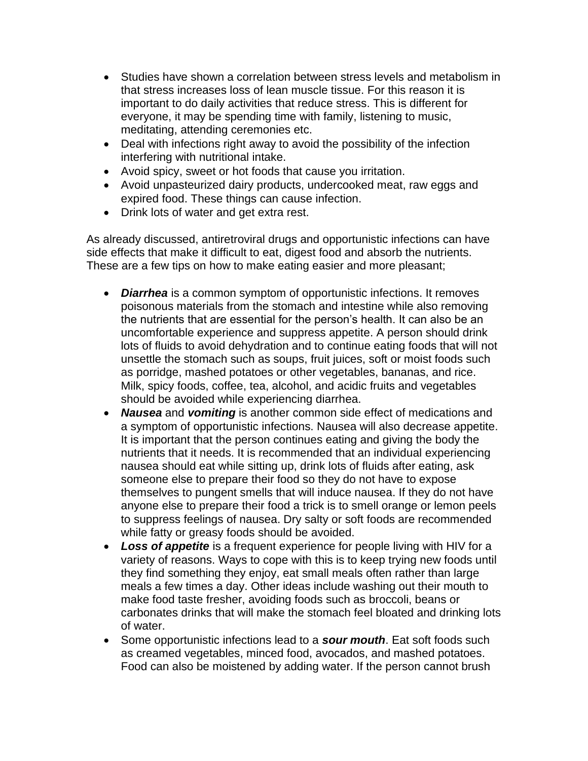- Studies have shown a correlation between stress levels and metabolism in that stress increases loss of lean muscle tissue. For this reason it is important to do daily activities that reduce stress. This is different for everyone, it may be spending time with family, listening to music, meditating, attending ceremonies etc.
- Deal with infections right away to avoid the possibility of the infection interfering with nutritional intake.
- Avoid spicy, sweet or hot foods that cause you irritation.
- Avoid unpasteurized dairy products, undercooked meat, raw eggs and expired food. These things can cause infection.
- Drink lots of water and get extra rest.

As already discussed, antiretroviral drugs and opportunistic infections can have side effects that make it difficult to eat, digest food and absorb the nutrients. These are a few tips on how to make eating easier and more pleasant;

- ***Diarrhea*** is a common symptom of opportunistic infections. It removes poisonous materials from the stomach and intestine while also removing the nutrients that are essential for the person's health. It can also be an uncomfortable experience and suppress appetite. A person should drink lots of fluids to avoid dehydration and to continue eating foods that will not unsettle the stomach such as soups, fruit juices, soft or moist foods such as porridge, mashed potatoes or other vegetables, bananas, and rice. Milk, spicy foods, coffee, tea, alcohol, and acidic fruits and vegetables should be avoided while experiencing diarrhea.
- ***Nausea*** and ***vomiting*** is another common side effect of medications and a symptom of opportunistic infections. Nausea will also decrease appetite. It is important that the person continues eating and giving the body the nutrients that it needs. It is recommended that an individual experiencing nausea should eat while sitting up, drink lots of fluids after eating, ask someone else to prepare their food so they do not have to expose themselves to pungent smells that will induce nausea. If they do not have anyone else to prepare their food a trick is to smell orange or lemon peels to suppress feelings of nausea. Dry salty or soft foods are recommended while fatty or greasy foods should be avoided.
- ***Loss of appetite*** is a frequent experience for people living with HIV for a variety of reasons. Ways to cope with this is to keep trying new foods until they find something they enjoy, eat small meals often rather than large meals a few times a day. Other ideas include washing out their mouth to make food taste fresher, avoiding foods such as broccoli, beans or carbonates drinks that will make the stomach feel bloated and drinking lots of water.
- Some opportunistic infections lead to a ***sour mouth***. Eat soft foods such as creamed vegetables, minced food, avocados, and mashed potatoes. Food can also be moistened by adding water. If the person cannot brush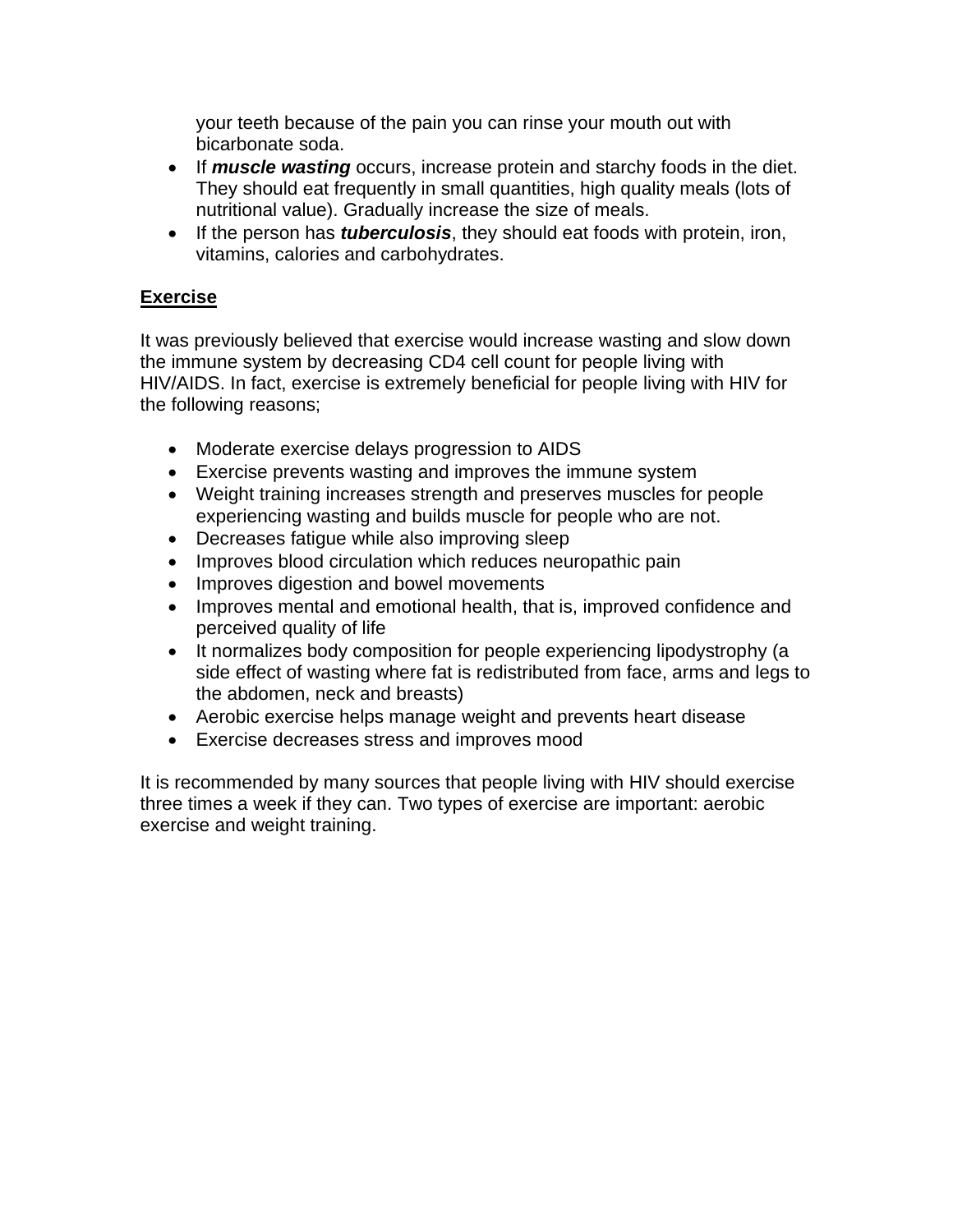your teeth because of the pain you can rinse your mouth out with bicarbonate soda.

- If ***muscle wasting*** occurs, increase protein and starchy foods in the diet. They should eat frequently in small quantities, high quality meals (lots of nutritional value). Gradually increase the size of meals.
- If the person has ***tuberculosis***, they should eat foods with protein, iron, vitamins, calories and carbohydrates.

## Exercise

It was previously believed that exercise would increase wasting and slow down the immune system by decreasing CD4 cell count for people living with HIV/AIDS. In fact, exercise is extremely beneficial for people living with HIV for the following reasons;

- Moderate exercise delays progression to AIDS
- Exercise prevents wasting and improves the immune system
- Weight training increases strength and preserves muscles for people experiencing wasting and builds muscle for people who are not.
- Decreases fatigue while also improving sleep
- Improves blood circulation which reduces neuropathic pain
- Improves digestion and bowel movements
- Improves mental and emotional health, that is, improved confidence and perceived quality of life
- It normalizes body composition for people experiencing lipodystrophy (a side effect of wasting where fat is redistributed from face, arms and legs to the abdomen, neck and breasts)
- Aerobic exercise helps manage weight and prevents heart disease
- Exercise decreases stress and improves mood

It is recommended by many sources that people living with HIV should exercise three times a week if they can. Two types of exercise are important: aerobic exercise and weight training.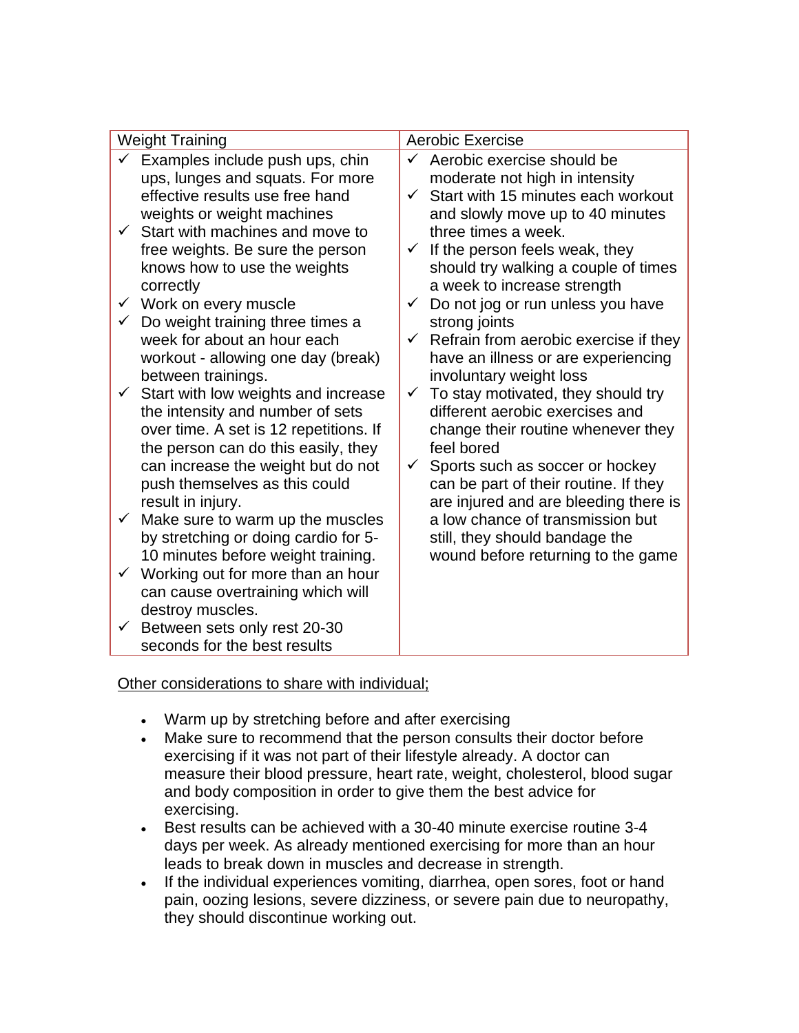| Weight Training | Aerobic Exercise |
|---|---|
| ✓ Examples include push ups, chin ups, lunges and squats. For more effective results use free hand weights or weight machines<br>✓ Start with machines and move to free weights. Be sure the person knows how to use the weights correctly<br>✓ Work on every muscle<br>✓ Do weight training three times a week for about an hour each workout - allowing one day (break) between trainings.<br>✓ Start with low weights and increase the intensity and number of sets over time. A set is 12 repetitions. If the person can do this easily, they can increase the weight but do not push themselves as this could result in injury.<br>✓ Make sure to warm up the muscles by stretching or doing cardio for 5-10 minutes before weight training.<br>✓ Working out for more than an hour can cause overtraining which will destroy muscles.<br>✓ Between sets only rest 20-30 seconds for the best results | ✓ Aerobic exercise should be moderate not high in intensity<br>✓ Start with 15 minutes each workout and slowly move up to 40 minutes three times a week.<br>✓ If the person feels weak, they should try walking a couple of times a week to increase strength<br>✓ Do not jog or run unless you have strong joints<br>✓ Refrain from aerobic exercise if they have an illness or are experiencing involuntary weight loss<br>✓ To stay motivated, they should try different aerobic exercises and change their routine whenever they feel bored<br>✓ Sports such as soccer or hockey can be part of their routine. If they are injured and are bleeding there is a low chance of transmission but still, they should bandage the wound before returning to the game |

<u>Other considerations to share with individual;</u>

- Warm up by stretching before and after exercising
- Make sure to recommend that the person consults their doctor before exercising if it was not part of their lifestyle already. A doctor can measure their blood pressure, heart rate, weight, cholesterol, blood sugar and body composition in order to give them the best advice for exercising.
- Best results can be achieved with a 30-40 minute exercise routine 3-4 days per week. As already mentioned exercising for more than an hour leads to break down in muscles and decrease in strength.
- If the individual experiences vomiting, diarrhea, open sores, foot or hand pain, oozing lesions, severe dizziness, or severe pain due to neuropathy, they should discontinue working out.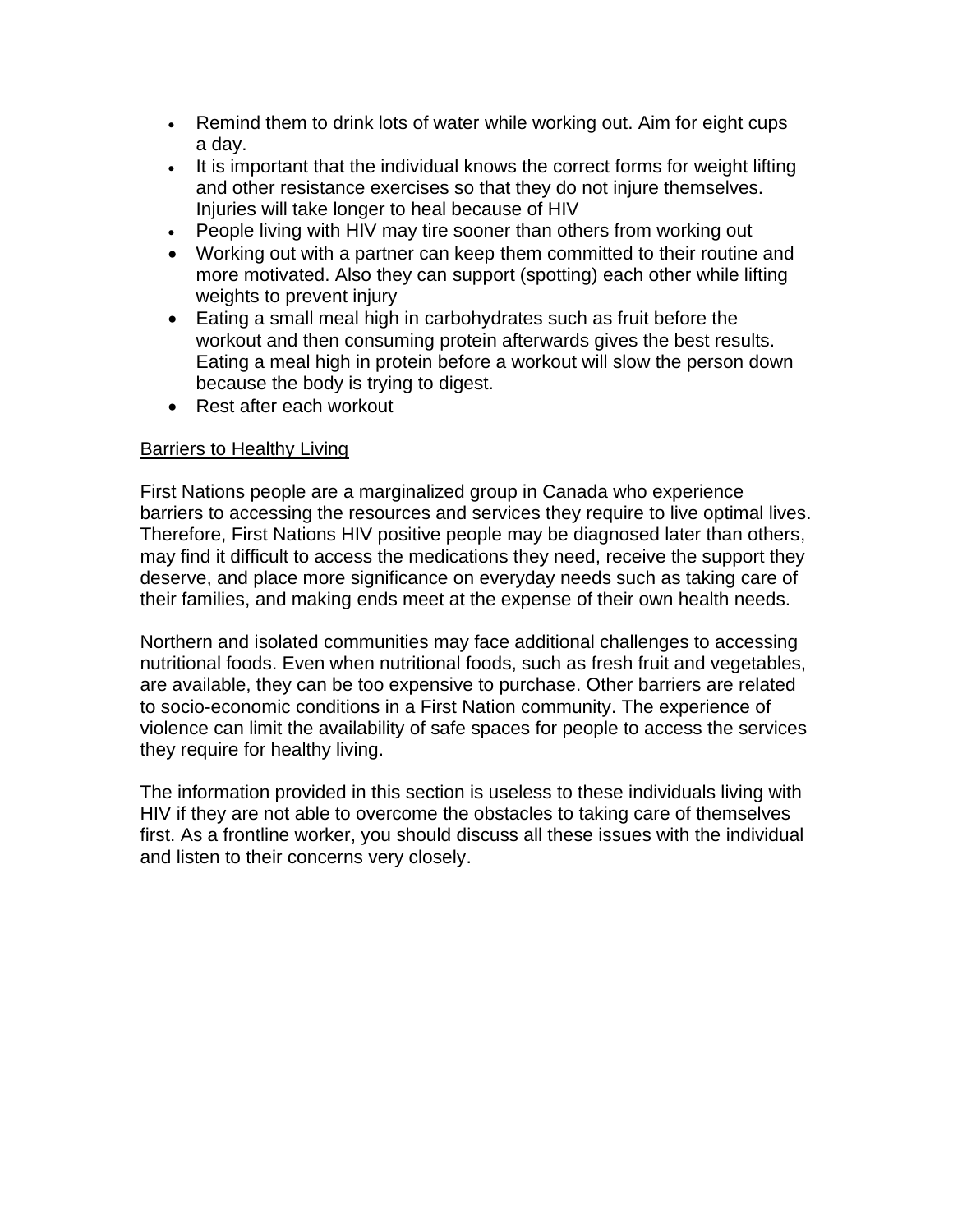- Remind them to drink lots of water while working out. Aim for eight cups a day.
- It is important that the individual knows the correct forms for weight lifting and other resistance exercises so that they do not injure themselves. Injuries will take longer to heal because of HIV
- People living with HIV may tire sooner than others from working out
- Working out with a partner can keep them committed to their routine and more motivated. Also they can support (spotting) each other while lifting weights to prevent injury
- Eating a small meal high in carbohydrates such as fruit before the workout and then consuming protein afterwards gives the best results. Eating a meal high in protein before a workout will slow the person down because the body is trying to digest.
- Rest after each workout

<u>Barriers to Healthy Living</u>

First Nations people are a marginalized group in Canada who experience barriers to accessing the resources and services they require to live optimal lives. Therefore, First Nations HIV positive people may be diagnosed later than others, may find it difficult to access the medications they need, receive the support they deserve, and place more significance on everyday needs such as taking care of their families, and making ends meet at the expense of their own health needs.

Northern and isolated communities may face additional challenges to accessing nutritional foods. Even when nutritional foods, such as fresh fruit and vegetables, are available, they can be too expensive to purchase. Other barriers are related to socio-economic conditions in a First Nation community. The experience of violence can limit the availability of safe spaces for people to access the services they require for healthy living.

The information provided in this section is useless to these individuals living with HIV if they are not able to overcome the obstacles to taking care of themselves first. As a frontline worker, you should discuss all these issues with the individual and listen to their concerns very closely.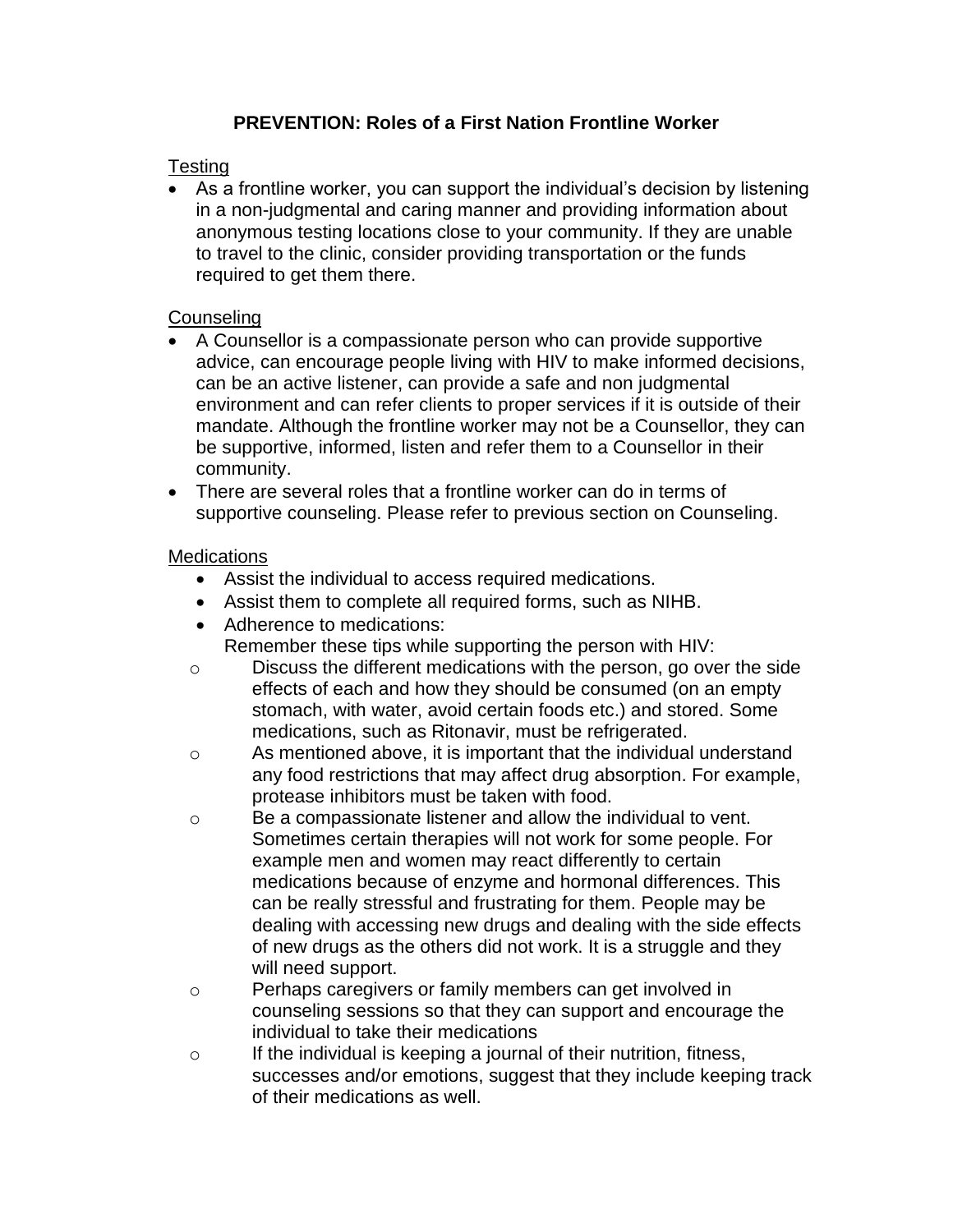# PREVENTION: Roles of a First Nation Frontline Worker

Testing

- As a frontline worker, you can support the individual's decision by listening in a non-judgmental and caring manner and providing information about anonymous testing locations close to your community. If they are unable to travel to the clinic, consider providing transportation or the funds required to get them there.

Counseling

- A Counsellor is a compassionate person who can provide supportive advice, can encourage people living with HIV to make informed decisions, can be an active listener, can provide a safe and non judgmental environment and can refer clients to proper services if it is outside of their mandate. Although the frontline worker may not be a Counsellor, they can be supportive, informed, listen and refer them to a Counsellor in their community.
- There are several roles that a frontline worker can do in terms of supportive counseling. Please refer to previous section on Counseling.

Medications

- Assist the individual to access required medications.
- Assist them to complete all required forms, such as NIHB.
- Adherence to medications:
  Remember these tips while supporting the person with HIV:
  - Discuss the different medications with the person, go over the side effects of each and how they should be consumed (on an empty stomach, with water, avoid certain foods etc.) and stored. Some medications, such as Ritonavir, must be refrigerated.
  - As mentioned above, it is important that the individual understand any food restrictions that may affect drug absorption. For example, protease inhibitors must be taken with food.
  - Be a compassionate listener and allow the individual to vent. Sometimes certain therapies will not work for some people. For example men and women may react differently to certain medications because of enzyme and hormonal differences. This can be really stressful and frustrating for them. People may be dealing with accessing new drugs and dealing with the side effects of new drugs as the others did not work. It is a struggle and they will need support.
  - Perhaps caregivers or family members can get involved in counseling sessions so that they can support and encourage the individual to take their medications
  - If the individual is keeping a journal of their nutrition, fitness, successes and/or emotions, suggest that they include keeping track of their medications as well.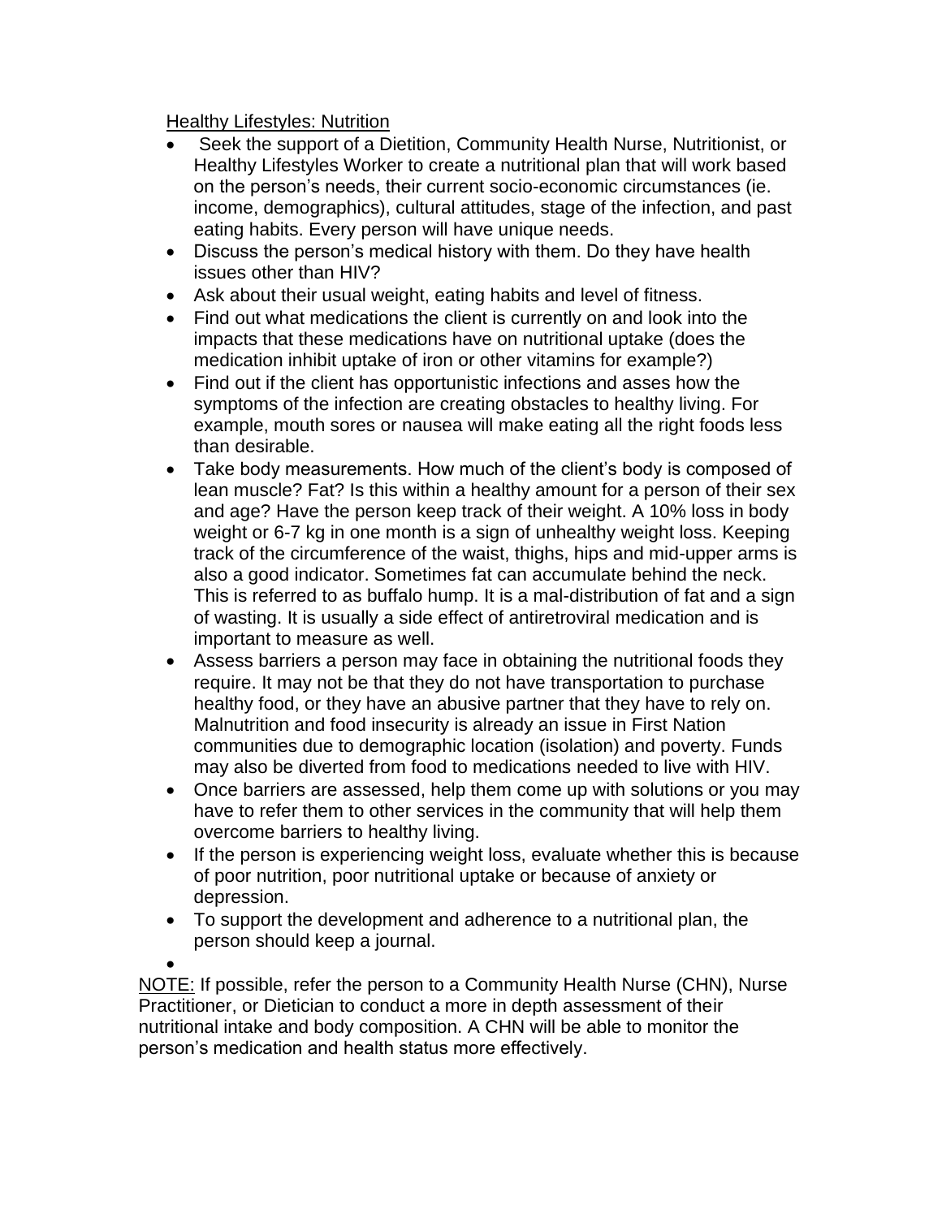Healthy Lifestyles: Nutrition

- Seek the support of a Dietition, Community Health Nurse, Nutritionist, or Healthy Lifestyles Worker to create a nutritional plan that will work based on the person's needs, their current socio-economic circumstances (ie. income, demographics), cultural attitudes, stage of the infection, and past eating habits. Every person will have unique needs.
- Discuss the person's medical history with them. Do they have health issues other than HIV?
- Ask about their usual weight, eating habits and level of fitness.
- Find out what medications the client is currently on and look into the impacts that these medications have on nutritional uptake (does the medication inhibit uptake of iron or other vitamins for example?)
- Find out if the client has opportunistic infections and asses how the symptoms of the infection are creating obstacles to healthy living. For example, mouth sores or nausea will make eating all the right foods less than desirable.
- Take body measurements. How much of the client's body is composed of lean muscle? Fat? Is this within a healthy amount for a person of their sex and age? Have the person keep track of their weight. A 10% loss in body weight or 6-7 kg in one month is a sign of unhealthy weight loss. Keeping track of the circumference of the waist, thighs, hips and mid-upper arms is also a good indicator. Sometimes fat can accumulate behind the neck. This is referred to as buffalo hump. It is a mal-distribution of fat and a sign of wasting. It is usually a side effect of antiretroviral medication and is important to measure as well.
- Assess barriers a person may face in obtaining the nutritional foods they require. It may not be that they do not have transportation to purchase healthy food, or they have an abusive partner that they have to rely on. Malnutrition and food insecurity is already an issue in First Nation communities due to demographic location (isolation) and poverty. Funds may also be diverted from food to medications needed to live with HIV.
- Once barriers are assessed, help them come up with solutions or you may have to refer them to other services in the community that will help them overcome barriers to healthy living.
- If the person is experiencing weight loss, evaluate whether this is because of poor nutrition, poor nutritional uptake or because of anxiety or depression.
- To support the development and adherence to a nutritional plan, the person should keep a journal.

NOTE: If possible, refer the person to a Community Health Nurse (CHN), Nurse Practitioner, or Dietician to conduct a more in depth assessment of their nutritional intake and body composition. A CHN will be able to monitor the person's medication and health status more effectively.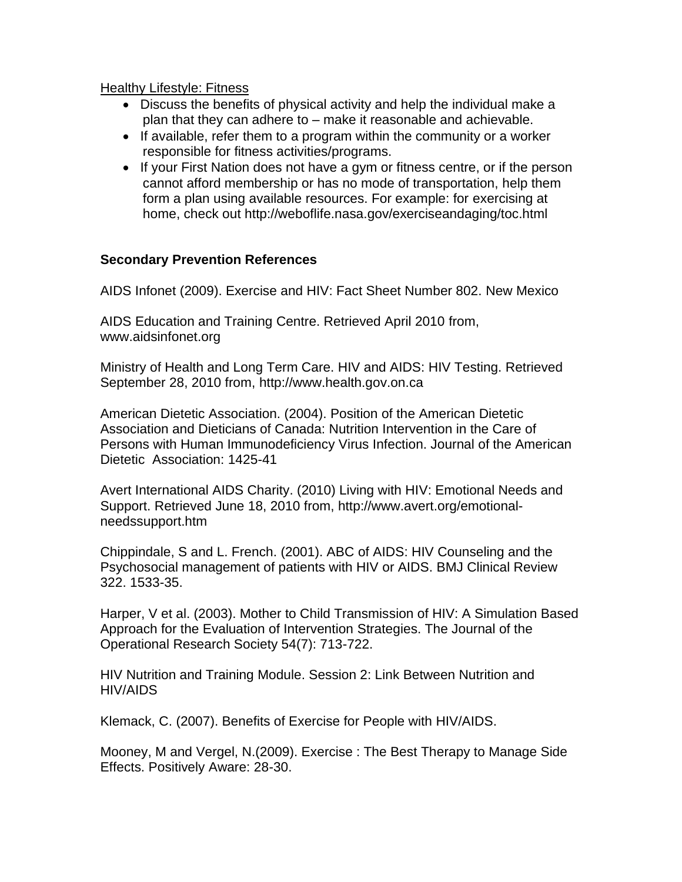<u>Healthy Lifestyle: Fitness</u>

- Discuss the benefits of physical activity and help the individual make a plan that they can adhere to – make it reasonable and achievable.
- If available, refer them to a program within the community or a worker responsible for fitness activities/programs.
- If your First Nation does not have a gym or fitness centre, or if the person cannot afford membership or has no mode of transportation, help them form a plan using available resources. For example: for exercising at home, check out http://weboflife.nasa.gov/exerciseandaging/toc.html

**Secondary Prevention References**

AIDS Infonet (2009). Exercise and HIV: Fact Sheet Number 802. New Mexico

AIDS Education and Training Centre. Retrieved April 2010 from, www.aidsinfonet.org

Ministry of Health and Long Term Care. HIV and AIDS: HIV Testing. Retrieved September 28, 2010 from, http://www.health.gov.on.ca

American Dietetic Association. (2004). Position of the American Dietetic Association and Dieticians of Canada: Nutrition Intervention in the Care of Persons with Human Immunodeficiency Virus Infection. Journal of the American Dietetic Association: 1425-41

Avert International AIDS Charity. (2010) Living with HIV: Emotional Needs and Support. Retrieved June 18, 2010 from, http://www.avert.org/emotional-needssupport.htm

Chippindale, S and L. French. (2001). ABC of AIDS: HIV Counseling and the Psychosocial management of patients with HIV or AIDS. BMJ Clinical Review 322. 1533-35.

Harper, V et al. (2003). Mother to Child Transmission of HIV: A Simulation Based Approach for the Evaluation of Intervention Strategies. The Journal of the Operational Research Society 54(7): 713-722.

HIV Nutrition and Training Module. Session 2: Link Between Nutrition and HIV/AIDS

Klemack, C. (2007). Benefits of Exercise for People with HIV/AIDS.

Mooney, M and Vergel, N.(2009). Exercise : The Best Therapy to Manage Side Effects. Positively Aware: 28-30.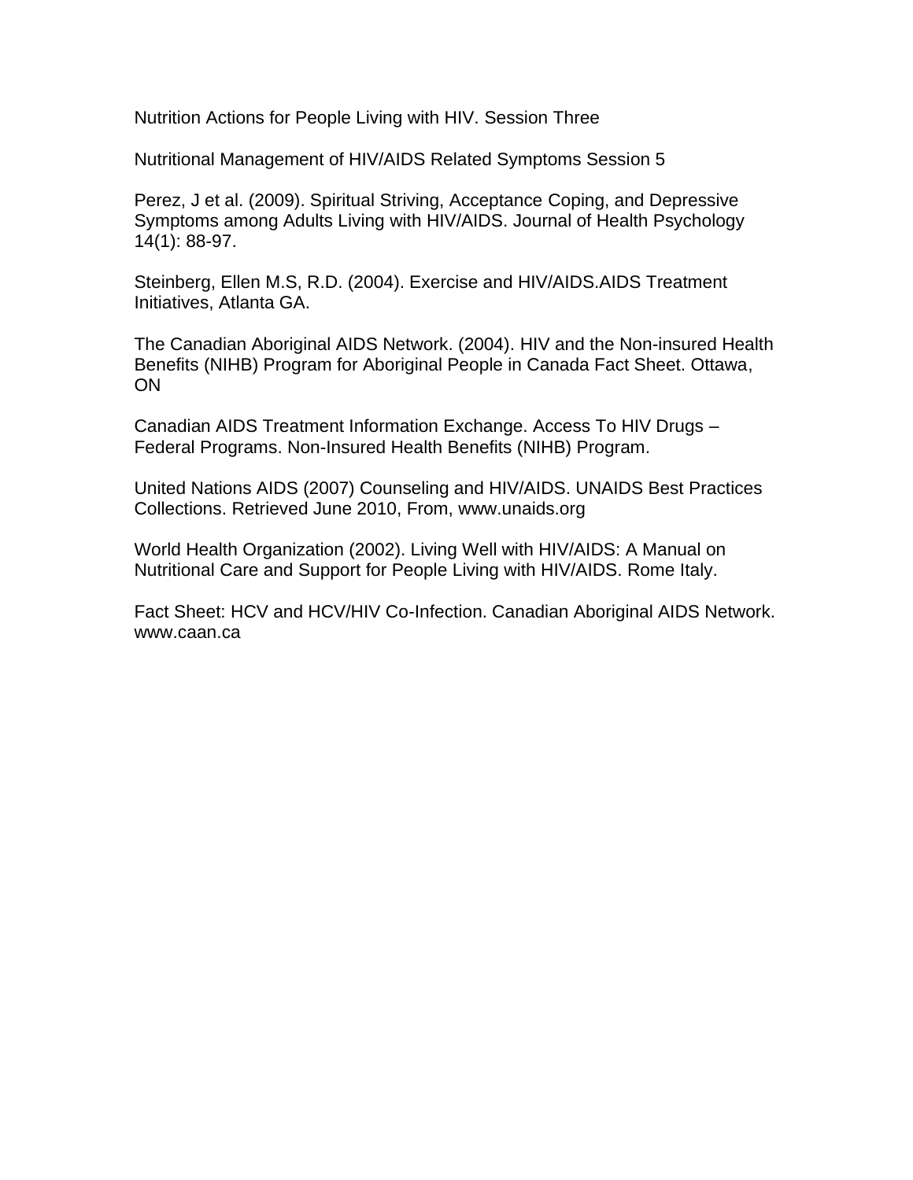Nutrition Actions for People Living with HIV. Session Three

Nutritional Management of HIV/AIDS Related Symptoms Session 5

Perez, J et al. (2009). Spiritual Striving, Acceptance Coping, and Depressive Symptoms among Adults Living with HIV/AIDS. Journal of Health Psychology 14(1): 88-97.

Steinberg, Ellen M.S, R.D. (2004). Exercise and HIV/AIDS.AIDS Treatment Initiatives, Atlanta GA.

The Canadian Aboriginal AIDS Network. (2004). HIV and the Non-insured Health Benefits (NIHB) Program for Aboriginal People in Canada Fact Sheet. Ottawa, ON

Canadian AIDS Treatment Information Exchange. Access To HIV Drugs – Federal Programs. Non-Insured Health Benefits (NIHB) Program.

United Nations AIDS (2007) Counseling and HIV/AIDS. UNAIDS Best Practices Collections. Retrieved June 2010, From, www.unaids.org

World Health Organization (2002). Living Well with HIV/AIDS: A Manual on Nutritional Care and Support for People Living with HIV/AIDS. Rome Italy.

Fact Sheet: HCV and HCV/HIV Co-Infection. Canadian Aboriginal AIDS Network. www.caan.ca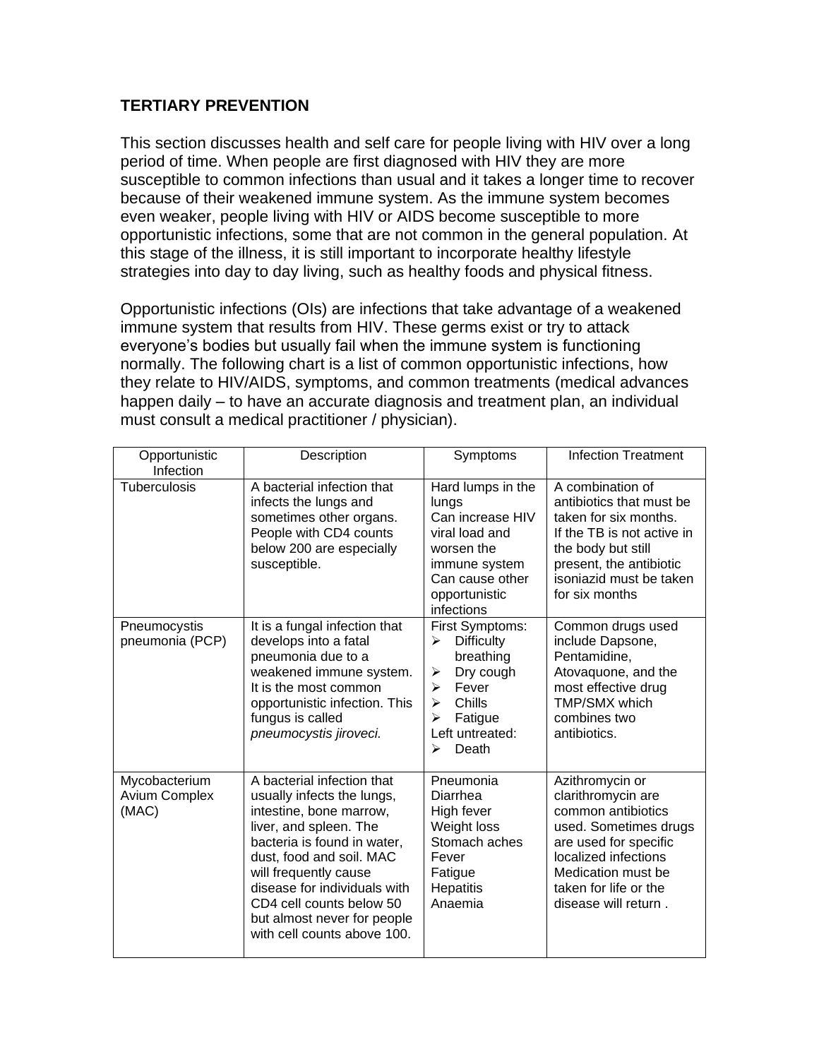## TERTIARY PREVENTION

This section discusses health and self care for people living with HIV over a long period of time. When people are first diagnosed with HIV they are more susceptible to common infections than usual and it takes a longer time to recover because of their weakened immune system. As the immune system becomes even weaker, people living with HIV or AIDS become susceptible to more opportunistic infections, some that are not common in the general population. At this stage of the illness, it is still important to incorporate healthy lifestyle strategies into day to day living, such as healthy foods and physical fitness.

Opportunistic infections (OIs) are infections that take advantage of a weakened immune system that results from HIV. These germs exist or try to attack everyone's bodies but usually fail when the immune system is functioning normally. The following chart is a list of common opportunistic infections, how they relate to HIV/AIDS, symptoms, and common treatments (medical advances happen daily – to have an accurate diagnosis and treatment plan, an individual must consult a medical practitioner / physician).

| Opportunistic Infection | Description | Symptoms | Infection Treatment |
|---|---|---|---|
| Tuberculosis | A bacterial infection that infects the lungs and sometimes other organs. People with CD4 counts below 200 are especially susceptible. | Hard lumps in the lungs<br>Can increase HIV viral load and worsen the immune system<br>Can cause other opportunistic infections | A combination of antibiotics that must be taken for six months. If the TB is not active in the body but still present, the antibiotic isoniazid must be taken for six months |
| Pneumocystis pneumonia (PCP) | It is a fungal infection that develops into a fatal pneumonia due to a weakened immune system. It is the most common opportunistic infection. This fungus is called *pneumocystis jiroveci.* | First Symptoms:<br>➢ Difficulty breathing<br>➢ Dry cough<br>➢ Fever<br>➢ Chills<br>➢ Fatigue<br>Left untreated:<br>➢ Death | Common drugs used include Dapsone, Pentamidine, Atovaquone, and the most effective drug TMP/SMX which combines two antibiotics. |
| Mycobacterium Avium Complex (MAC) | A bacterial infection that usually infects the lungs, intestine, bone marrow, liver, and spleen. The bacteria is found in water, dust, food and soil. MAC will frequently cause disease for individuals with CD4 cell counts below 50 but almost never for people with cell counts above 100. | Pneumonia<br>Diarrhea<br>High fever<br>Weight loss<br>Stomach aches<br>Fever<br>Fatigue<br>Hepatitis<br>Anaemia | Azithromycin or clarithromycin are common antibiotics used. Sometimes drugs are used for specific localized infections Medication must be taken for life or the disease will return . |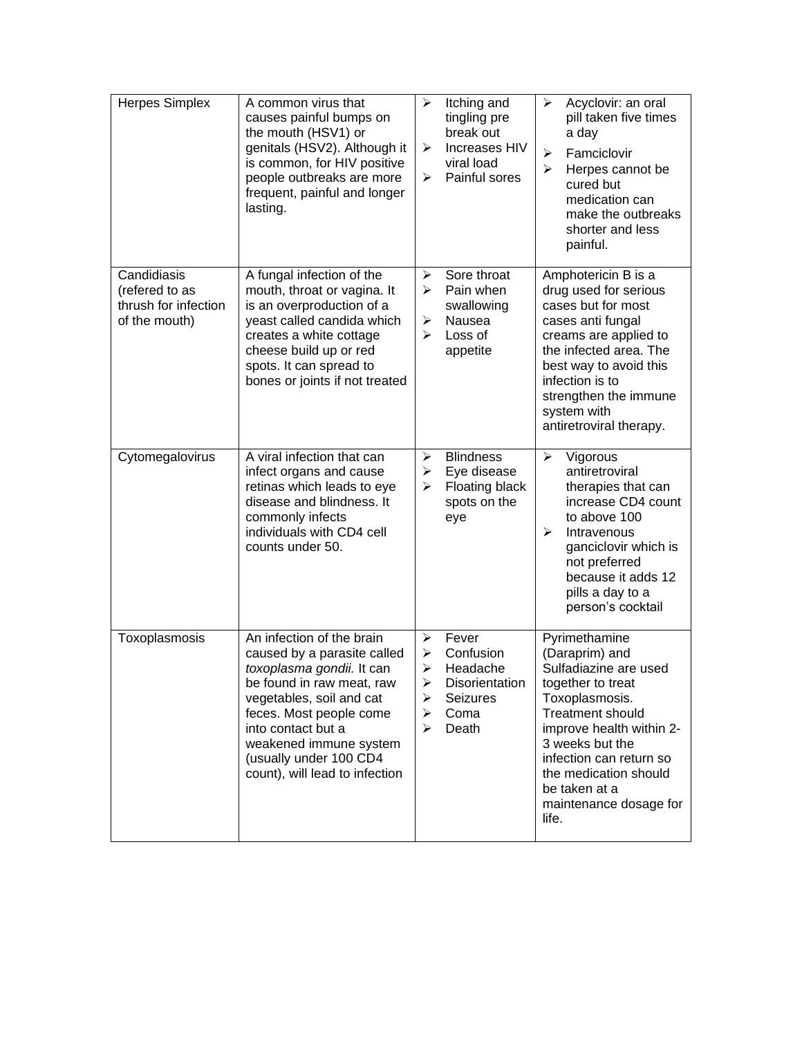| Herpes Simplex | A common virus that causes painful bumps on the mouth (HSV1) or genitals (HSV2). Although it is common, for HIV positive people outbreaks are more frequent, painful and longer lasting. | ➢ Itching and tingling pre break out<br>➢ Increases HIV viral load<br>➢ Painful sores | ➢ Acyclovir: an oral pill taken five times a day<br>➢ Famciclovir<br>➢ Herpes cannot be cured but medication can make the outbreaks shorter and less painful. |
|---|---|---|---|
| Candidiasis (refered to as thrush for infection of the mouth) | A fungal infection of the mouth, throat or vagina. It is an overproduction of a yeast called candida which creates a white cottage cheese build up or red spots. It can spread to bones or joints if not treated | ➢ Sore throat<br>➢ Pain when swallowing<br>➢ Nausea<br>➢ Loss of appetite | Amphotericin B is a drug used for serious cases but for most cases anti fungal creams are applied to the infected area. The best way to avoid this infection is to strengthen the immune system with antiretroviral therapy. |
| Cytomegalovirus | A viral infection that can infect organs and cause retinas which leads to eye disease and blindness. It commonly infects individuals with CD4 cell counts under 50. | ➢ Blindness<br>➢ Eye disease<br>➢ Floating black spots on the eye | ➢ Vigorous antiretroviral therapies that can increase CD4 count to above 100<br>➢ Intravenous ganciclovir which is not preferred because it adds 12 pills a day to a person's cocktail |
| Toxoplasmosis | An infection of the brain caused by a parasite called *toxoplasma gondii.* It can be found in raw meat, raw vegetables, soil and cat feces. Most people come into contact but a weakened immune system (usually under 100 CD4 count), will lead to infection | ➢ Fever<br>➢ Confusion<br>➢ Headache<br>➢ Disorientation<br>➢ Seizures<br>➢ Coma<br>➢ Death | Pyrimethamine (Daraprim) and Sulfadiazine are used together to treat Toxoplasmosis. Treatment should improve health within 2-3 weeks but the infection can return so the medication should be taken at a maintenance dosage for life. |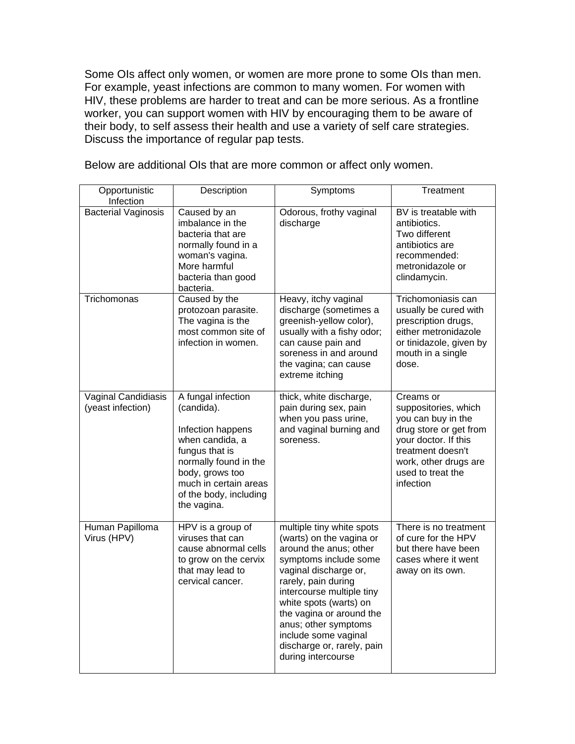Some OIs affect only women, or women are more prone to some OIs than men. For example, yeast infections are common to many women. For women with HIV, these problems are harder to treat and can be more serious. As a frontline worker, you can support women with HIV by encouraging them to be aware of their body, to self assess their health and use a variety of self care strategies. Discuss the importance of regular pap tests.

Below are additional OIs that are more common or affect only women.

| Opportunistic Infection | Description | Symptoms | Treatment |
|---|---|---|---|
| Bacterial Vaginosis | Caused by an imbalance in the bacteria that are normally found in a woman's vagina. More harmful bacteria than good bacteria. | Odorous, frothy vaginal discharge | BV is treatable with antibiotics. Two different antibiotics are recommended: metronidazole or clindamycin. |
| Trichomonas | Caused by the protozoan parasite. The vagina is the most common site of infection in women. | Heavy, itchy vaginal discharge (sometimes a greenish-yellow color), usually with a fishy odor; can cause pain and soreness in and around the vagina; can cause extreme itching | Trichomoniasis can usually be cured with prescription drugs, either metronidazole or tinidazole, given by mouth in a single dose. |
| Vaginal Candidiasis (yeast infection) | A fungal infection (candida). Infection happens when candida, a fungus that is normally found in the body, grows too much in certain areas of the body, including the vagina. | thick, white discharge, pain during sex, pain when you pass urine, and vaginal burning and soreness. | Creams or suppositories, which you can buy in the drug store or get from your doctor. If this treatment doesn't work, other drugs are used to treat the infection |
| Human Papilloma Virus (HPV) | HPV is a group of viruses that can cause abnormal cells to grow on the cervix that may lead to cervical cancer. | multiple tiny white spots (warts) on the vagina or around the anus; other symptoms include some vaginal discharge or, rarely, pain during intercourse multiple tiny white spots (warts) on the vagina or around the anus; other symptoms include some vaginal discharge or, rarely, pain during intercourse | There is no treatment of cure for the HPV but there have been cases where it went away on its own. |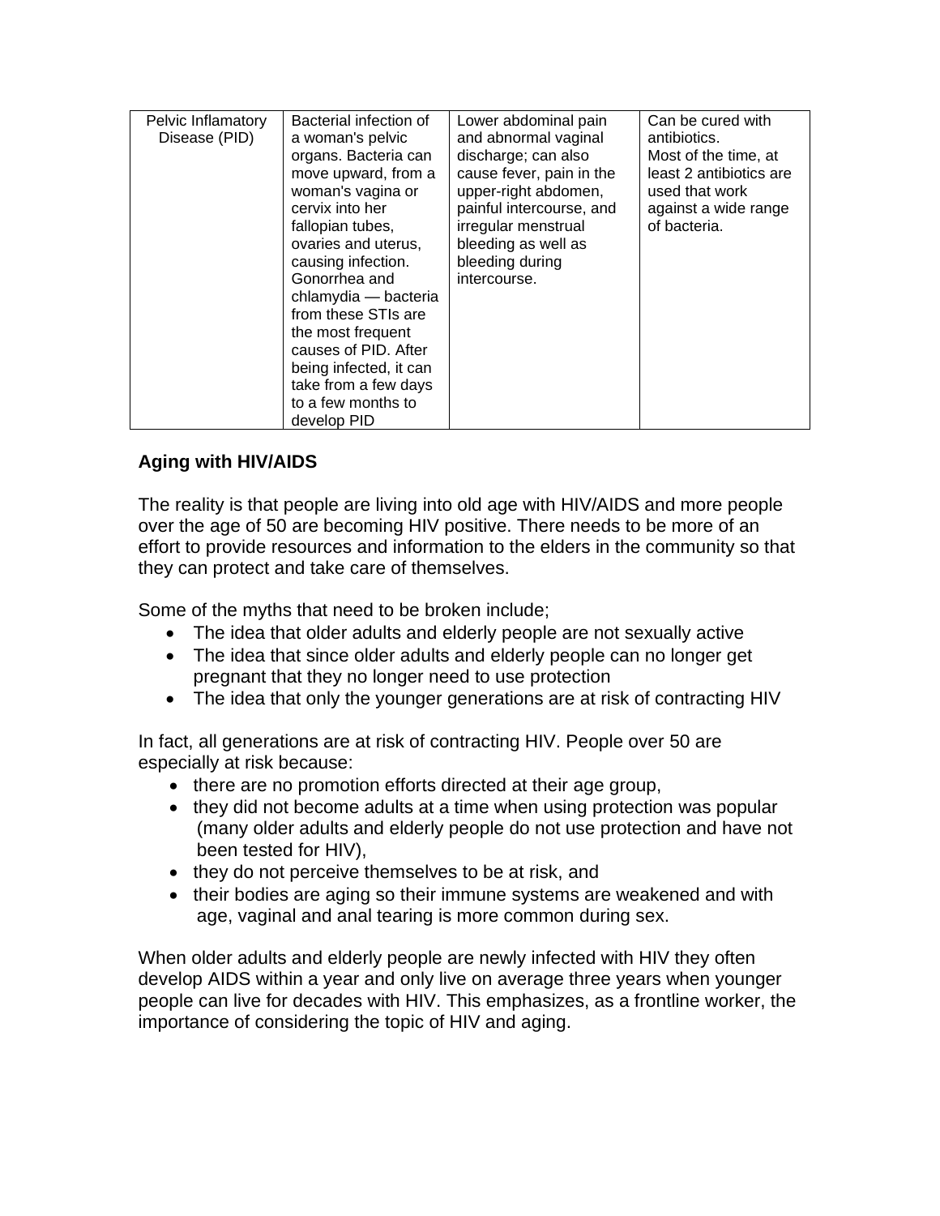| Pelvic Inflamatory Disease (PID) | Bacterial infection of a woman's pelvic organs. Bacteria can move upward, from a woman's vagina or cervix into her fallopian tubes, ovaries and uterus, causing infection. Gonorrhea and chlamydia — bacteria from these STIs are the most frequent causes of PID. After being infected, it can take from a few days to a few months to develop PID | Lower abdominal pain and abnormal vaginal discharge; can also cause fever, pain in the upper-right abdomen, painful intercourse, and irregular menstrual bleeding as well as bleeding during intercourse. | Can be cured with antibiotics. Most of the time, at least 2 antibiotics are used that work against a wide range of bacteria. |
|---|---|---|---|

**Aging with HIV/AIDS**

The reality is that people are living into old age with HIV/AIDS and more people over the age of 50 are becoming HIV positive. There needs to be more of an effort to provide resources and information to the elders in the community so that they can protect and take care of themselves.

Some of the myths that need to be broken include;

- The idea that older adults and elderly people are not sexually active
- The idea that since older adults and elderly people can no longer get pregnant that they no longer need to use protection
- The idea that only the younger generations are at risk of contracting HIV

In fact, all generations are at risk of contracting HIV. People over 50 are especially at risk because:

- there are no promotion efforts directed at their age group,
- they did not become adults at a time when using protection was popular (many older adults and elderly people do not use protection and have not been tested for HIV),
- they do not perceive themselves to be at risk, and
- their bodies are aging so their immune systems are weakened and with age, vaginal and anal tearing is more common during sex.

When older adults and elderly people are newly infected with HIV they often develop AIDS within a year and only live on average three years when younger people can live for decades with HIV. This emphasizes, as a frontline worker, the importance of considering the topic of HIV and aging.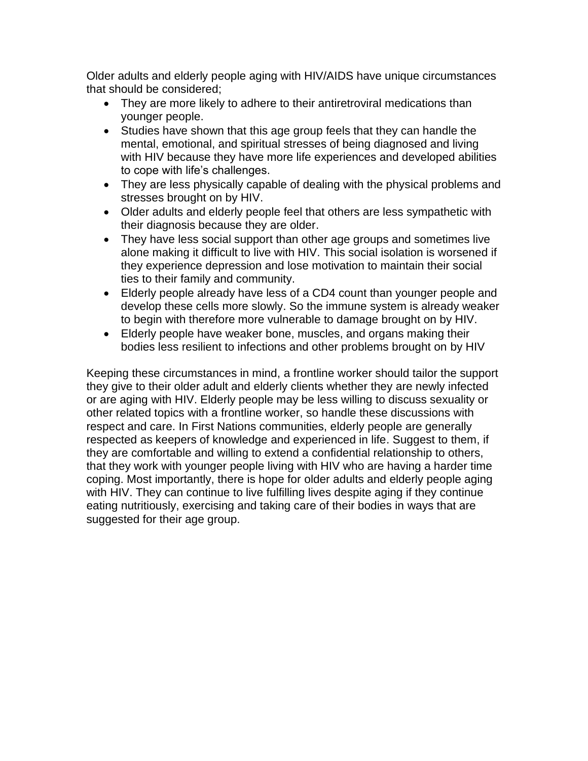Older adults and elderly people aging with HIV/AIDS have unique circumstances that should be considered;

- They are more likely to adhere to their antiretroviral medications than younger people.
- Studies have shown that this age group feels that they can handle the mental, emotional, and spiritual stresses of being diagnosed and living with HIV because they have more life experiences and developed abilities to cope with life's challenges.
- They are less physically capable of dealing with the physical problems and stresses brought on by HIV.
- Older adults and elderly people feel that others are less sympathetic with their diagnosis because they are older.
- They have less social support than other age groups and sometimes live alone making it difficult to live with HIV. This social isolation is worsened if they experience depression and lose motivation to maintain their social ties to their family and community.
- Elderly people already have less of a CD4 count than younger people and develop these cells more slowly. So the immune system is already weaker to begin with therefore more vulnerable to damage brought on by HIV.
- Elderly people have weaker bone, muscles, and organs making their bodies less resilient to infections and other problems brought on by HIV

Keeping these circumstances in mind, a frontline worker should tailor the support they give to their older adult and elderly clients whether they are newly infected or are aging with HIV. Elderly people may be less willing to discuss sexuality or other related topics with a frontline worker, so handle these discussions with respect and care. In First Nations communities, elderly people are generally respected as keepers of knowledge and experienced in life. Suggest to them, if they are comfortable and willing to extend a confidential relationship to others, that they work with younger people living with HIV who are having a harder time coping. Most importantly, there is hope for older adults and elderly people aging with HIV. They can continue to live fulfilling lives despite aging if they continue eating nutritiously, exercising and taking care of their bodies in ways that are suggested for their age group.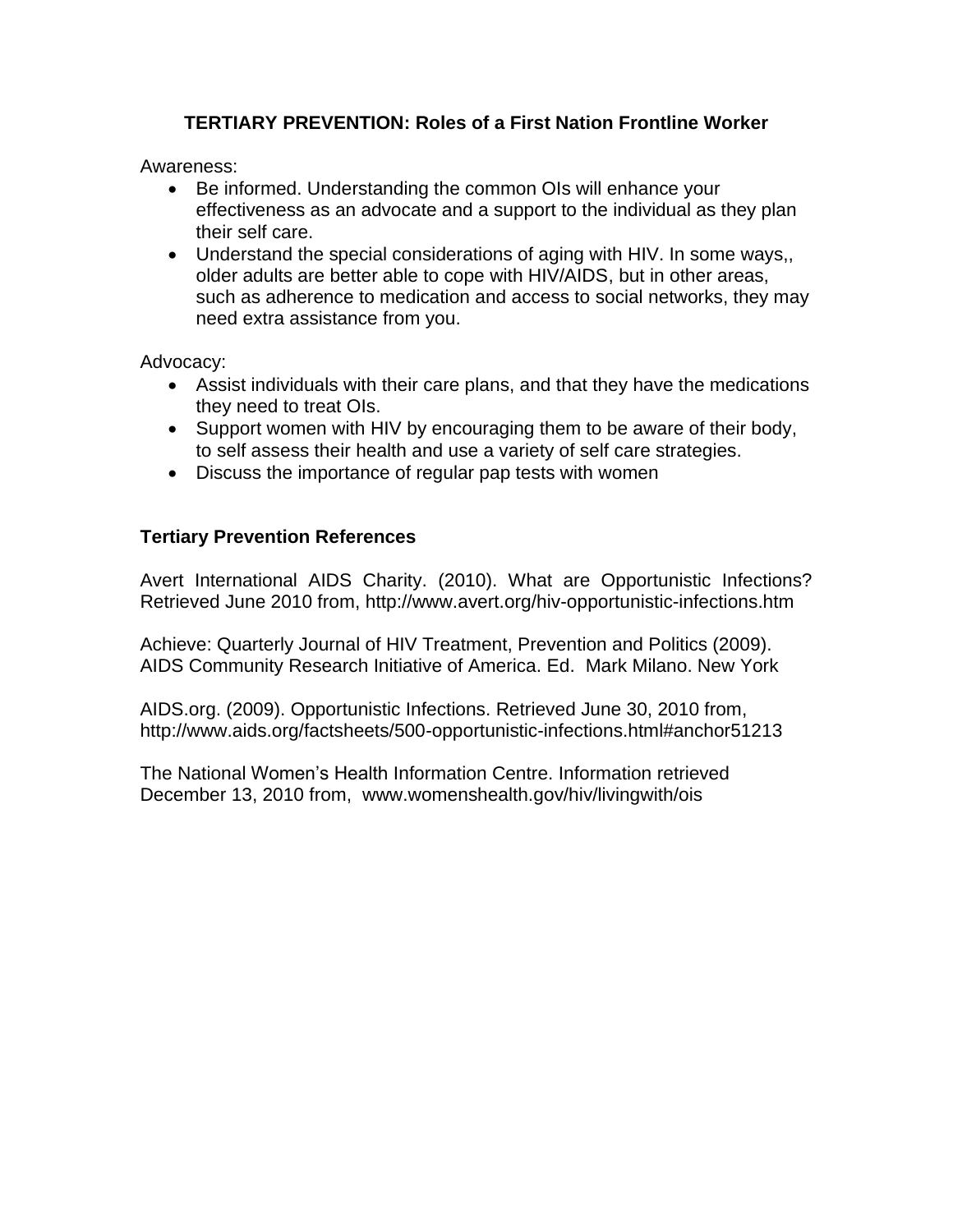## TERTIARY PREVENTION: Roles of a First Nation Frontline Worker

Awareness:

- Be informed. Understanding the common OIs will enhance your effectiveness as an advocate and a support to the individual as they plan their self care.
- Understand the special considerations of aging with HIV. In some ways,, older adults are better able to cope with HIV/AIDS, but in other areas, such as adherence to medication and access to social networks, they may need extra assistance from you.

Advocacy:

- Assist individuals with their care plans, and that they have the medications they need to treat OIs.
- Support women with HIV by encouraging them to be aware of their body, to self assess their health and use a variety of self care strategies.
- Discuss the importance of regular pap tests with women

### Tertiary Prevention References

Avert International AIDS Charity. (2010). What are Opportunistic Infections? Retrieved June 2010 from, http://www.avert.org/hiv-opportunistic-infections.htm

Achieve: Quarterly Journal of HIV Treatment, Prevention and Politics (2009). AIDS Community Research Initiative of America. Ed. Mark Milano. New York

AIDS.org. (2009). Opportunistic Infections. Retrieved June 30, 2010 from, http://www.aids.org/factsheets/500-opportunistic-infections.html#anchor51213

The National Women's Health Information Centre. Information retrieved December 13, 2010 from, www.womenshealth.gov/hiv/livingwith/ois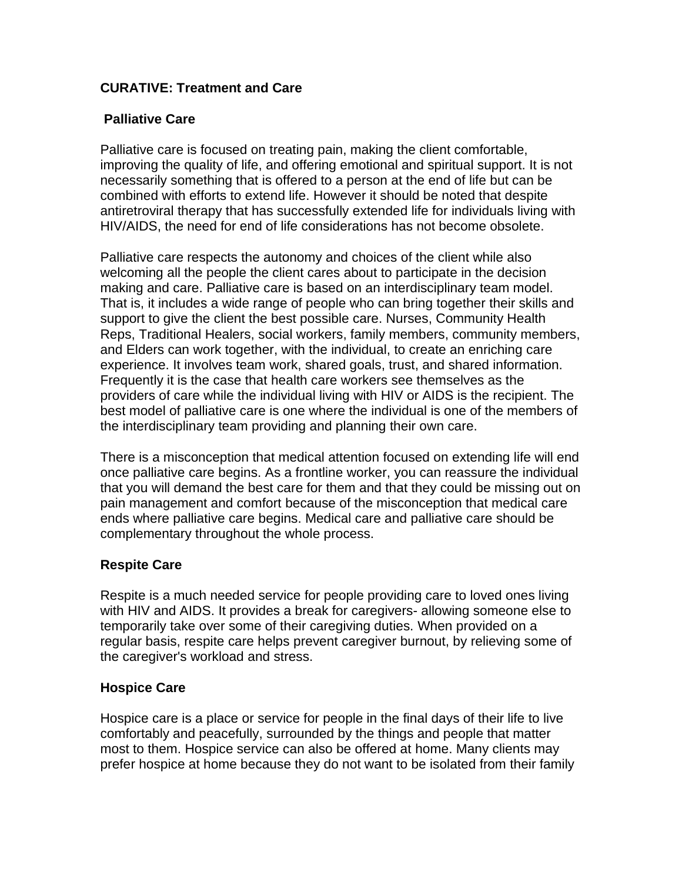### CURATIVE: Treatment and Care

#### Palliative Care

Palliative care is focused on treating pain, making the client comfortable, improving the quality of life, and offering emotional and spiritual support. It is not necessarily something that is offered to a person at the end of life but can be combined with efforts to extend life. However it should be noted that despite antiretroviral therapy that has successfully extended life for individuals living with HIV/AIDS, the need for end of life considerations has not become obsolete.

Palliative care respects the autonomy and choices of the client while also welcoming all the people the client cares about to participate in the decision making and care. Palliative care is based on an interdisciplinary team model. That is, it includes a wide range of people who can bring together their skills and support to give the client the best possible care. Nurses, Community Health Reps, Traditional Healers, social workers, family members, community members, and Elders can work together, with the individual, to create an enriching care experience. It involves team work, shared goals, trust, and shared information. Frequently it is the case that health care workers see themselves as the providers of care while the individual living with HIV or AIDS is the recipient. The best model of palliative care is one where the individual is one of the members of the interdisciplinary team providing and planning their own care.

There is a misconception that medical attention focused on extending life will end once palliative care begins. As a frontline worker, you can reassure the individual that you will demand the best care for them and that they could be missing out on pain management and comfort because of the misconception that medical care ends where palliative care begins. Medical care and palliative care should be complementary throughout the whole process.

#### Respite Care

Respite is a much needed service for people providing care to loved ones living with HIV and AIDS. It provides a break for caregivers- allowing someone else to temporarily take over some of their caregiving duties. When provided on a regular basis, respite care helps prevent caregiver burnout, by relieving some of the caregiver's workload and stress.

#### Hospice Care

Hospice care is a place or service for people in the final days of their life to live comfortably and peacefully, surrounded by the things and people that matter most to them. Hospice service can also be offered at home. Many clients may prefer hospice at home because they do not want to be isolated from their family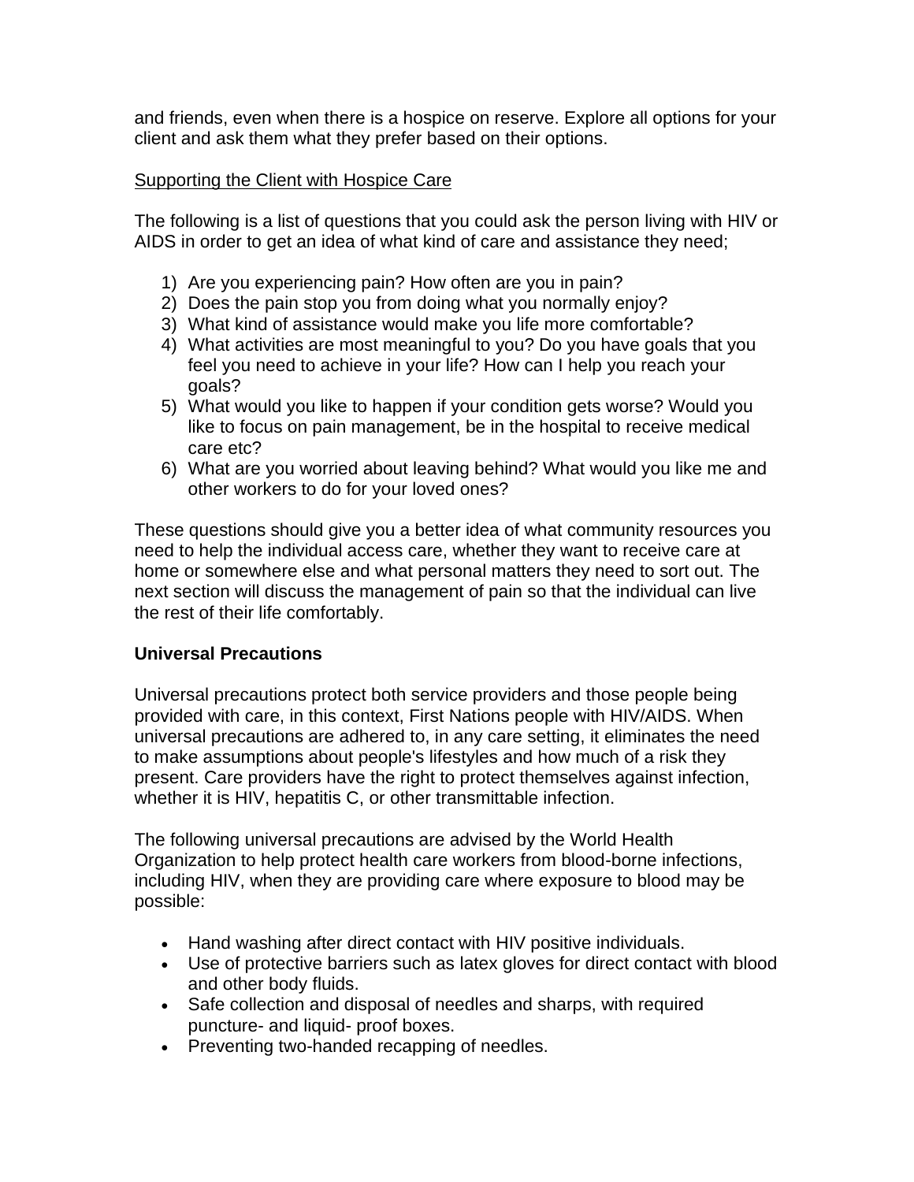and friends, even when there is a hospice on reserve. Explore all options for your client and ask them what they prefer based on their options.

Supporting the Client with Hospice Care

The following is a list of questions that you could ask the person living with HIV or AIDS in order to get an idea of what kind of care and assistance they need;

1) Are you experiencing pain? How often are you in pain?
2) Does the pain stop you from doing what you normally enjoy?
3) What kind of assistance would make you life more comfortable?
4) What activities are most meaningful to you? Do you have goals that you feel you need to achieve in your life? How can I help you reach your goals?
5) What would you like to happen if your condition gets worse? Would you like to focus on pain management, be in the hospital to receive medical care etc?
6) What are you worried about leaving behind? What would you like me and other workers to do for your loved ones?

These questions should give you a better idea of what community resources you need to help the individual access care, whether they want to receive care at home or somewhere else and what personal matters they need to sort out. The next section will discuss the management of pain so that the individual can live the rest of their life comfortably.

**Universal Precautions**

Universal precautions protect both service providers and those people being provided with care, in this context, First Nations people with HIV/AIDS. When universal precautions are adhered to, in any care setting, it eliminates the need to make assumptions about people's lifestyles and how much of a risk they present. Care providers have the right to protect themselves against infection, whether it is HIV, hepatitis C, or other transmittable infection.

The following universal precautions are advised by the World Health Organization to help protect health care workers from blood-borne infections, including HIV, when they are providing care where exposure to blood may be possible:

- Hand washing after direct contact with HIV positive individuals.
- Use of protective barriers such as latex gloves for direct contact with blood and other body fluids.
- Safe collection and disposal of needles and sharps, with required puncture- and liquid- proof boxes.
- Preventing two-handed recapping of needles.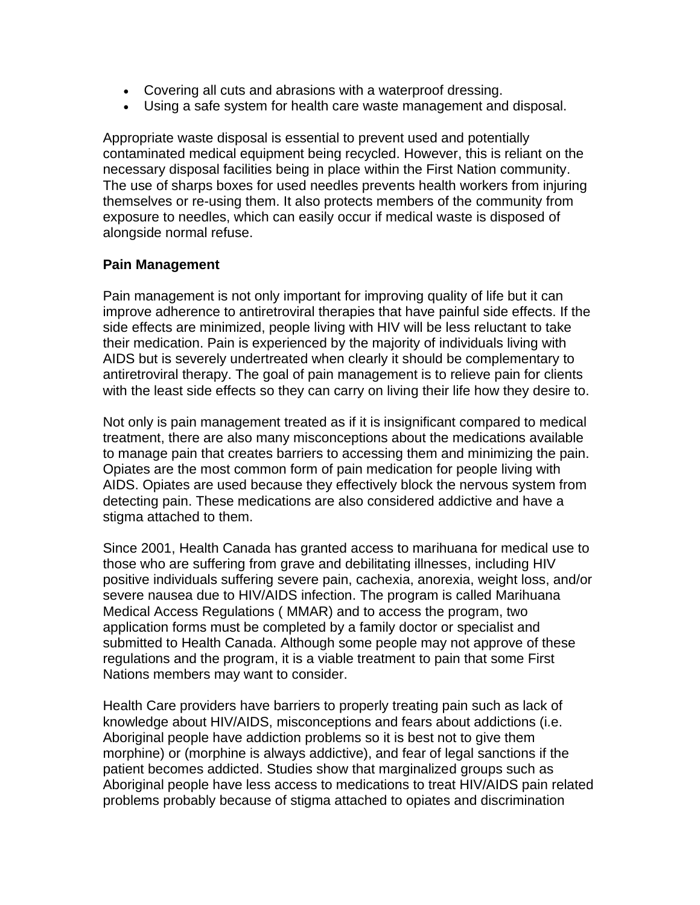- Covering all cuts and abrasions with a waterproof dressing.
- Using a safe system for health care waste management and disposal.

Appropriate waste disposal is essential to prevent used and potentially contaminated medical equipment being recycled. However, this is reliant on the necessary disposal facilities being in place within the First Nation community. The use of sharps boxes for used needles prevents health workers from injuring themselves or re-using them. It also protects members of the community from exposure to needles, which can easily occur if medical waste is disposed of alongside normal refuse.

**Pain Management**

Pain management is not only important for improving quality of life but it can improve adherence to antiretroviral therapies that have painful side effects. If the side effects are minimized, people living with HIV will be less reluctant to take their medication. Pain is experienced by the majority of individuals living with AIDS but is severely undertreated when clearly it should be complementary to antiretroviral therapy. The goal of pain management is to relieve pain for clients with the least side effects so they can carry on living their life how they desire to.

Not only is pain management treated as if it is insignificant compared to medical treatment, there are also many misconceptions about the medications available to manage pain that creates barriers to accessing them and minimizing the pain. Opiates are the most common form of pain medication for people living with AIDS. Opiates are used because they effectively block the nervous system from detecting pain. These medications are also considered addictive and have a stigma attached to them.

Since 2001, Health Canada has granted access to marihuana for medical use to those who are suffering from grave and debilitating illnesses, including HIV positive individuals suffering severe pain, cachexia, anorexia, weight loss, and/or severe nausea due to HIV/AIDS infection. The program is called Marihuana Medical Access Regulations ( MMAR) and to access the program, two application forms must be completed by a family doctor or specialist and submitted to Health Canada. Although some people may not approve of these regulations and the program, it is a viable treatment to pain that some First Nations members may want to consider.

Health Care providers have barriers to properly treating pain such as lack of knowledge about HIV/AIDS, misconceptions and fears about addictions (i.e. Aboriginal people have addiction problems so it is best not to give them morphine) or (morphine is always addictive), and fear of legal sanctions if the patient becomes addicted. Studies show that marginalized groups such as Aboriginal people have less access to medications to treat HIV/AIDS pain related problems probably because of stigma attached to opiates and discrimination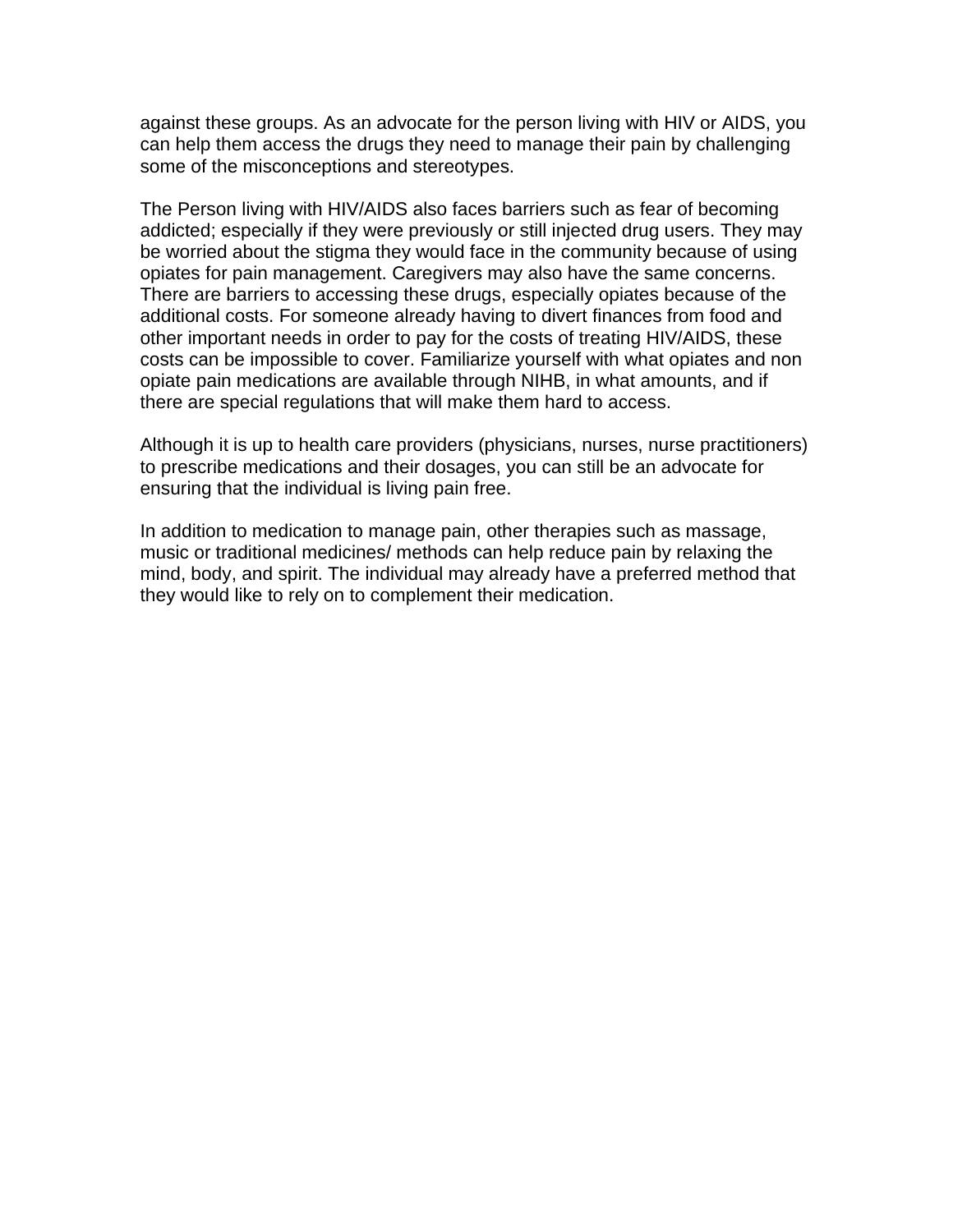against these groups. As an advocate for the person living with HIV or AIDS, you can help them access the drugs they need to manage their pain by challenging some of the misconceptions and stereotypes.

The Person living with HIV/AIDS also faces barriers such as fear of becoming addicted; especially if they were previously or still injected drug users. They may be worried about the stigma they would face in the community because of using opiates for pain management. Caregivers may also have the same concerns. There are barriers to accessing these drugs, especially opiates because of the additional costs. For someone already having to divert finances from food and other important needs in order to pay for the costs of treating HIV/AIDS, these costs can be impossible to cover. Familiarize yourself with what opiates and non opiate pain medications are available through NIHB, in what amounts, and if there are special regulations that will make them hard to access.

Although it is up to health care providers (physicians, nurses, nurse practitioners) to prescribe medications and their dosages, you can still be an advocate for ensuring that the individual is living pain free.

In addition to medication to manage pain, other therapies such as massage, music or traditional medicines/ methods can help reduce pain by relaxing the mind, body, and spirit. The individual may already have a preferred method that they would like to rely on to complement their medication.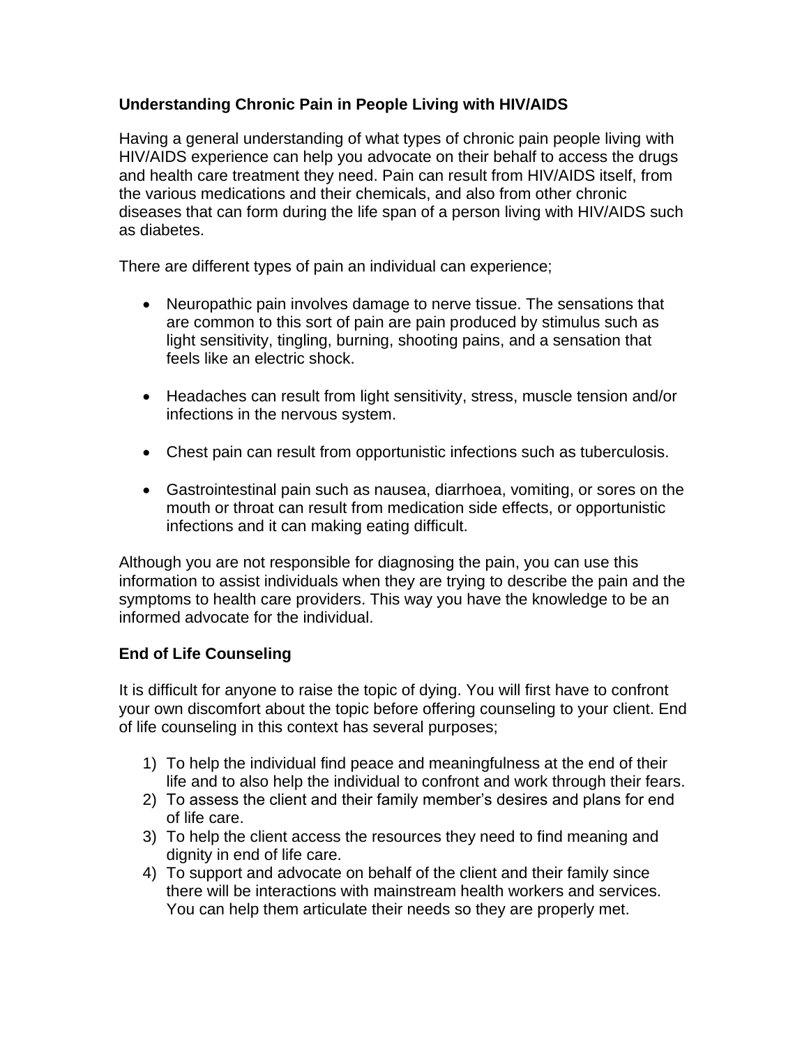**Understanding Chronic Pain in People Living with HIV/AIDS**

Having a general understanding of what types of chronic pain people living with HIV/AIDS experience can help you advocate on their behalf to access the drugs and health care treatment they need. Pain can result from HIV/AIDS itself, from the various medications and their chemicals, and also from other chronic diseases that can form during the life span of a person living with HIV/AIDS such as diabetes.

There are different types of pain an individual can experience;

- Neuropathic pain involves damage to nerve tissue. The sensations that are common to this sort of pain are pain produced by stimulus such as light sensitivity, tingling, burning, shooting pains, and a sensation that feels like an electric shock.

- Headaches can result from light sensitivity, stress, muscle tension and/or infections in the nervous system.

- Chest pain can result from opportunistic infections such as tuberculosis.

- Gastrointestinal pain such as nausea, diarrhoea, vomiting, or sores on the mouth or throat can result from medication side effects, or opportunistic infections and it can making eating difficult.

Although you are not responsible for diagnosing the pain, you can use this information to assist individuals when they are trying to describe the pain and the symptoms to health care providers. This way you have the knowledge to be an informed advocate for the individual.

**End of Life Counseling**

It is difficult for anyone to raise the topic of dying. You will first have to confront your own discomfort about the topic before offering counseling to your client. End of life counseling in this context has several purposes;

1) To help the individual find peace and meaningfulness at the end of their life and to also help the individual to confront and work through their fears.
2) To assess the client and their family member's desires and plans for end of life care.
3) To help the client access the resources they need to find meaning and dignity in end of life care.
4) To support and advocate on behalf of the client and their family since there will be interactions with mainstream health workers and services. You can help them articulate their needs so they are properly met.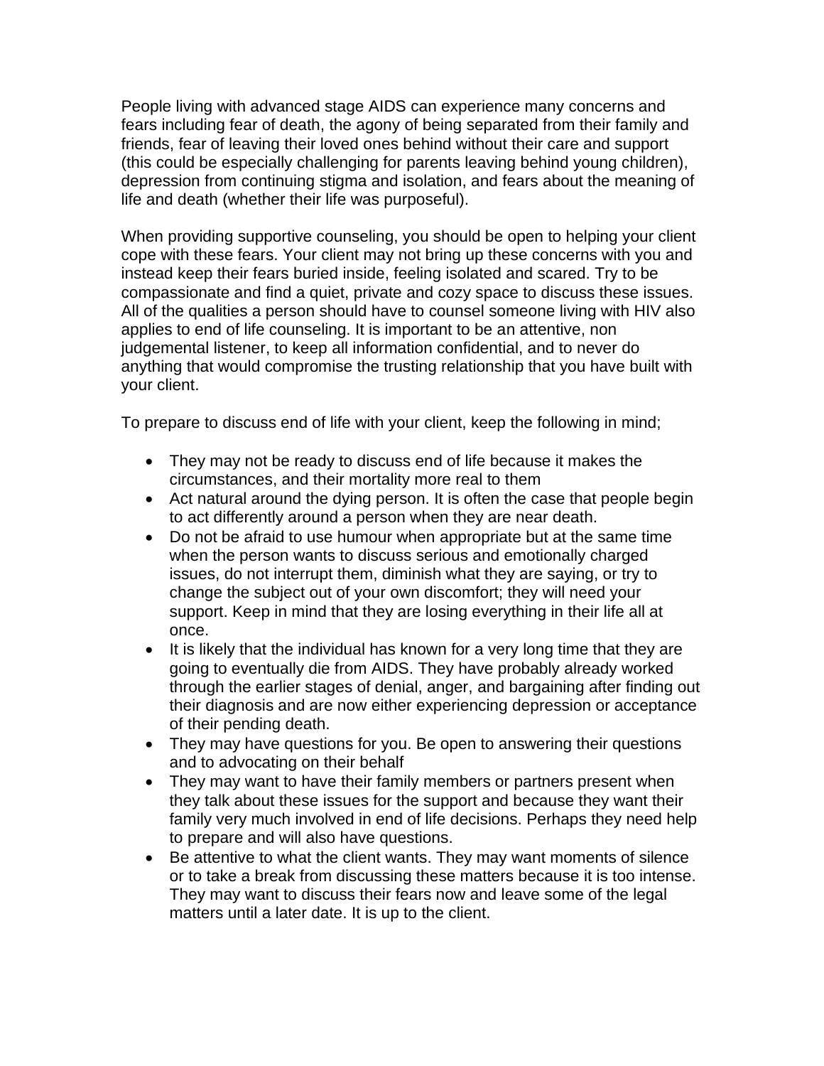People living with advanced stage AIDS can experience many concerns and fears including fear of death, the agony of being separated from their family and friends, fear of leaving their loved ones behind without their care and support (this could be especially challenging for parents leaving behind young children), depression from continuing stigma and isolation, and fears about the meaning of life and death (whether their life was purposeful).

When providing supportive counseling, you should be open to helping your client cope with these fears. Your client may not bring up these concerns with you and instead keep their fears buried inside, feeling isolated and scared. Try to be compassionate and find a quiet, private and cozy space to discuss these issues. All of the qualities a person should have to counsel someone living with HIV also applies to end of life counseling. It is important to be an attentive, non judgemental listener, to keep all information confidential, and to never do anything that would compromise the trusting relationship that you have built with your client.

To prepare to discuss end of life with your client, keep the following in mind;

- They may not be ready to discuss end of life because it makes the circumstances, and their mortality more real to them
- Act natural around the dying person. It is often the case that people begin to act differently around a person when they are near death.
- Do not be afraid to use humour when appropriate but at the same time when the person wants to discuss serious and emotionally charged issues, do not interrupt them, diminish what they are saying, or try to change the subject out of your own discomfort; they will need your support. Keep in mind that they are losing everything in their life all at once.
- It is likely that the individual has known for a very long time that they are going to eventually die from AIDS. They have probably already worked through the earlier stages of denial, anger, and bargaining after finding out their diagnosis and are now either experiencing depression or acceptance of their pending death.
- They may have questions for you. Be open to answering their questions and to advocating on their behalf
- They may want to have their family members or partners present when they talk about these issues for the support and because they want their family very much involved in end of life decisions. Perhaps they need help to prepare and will also have questions.
- Be attentive to what the client wants. They may want moments of silence or to take a break from discussing these matters because it is too intense. They may want to discuss their fears now and leave some of the legal matters until a later date. It is up to the client.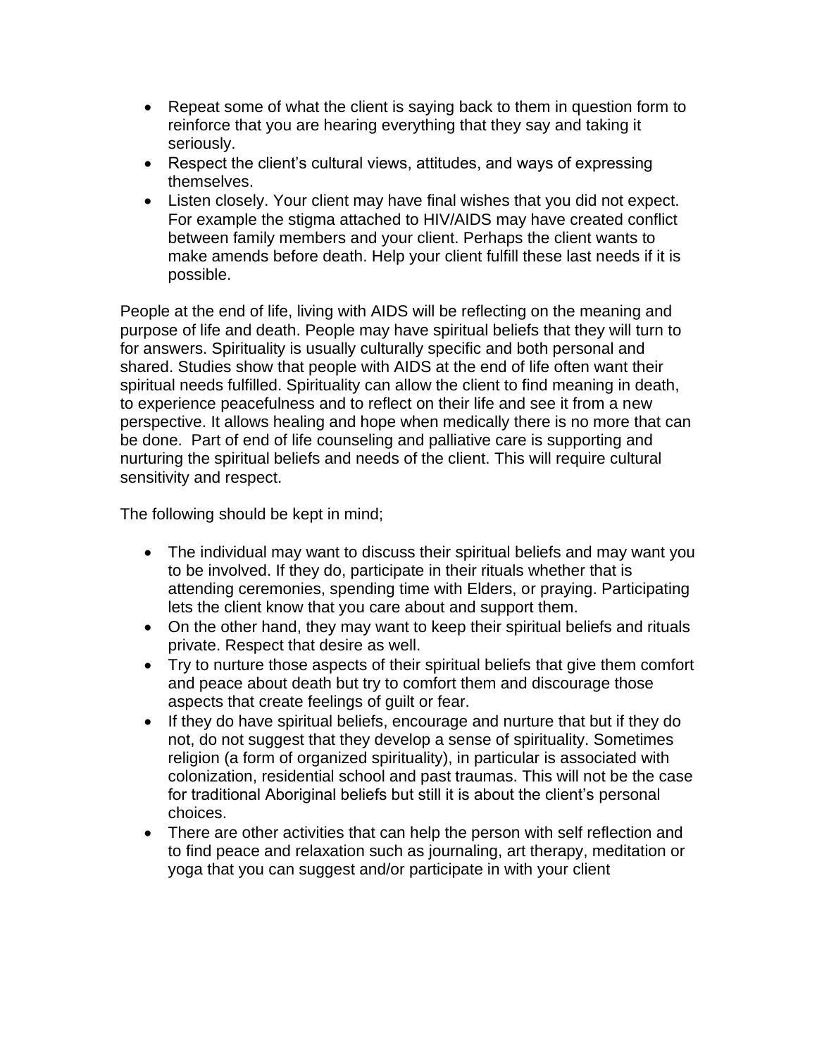- Repeat some of what the client is saying back to them in question form to reinforce that you are hearing everything that they say and taking it seriously.
- Respect the client's cultural views, attitudes, and ways of expressing themselves.
- Listen closely. Your client may have final wishes that you did not expect. For example the stigma attached to HIV/AIDS may have created conflict between family members and your client. Perhaps the client wants to make amends before death. Help your client fulfill these last needs if it is possible.

People at the end of life, living with AIDS will be reflecting on the meaning and purpose of life and death. People may have spiritual beliefs that they will turn to for answers. Spirituality is usually culturally specific and both personal and shared. Studies show that people with AIDS at the end of life often want their spiritual needs fulfilled. Spirituality can allow the client to find meaning in death, to experience peacefulness and to reflect on their life and see it from a new perspective. It allows healing and hope when medically there is no more that can be done. Part of end of life counseling and palliative care is supporting and nurturing the spiritual beliefs and needs of the client. This will require cultural sensitivity and respect.

The following should be kept in mind;

- The individual may want to discuss their spiritual beliefs and may want you to be involved. If they do, participate in their rituals whether that is attending ceremonies, spending time with Elders, or praying. Participating lets the client know that you care about and support them.
- On the other hand, they may want to keep their spiritual beliefs and rituals private. Respect that desire as well.
- Try to nurture those aspects of their spiritual beliefs that give them comfort and peace about death but try to comfort them and discourage those aspects that create feelings of guilt or fear.
- If they do have spiritual beliefs, encourage and nurture that but if they do not, do not suggest that they develop a sense of spirituality. Sometimes religion (a form of organized spirituality), in particular is associated with colonization, residential school and past traumas. This will not be the case for traditional Aboriginal beliefs but still it is about the client's personal choices.
- There are other activities that can help the person with self reflection and to find peace and relaxation such as journaling, art therapy, meditation or yoga that you can suggest and/or participate in with your client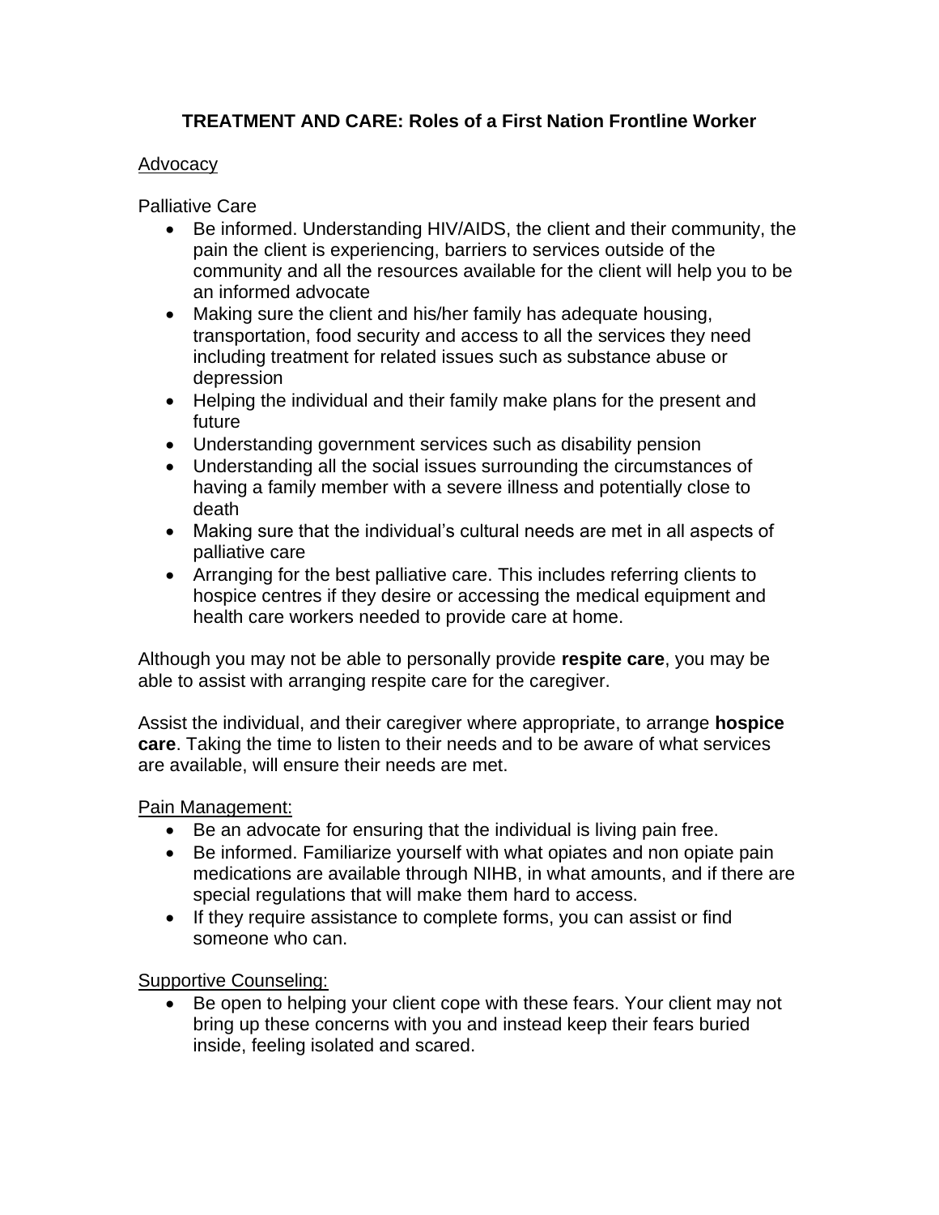# TREATMENT AND CARE: Roles of a First Nation Frontline Worker

## Advocacy

### Palliative Care

- Be informed. Understanding HIV/AIDS, the client and their community, the pain the client is experiencing, barriers to services outside of the community and all the resources available for the client will help you to be an informed advocate
- Making sure the client and his/her family has adequate housing, transportation, food security and access to all the services they need including treatment for related issues such as substance abuse or depression
- Helping the individual and their family make plans for the present and future
- Understanding government services such as disability pension
- Understanding all the social issues surrounding the circumstances of having a family member with a severe illness and potentially close to death
- Making sure that the individual's cultural needs are met in all aspects of palliative care
- Arranging for the best palliative care. This includes referring clients to hospice centres if they desire or accessing the medical equipment and health care workers needed to provide care at home.

Although you may not be able to personally provide **respite care**, you may be able to assist with arranging respite care for the caregiver.

Assist the individual, and their caregiver where appropriate, to arrange **hospice care**. Taking the time to listen to their needs and to be aware of what services are available, will ensure their needs are met.

### Pain Management:

- Be an advocate for ensuring that the individual is living pain free.
- Be informed. Familiarize yourself with what opiates and non opiate pain medications are available through NIHB, in what amounts, and if there are special regulations that will make them hard to access.
- If they require assistance to complete forms, you can assist or find someone who can.

### Supportive Counseling:

- Be open to helping your client cope with these fears. Your client may not bring up these concerns with you and instead keep their fears buried inside, feeling isolated and scared.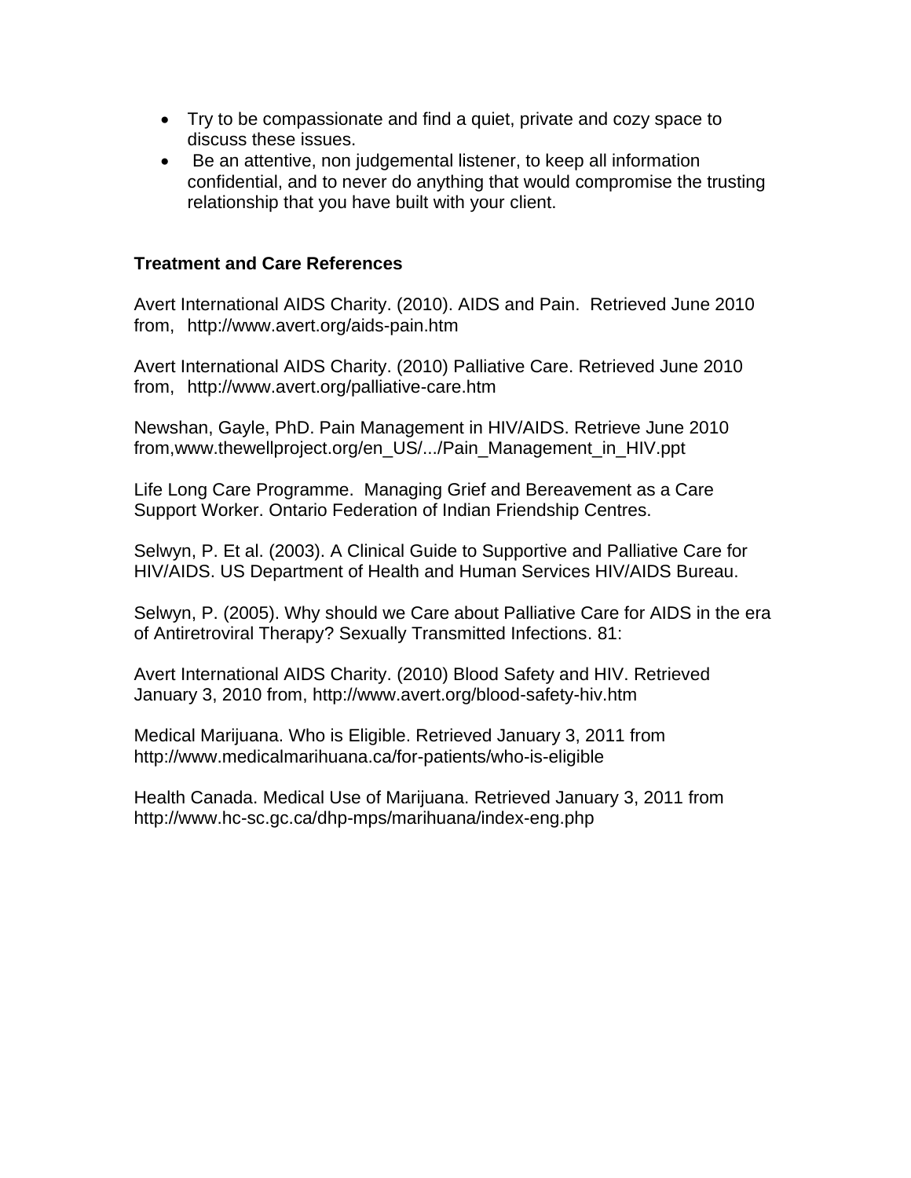- Try to be compassionate and find a quiet, private and cozy space to discuss these issues.
- Be an attentive, non judgemental listener, to keep all information confidential, and to never do anything that would compromise the trusting relationship that you have built with your client.

**Treatment and Care References**

Avert International AIDS Charity. (2010). AIDS and Pain. Retrieved June 2010 from, http://www.avert.org/aids-pain.htm

Avert International AIDS Charity. (2010) Palliative Care. Retrieved June 2010 from, http://www.avert.org/palliative-care.htm

Newshan, Gayle, PhD. Pain Management in HIV/AIDS. Retrieve June 2010 from,www.thewellproject.org/en_US/.../Pain_Management_in_HIV.ppt

Life Long Care Programme. Managing Grief and Bereavement as a Care Support Worker. Ontario Federation of Indian Friendship Centres.

Selwyn, P. Et al. (2003). A Clinical Guide to Supportive and Palliative Care for HIV/AIDS. US Department of Health and Human Services HIV/AIDS Bureau.

Selwyn, P. (2005). Why should we Care about Palliative Care for AIDS in the era of Antiretroviral Therapy? Sexually Transmitted Infections. 81:

Avert International AIDS Charity. (2010) Blood Safety and HIV. Retrieved January 3, 2010 from, http://www.avert.org/blood-safety-hiv.htm

Medical Marijuana. Who is Eligible. Retrieved January 3, 2011 from http://www.medicalmarihuana.ca/for-patients/who-is-eligible

Health Canada. Medical Use of Marijuana. Retrieved January 3, 2011 from http://www.hc-sc.gc.ca/dhp-mps/marihuana/index-eng.php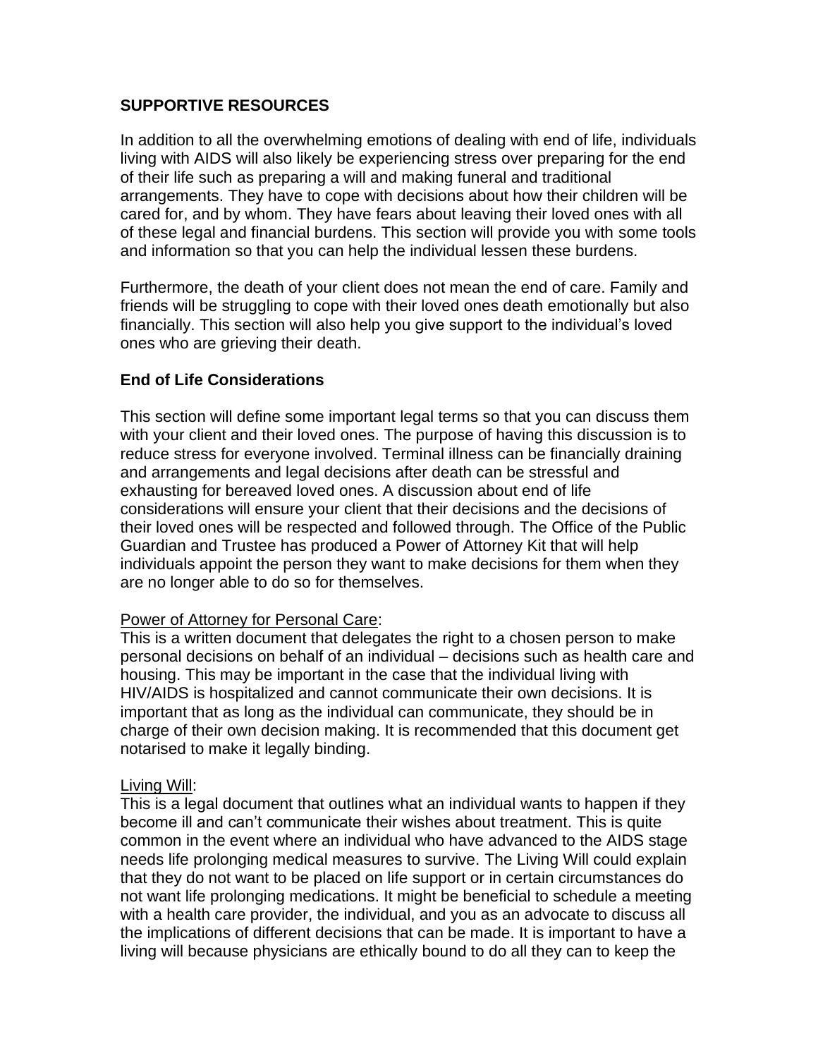## SUPPORTIVE RESOURCES

In addition to all the overwhelming emotions of dealing with end of life, individuals living with AIDS will also likely be experiencing stress over preparing for the end of their life such as preparing a will and making funeral and traditional arrangements. They have to cope with decisions about how their children will be cared for, and by whom. They have fears about leaving their loved ones with all of these legal and financial burdens. This section will provide you with some tools and information so that you can help the individual lessen these burdens.

Furthermore, the death of your client does not mean the end of care. Family and friends will be struggling to cope with their loved ones death emotionally but also financially. This section will also help you give support to the individual's loved ones who are grieving their death.

### End of Life Considerations

This section will define some important legal terms so that you can discuss them with your client and their loved ones. The purpose of having this discussion is to reduce stress for everyone involved. Terminal illness can be financially draining and arrangements and legal decisions after death can be stressful and exhausting for bereaved loved ones. A discussion about end of life considerations will ensure your client that their decisions and the decisions of their loved ones will be respected and followed through. The Office of the Public Guardian and Trustee has produced a Power of Attorney Kit that will help individuals appoint the person they want to make decisions for them when they are no longer able to do so for themselves.

<u>Power of Attorney for Personal Care</u>:
This is a written document that delegates the right to a chosen person to make personal decisions on behalf of an individual – decisions such as health care and housing. This may be important in the case that the individual living with HIV/AIDS is hospitalized and cannot communicate their own decisions. It is important that as long as the individual can communicate, they should be in charge of their own decision making. It is recommended that this document get notarised to make it legally binding.

<u>Living Will</u>:
This is a legal document that outlines what an individual wants to happen if they become ill and can't communicate their wishes about treatment. This is quite common in the event where an individual who have advanced to the AIDS stage needs life prolonging medical measures to survive. The Living Will could explain that they do not want to be placed on life support or in certain circumstances do not want life prolonging medications. It might be beneficial to schedule a meeting with a health care provider, the individual, and you as an advocate to discuss all the implications of different decisions that can be made. It is important to have a living will because physicians are ethically bound to do all they can to keep the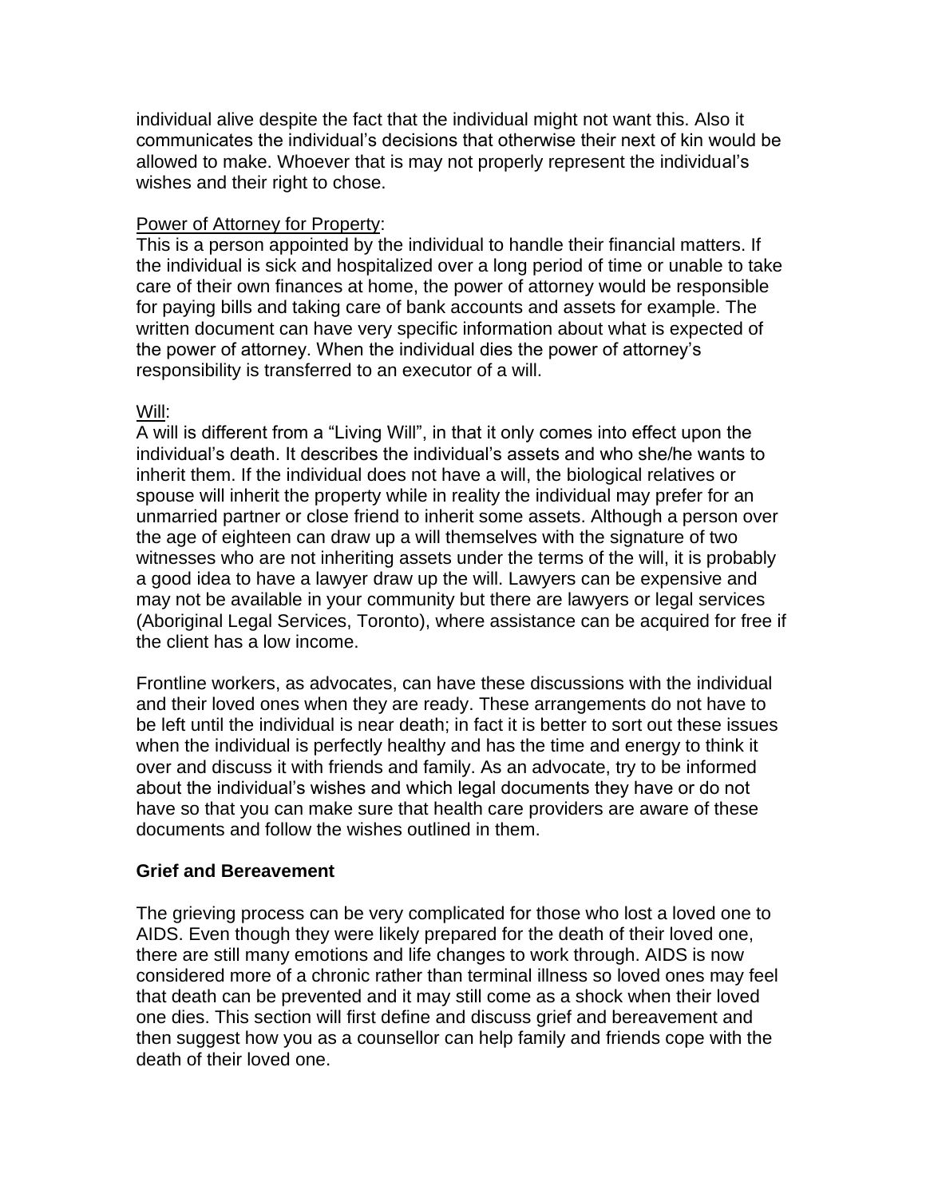individual alive despite the fact that the individual might not want this. Also it communicates the individual's decisions that otherwise their next of kin would be allowed to make. Whoever that is may not properly represent the individual's wishes and their right to chose.

<u>Power of Attorney for Property</u>:

This is a person appointed by the individual to handle their financial matters. If the individual is sick and hospitalized over a long period of time or unable to take care of their own finances at home, the power of attorney would be responsible for paying bills and taking care of bank accounts and assets for example. The written document can have very specific information about what is expected of the power of attorney. When the individual dies the power of attorney's responsibility is transferred to an executor of a will.

<u>Will</u>:

A will is different from a "Living Will", in that it only comes into effect upon the individual's death. It describes the individual's assets and who she/he wants to inherit them. If the individual does not have a will, the biological relatives or spouse will inherit the property while in reality the individual may prefer for an unmarried partner or close friend to inherit some assets. Although a person over the age of eighteen can draw up a will themselves with the signature of two witnesses who are not inheriting assets under the terms of the will, it is probably a good idea to have a lawyer draw up the will. Lawyers can be expensive and may not be available in your community but there are lawyers or legal services (Aboriginal Legal Services, Toronto), where assistance can be acquired for free if the client has a low income.

Frontline workers, as advocates, can have these discussions with the individual and their loved ones when they are ready. These arrangements do not have to be left until the individual is near death; in fact it is better to sort out these issues when the individual is perfectly healthy and has the time and energy to think it over and discuss it with friends and family. As an advocate, try to be informed about the individual's wishes and which legal documents they have or do not have so that you can make sure that health care providers are aware of these documents and follow the wishes outlined in them.

**Grief and Bereavement**

The grieving process can be very complicated for those who lost a loved one to AIDS. Even though they were likely prepared for the death of their loved one, there are still many emotions and life changes to work through. AIDS is now considered more of a chronic rather than terminal illness so loved ones may feel that death can be prevented and it may still come as a shock when their loved one dies. This section will first define and discuss grief and bereavement and then suggest how you as a counsellor can help family and friends cope with the death of their loved one.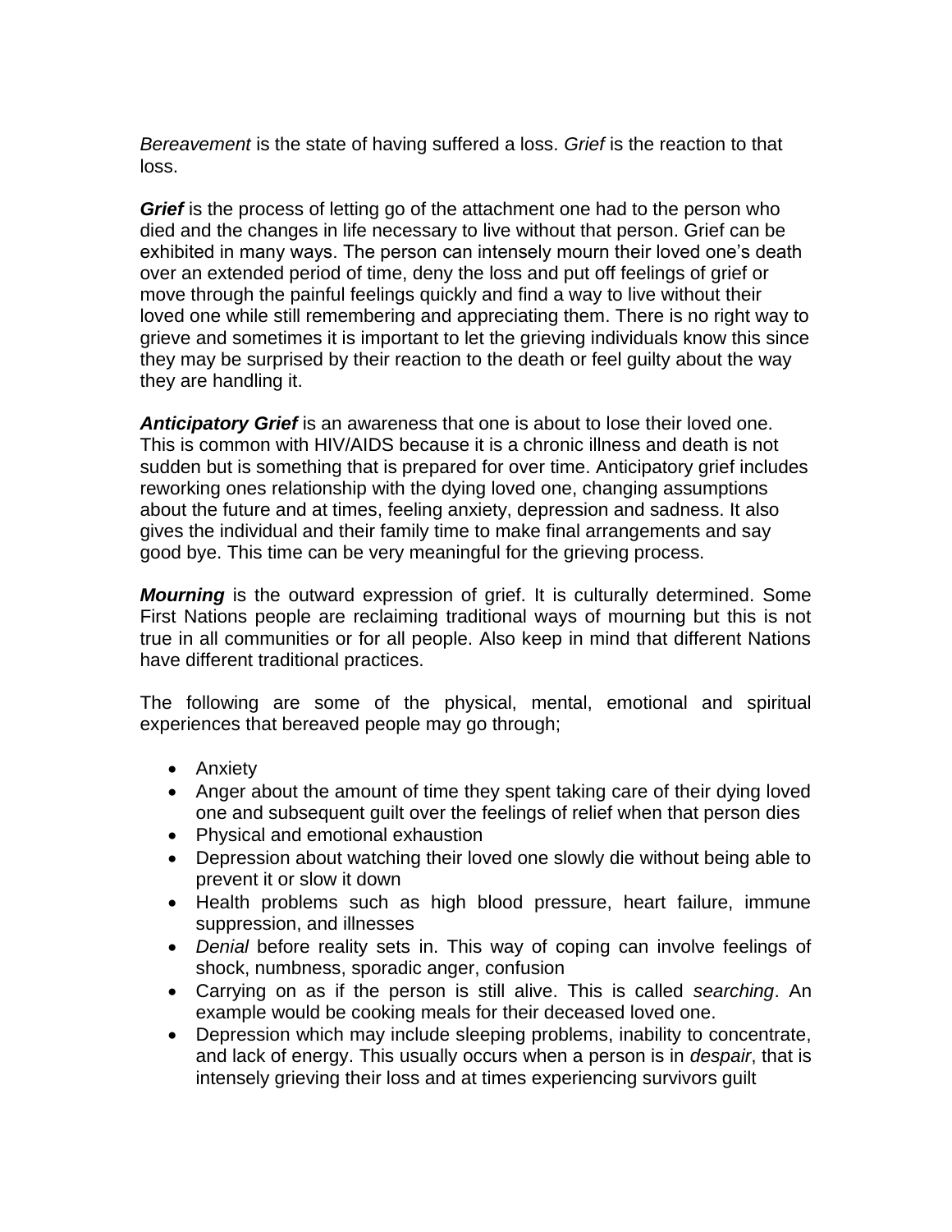*Bereavement* is the state of having suffered a loss. *Grief* is the reaction to that loss.

***Grief*** is the process of letting go of the attachment one had to the person who died and the changes in life necessary to live without that person. Grief can be exhibited in many ways. The person can intensely mourn their loved one's death over an extended period of time, deny the loss and put off feelings of grief or move through the painful feelings quickly and find a way to live without their loved one while still remembering and appreciating them. There is no right way to grieve and sometimes it is important to let the grieving individuals know this since they may be surprised by their reaction to the death or feel guilty about the way they are handling it.

***Anticipatory Grief*** is an awareness that one is about to lose their loved one. This is common with HIV/AIDS because it is a chronic illness and death is not sudden but is something that is prepared for over time. Anticipatory grief includes reworking ones relationship with the dying loved one, changing assumptions about the future and at times, feeling anxiety, depression and sadness. It also gives the individual and their family time to make final arrangements and say good bye. This time can be very meaningful for the grieving process.

***Mourning*** is the outward expression of grief. It is culturally determined. Some First Nations people are reclaiming traditional ways of mourning but this is not true in all communities or for all people. Also keep in mind that different Nations have different traditional practices.

The following are some of the physical, mental, emotional and spiritual experiences that bereaved people may go through;

- Anxiety
- Anger about the amount of time they spent taking care of their dying loved one and subsequent guilt over the feelings of relief when that person dies
- Physical and emotional exhaustion
- Depression about watching their loved one slowly die without being able to prevent it or slow it down
- Health problems such as high blood pressure, heart failure, immune suppression, and illnesses
- *Denial* before reality sets in. This way of coping can involve feelings of shock, numbness, sporadic anger, confusion
- Carrying on as if the person is still alive. This is called *searching*. An example would be cooking meals for their deceased loved one.
- Depression which may include sleeping problems, inability to concentrate, and lack of energy. This usually occurs when a person is in *despair*, that is intensely grieving their loss and at times experiencing survivors guilt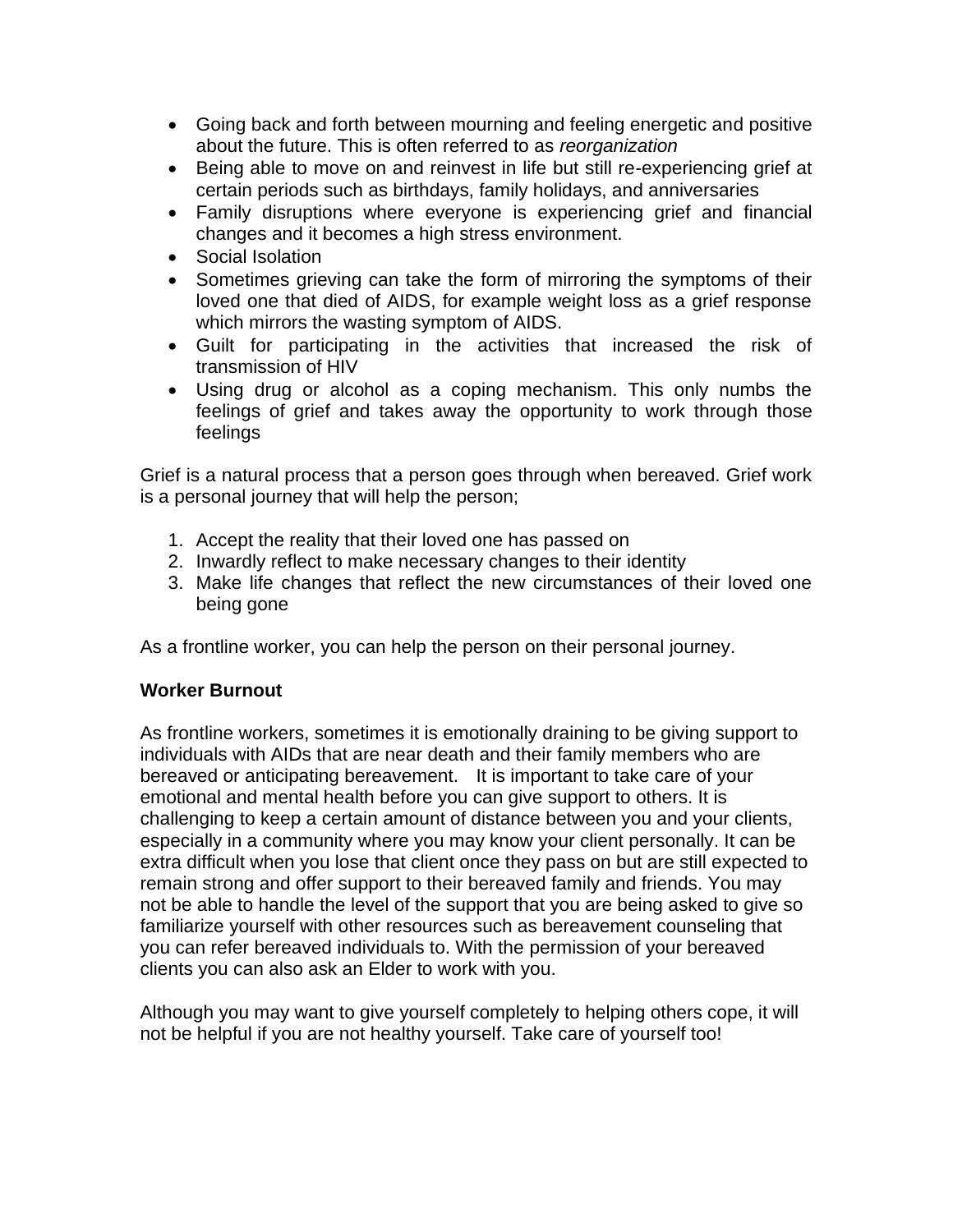- Going back and forth between mourning and feeling energetic and positive about the future. This is often referred to as *reorganization*
- Being able to move on and reinvest in life but still re-experiencing grief at certain periods such as birthdays, family holidays, and anniversaries
- Family disruptions where everyone is experiencing grief and financial changes and it becomes a high stress environment.
- Social Isolation
- Sometimes grieving can take the form of mirroring the symptoms of their loved one that died of AIDS, for example weight loss as a grief response which mirrors the wasting symptom of AIDS.
- Guilt for participating in the activities that increased the risk of transmission of HIV
- Using drug or alcohol as a coping mechanism. This only numbs the feelings of grief and takes away the opportunity to work through those feelings

Grief is a natural process that a person goes through when bereaved. Grief work is a personal journey that will help the person;

1. Accept the reality that their loved one has passed on
2. Inwardly reflect to make necessary changes to their identity
3. Make life changes that reflect the new circumstances of their loved one being gone

As a frontline worker, you can help the person on their personal journey.

**Worker Burnout**

As frontline workers, sometimes it is emotionally draining to be giving support to individuals with AIDs that are near death and their family members who are bereaved or anticipating bereavement. It is important to take care of your emotional and mental health before you can give support to others. It is challenging to keep a certain amount of distance between you and your clients, especially in a community where you may know your client personally. It can be extra difficult when you lose that client once they pass on but are still expected to remain strong and offer support to their bereaved family and friends. You may not be able to handle the level of the support that you are being asked to give so familiarize yourself with other resources such as bereavement counseling that you can refer bereaved individuals to. With the permission of your bereaved clients you can also ask an Elder to work with you.

Although you may want to give yourself completely to helping others cope, it will not be helpful if you are not healthy yourself. Take care of yourself too!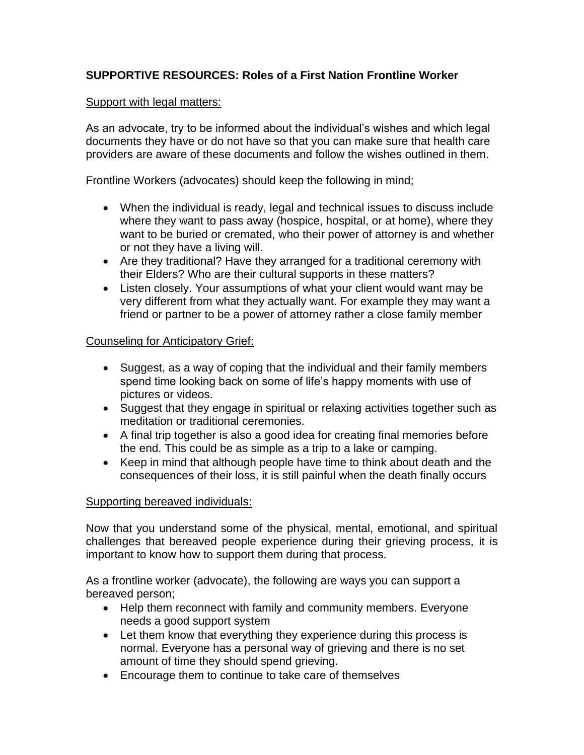**SUPPORTIVE RESOURCES: Roles of a First Nation Frontline Worker**

<u>Support with legal matters:</u>

As an advocate, try to be informed about the individual's wishes and which legal documents they have or do not have so that you can make sure that health care providers are aware of these documents and follow the wishes outlined in them.

Frontline Workers (advocates) should keep the following in mind;

- When the individual is ready, legal and technical issues to discuss include where they want to pass away (hospice, hospital, or at home), where they want to be buried or cremated, who their power of attorney is and whether or not they have a living will.
- Are they traditional? Have they arranged for a traditional ceremony with their Elders? Who are their cultural supports in these matters?
- Listen closely. Your assumptions of what your client would want may be very different from what they actually want. For example they may want a friend or partner to be a power of attorney rather a close family member

<u>Counseling for Anticipatory Grief:</u>

- Suggest, as a way of coping that the individual and their family members spend time looking back on some of life's happy moments with use of pictures or videos.
- Suggest that they engage in spiritual or relaxing activities together such as meditation or traditional ceremonies.
- A final trip together is also a good idea for creating final memories before the end. This could be as simple as a trip to a lake or camping.
- Keep in mind that although people have time to think about death and the consequences of their loss, it is still painful when the death finally occurs

<u>Supporting bereaved individuals:</u>

Now that you understand some of the physical, mental, emotional, and spiritual challenges that bereaved people experience during their grieving process, it is important to know how to support them during that process.

As a frontline worker (advocate), the following are ways you can support a bereaved person;

- Help them reconnect with family and community members. Everyone needs a good support system
- Let them know that everything they experience during this process is normal. Everyone has a personal way of grieving and there is no set amount of time they should spend grieving.
- Encourage them to continue to take care of themselves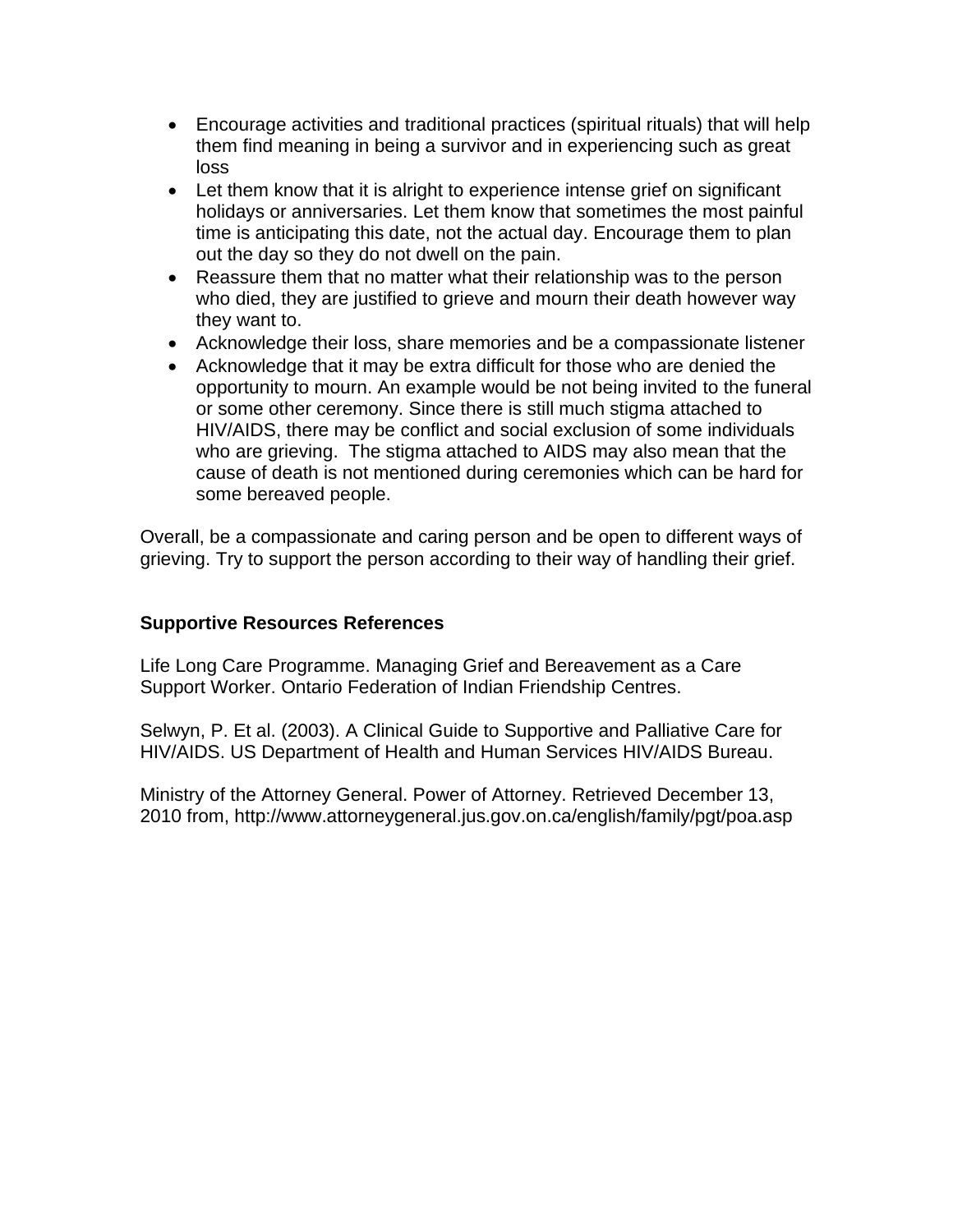- Encourage activities and traditional practices (spiritual rituals) that will help them find meaning in being a survivor and in experiencing such as great loss
- Let them know that it is alright to experience intense grief on significant holidays or anniversaries. Let them know that sometimes the most painful time is anticipating this date, not the actual day. Encourage them to plan out the day so they do not dwell on the pain.
- Reassure them that no matter what their relationship was to the person who died, they are justified to grieve and mourn their death however way they want to.
- Acknowledge their loss, share memories and be a compassionate listener
- Acknowledge that it may be extra difficult for those who are denied the opportunity to mourn. An example would be not being invited to the funeral or some other ceremony. Since there is still much stigma attached to HIV/AIDS, there may be conflict and social exclusion of some individuals who are grieving. The stigma attached to AIDS may also mean that the cause of death is not mentioned during ceremonies which can be hard for some bereaved people.

Overall, be a compassionate and caring person and be open to different ways of grieving. Try to support the person according to their way of handling their grief.

**Supportive Resources References**

Life Long Care Programme. Managing Grief and Bereavement as a Care Support Worker. Ontario Federation of Indian Friendship Centres.

Selwyn, P. Et al. (2003). A Clinical Guide to Supportive and Palliative Care for HIV/AIDS. US Department of Health and Human Services HIV/AIDS Bureau.

Ministry of the Attorney General. Power of Attorney. Retrieved December 13, 2010 from, http://www.attorneygeneral.jus.gov.on.ca/english/family/pgt/poa.asp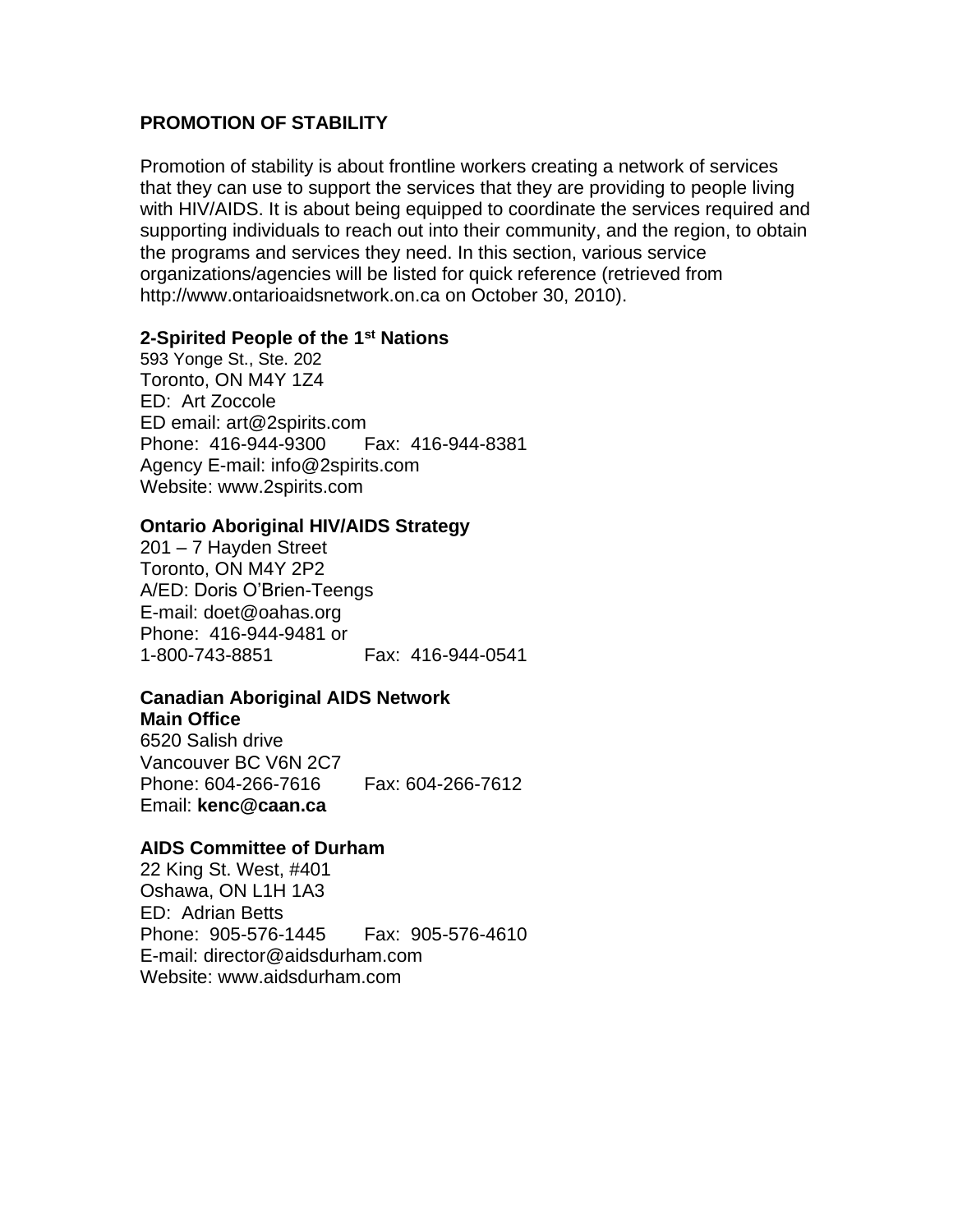## PROMOTION OF STABILITY

Promotion of stability is about frontline workers creating a network of services that they can use to support the services that they are providing to people living with HIV/AIDS. It is about being equipped to coordinate the services required and supporting individuals to reach out into their community, and the region, to obtain the programs and services they need. In this section, various service organizations/agencies will be listed for quick reference (retrieved from http://www.ontarioaidsnetwork.on.ca on October 30, 2010).

**2-Spirited People of the 1st Nations**
593 Yonge St., Ste. 202
Toronto, ON M4Y 1Z4
ED: Art Zoccole
ED email: art@2spirits.com
Phone: 416-944-9300 Fax: 416-944-8381
Agency E-mail: info@2spirits.com
Website: www.2spirits.com

**Ontario Aboriginal HIV/AIDS Strategy**
201 – 7 Hayden Street
Toronto, ON M4Y 2P2
A/ED: Doris O'Brien-Teengs
E-mail: doet@oahas.org
Phone: 416-944-9481 or
1-800-743-8851 Fax: 416-944-0541

**Canadian Aboriginal AIDS Network**
**Main Office**
6520 Salish drive
Vancouver BC V6N 2C7
Phone: 604-266-7616 Fax: 604-266-7612
Email: **kenc@caan.ca**

**AIDS Committee of Durham**
22 King St. West, #401
Oshawa, ON L1H 1A3
ED: Adrian Betts
Phone: 905-576-1445 Fax: 905-576-4610
E-mail: director@aidsdurham.com
Website: www.aidsdurham.com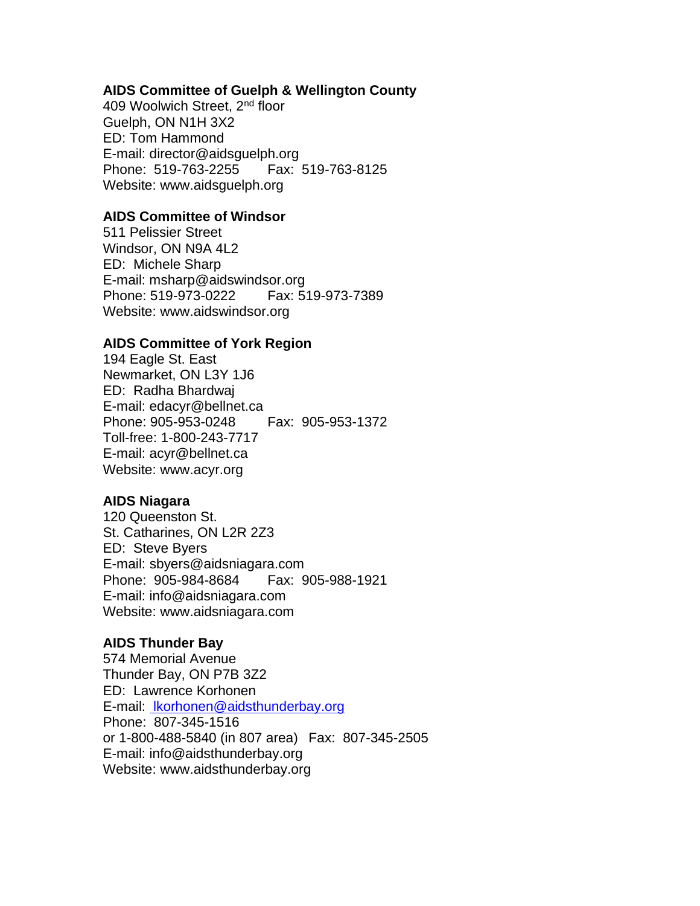**AIDS Committee of Guelph & Wellington County**
409 Woolwich Street, 2nd floor
Guelph, ON N1H 3X2
ED: Tom Hammond
E-mail: director@aidsguelph.org
Phone: 519-763-2255 Fax: 519-763-8125
Website: www.aidsguelph.org

**AIDS Committee of Windsor**
511 Pelissier Street
Windsor, ON N9A 4L2
ED: Michele Sharp
E-mail: msharp@aidswindsor.org
Phone: 519-973-0222 Fax: 519-973-7389
Website: www.aidswindsor.org

**AIDS Committee of York Region**
194 Eagle St. East
Newmarket, ON L3Y 1J6
ED: Radha Bhardwaj
E-mail: edacyr@bellnet.ca
Phone: 905-953-0248 Fax: 905-953-1372
Toll-free: 1-800-243-7717
E-mail: acyr@bellnet.ca
Website: www.acyr.org

**AIDS Niagara**
120 Queenston St.
St. Catharines, ON L2R 2Z3
ED: Steve Byers
E-mail: sbyers@aidsniagara.com
Phone: 905-984-8684 Fax: 905-988-1921
E-mail: info@aidsniagara.com
Website: www.aidsniagara.com

**AIDS Thunder Bay**
574 Memorial Avenue
Thunder Bay, ON P7B 3Z2
ED: Lawrence Korhonen
E-mail: lkorhonen@aidsthunderbay.org
Phone: 807-345-1516
or 1-800-488-5840 (in 807 area) Fax: 807-345-2505
E-mail: info@aidsthunderbay.org
Website: www.aidsthunderbay.org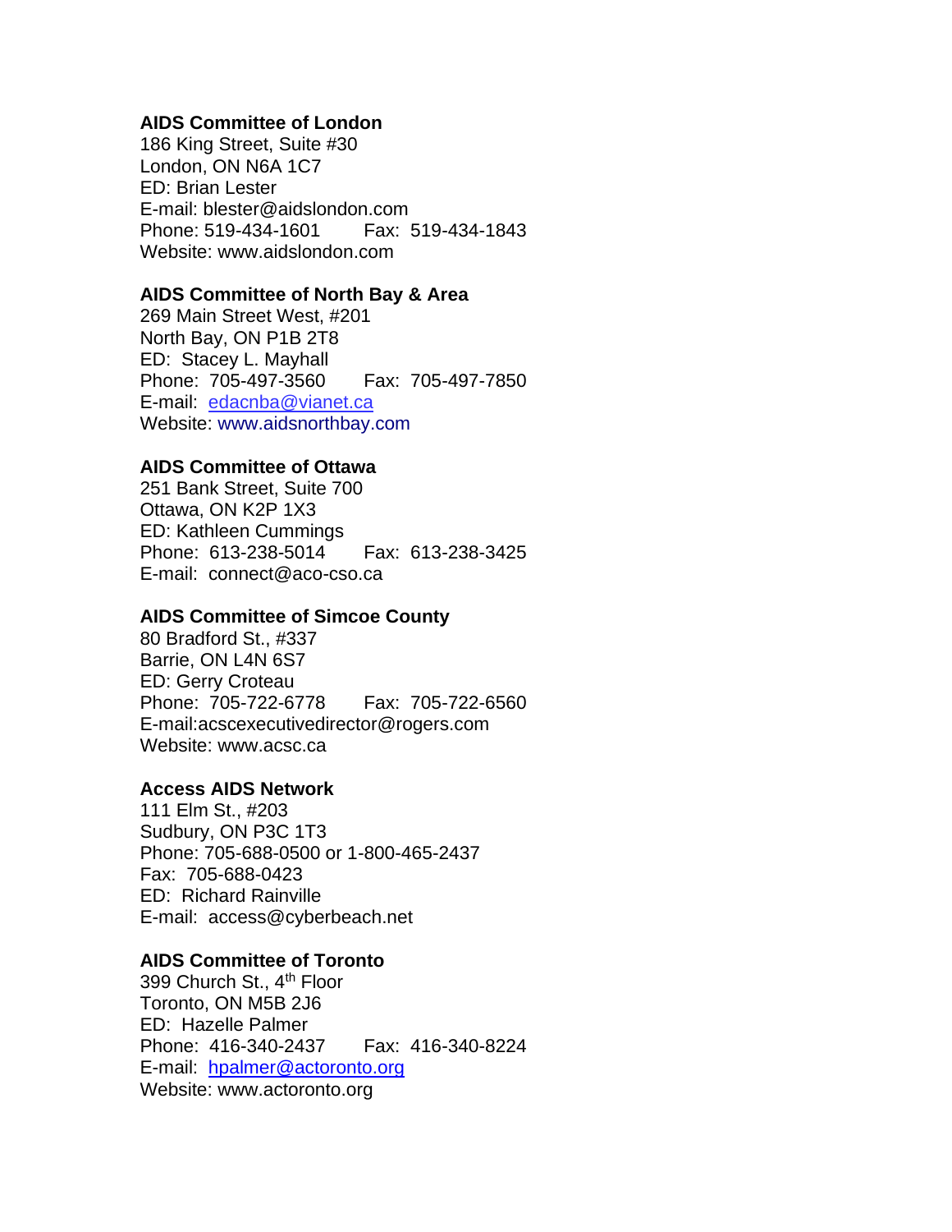**AIDS Committee of London**
186 King Street, Suite #30
London, ON N6A 1C7
ED: Brian Lester
E-mail: blester@aidslondon.com
Phone: 519-434-1601 Fax: 519-434-1843
Website: www.aidslondon.com

**AIDS Committee of North Bay & Area**
269 Main Street West, #201
North Bay, ON P1B 2T8
ED: Stacey L. Mayhall
Phone: 705-497-3560 Fax: 705-497-7850
E-mail: edacnba@vianet.ca
Website: www.aidsnorthbay.com

**AIDS Committee of Ottawa**
251 Bank Street, Suite 700
Ottawa, ON K2P 1X3
ED: Kathleen Cummings
Phone: 613-238-5014 Fax: 613-238-3425
E-mail: connect@aco-cso.ca

**AIDS Committee of Simcoe County**
80 Bradford St., #337
Barrie, ON L4N 6S7
ED: Gerry Croteau
Phone: 705-722-6778 Fax: 705-722-6560
E-mail:acscexecutivedirector@rogers.com
Website: www.acsc.ca

**Access AIDS Network**
111 Elm St., #203
Sudbury, ON P3C 1T3
Phone: 705-688-0500 or 1-800-465-2437
Fax: 705-688-0423
ED: Richard Rainville
E-mail: access@cyberbeach.net

**AIDS Committee of Toronto**
399 Church St., 4th Floor
Toronto, ON M5B 2J6
ED: Hazelle Palmer
Phone: 416-340-2437 Fax: 416-340-8224
E-mail: hpalmer@actoronto.org
Website: www.actoronto.org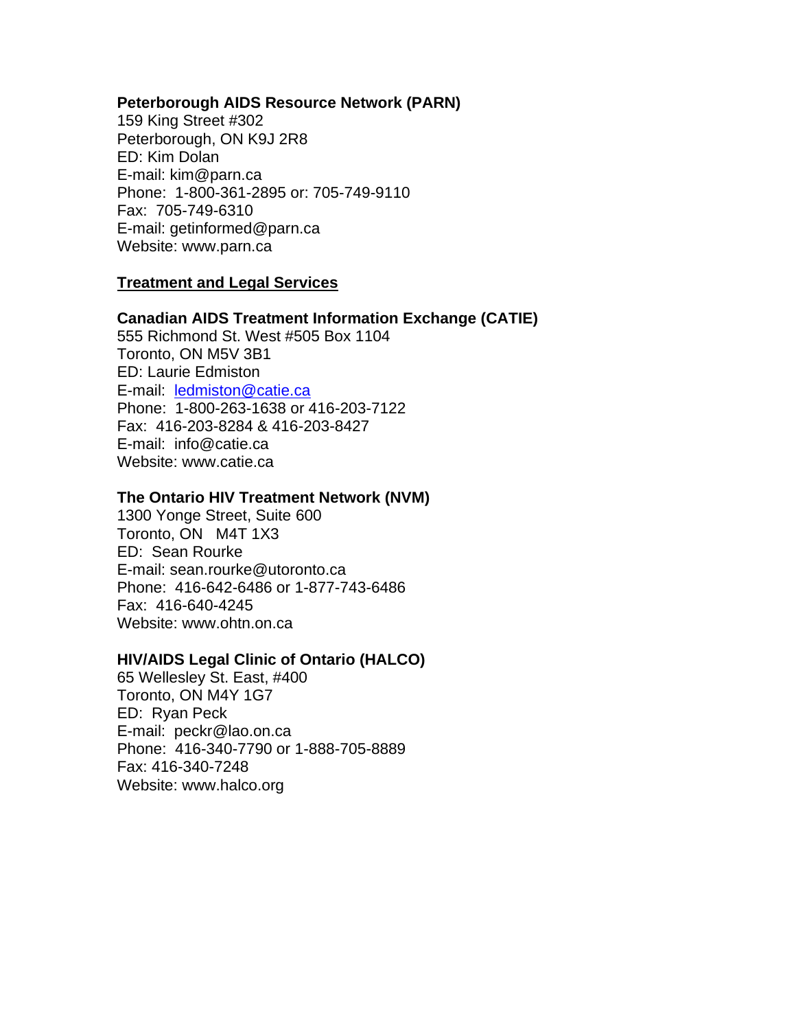**Peterborough AIDS Resource Network (PARN)**
159 King Street #302
Peterborough, ON K9J 2R8
ED: Kim Dolan
E-mail: kim@parn.ca
Phone: 1-800-361-2895 or: 705-749-9110
Fax: 705-749-6310
E-mail: getinformed@parn.ca
Website: www.parn.ca

## Treatment and Legal Services

**Canadian AIDS Treatment Information Exchange (CATIE)**
555 Richmond St. West #505 Box 1104
Toronto, ON M5V 3B1
ED: Laurie Edmiston
E-mail: ledmiston@catie.ca
Phone: 1-800-263-1638 or 416-203-7122
Fax: 416-203-8284 & 416-203-8427
E-mail: info@catie.ca
Website: www.catie.ca

**The Ontario HIV Treatment Network (NVM)**
1300 Yonge Street, Suite 600
Toronto, ON M4T 1X3
ED: Sean Rourke
E-mail: sean.rourke@utoronto.ca
Phone: 416-642-6486 or 1-877-743-6486
Fax: 416-640-4245
Website: www.ohtn.on.ca

**HIV/AIDS Legal Clinic of Ontario (HALCO)**
65 Wellesley St. East, #400
Toronto, ON M4Y 1G7
ED: Ryan Peck
E-mail: peckr@lao.on.ca
Phone: 416-340-7790 or 1-888-705-8889
Fax: 416-340-7248
Website: www.halco.org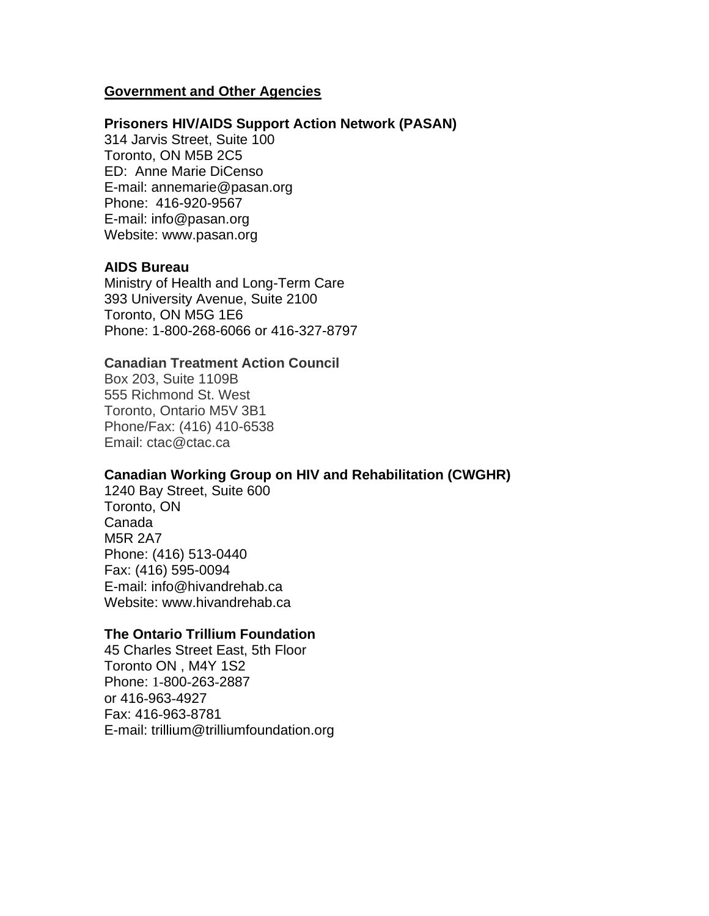**Government and Other Agencies**

**Prisoners HIV/AIDS Support Action Network (PASAN)**
314 Jarvis Street, Suite 100
Toronto, ON M5B 2C5
ED: Anne Marie DiCenso
E-mail: annemarie@pasan.org
Phone: 416-920-9567
E-mail: info@pasan.org
Website: www.pasan.org

**AIDS Bureau**
Ministry of Health and Long-Term Care
393 University Avenue, Suite 2100
Toronto, ON M5G 1E6
Phone: 1-800-268-6066 or 416-327-8797

**Canadian Treatment Action Council**
Box 203, Suite 1109B
555 Richmond St. West
Toronto, Ontario M5V 3B1
Phone/Fax: (416) 410-6538
Email: ctac@ctac.ca

**Canadian Working Group on HIV and Rehabilitation (CWGHR)**
1240 Bay Street, Suite 600
Toronto, ON
Canada
M5R 2A7
Phone: (416) 513-0440
Fax: (416) 595-0094
E-mail: info@hivandrehab.ca
Website: www.hivandrehab.ca

**The Ontario Trillium Foundation**
45 Charles Street East, 5th Floor
Toronto ON , M4Y 1S2
Phone: 1-800-263-2887
or 416-963-4927
Fax: 416-963-8781
E-mail: trillium@trilliumfoundation.org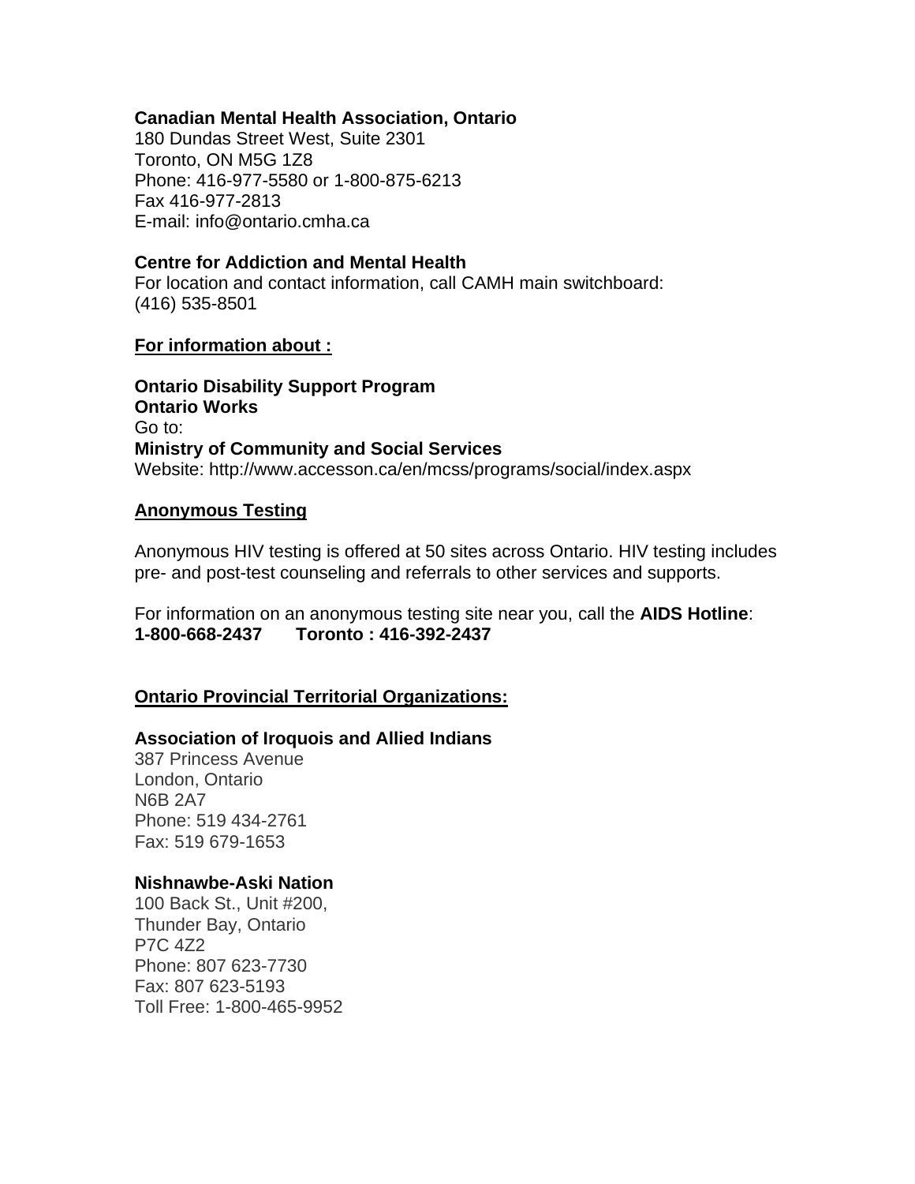**Canadian Mental Health Association, Ontario**
180 Dundas Street West, Suite 2301
Toronto, ON M5G 1Z8
Phone: 416-977-5580 or 1-800-875-6213
Fax 416-977-2813
E-mail: info@ontario.cmha.ca

**Centre for Addiction and Mental Health**
For location and contact information, call CAMH main switchboard:
(416) 535-8501

**For information about :**

**Ontario Disability Support Program**
**Ontario Works**
Go to:
**Ministry of Community and Social Services**
Website: http://www.accesson.ca/en/mcss/programs/social/index.aspx

**Anonymous Testing**

Anonymous HIV testing is offered at 50 sites across Ontario. HIV testing includes pre- and post-test counseling and referrals to other services and supports.

For information on an anonymous testing site near you, call the **AIDS Hotline**:
**1-800-668-2437 Toronto : 416-392-2437**

**Ontario Provincial Territorial Organizations:**

**Association of Iroquois and Allied Indians**
387 Princess Avenue
London, Ontario
N6B 2A7
Phone: 519 434-2761
Fax: 519 679-1653

**Nishnawbe-Aski Nation**
100 Back St., Unit #200,
Thunder Bay, Ontario
P7C 4Z2
Phone: 807 623-7730
Fax: 807 623-5193
Toll Free: 1-800-465-9952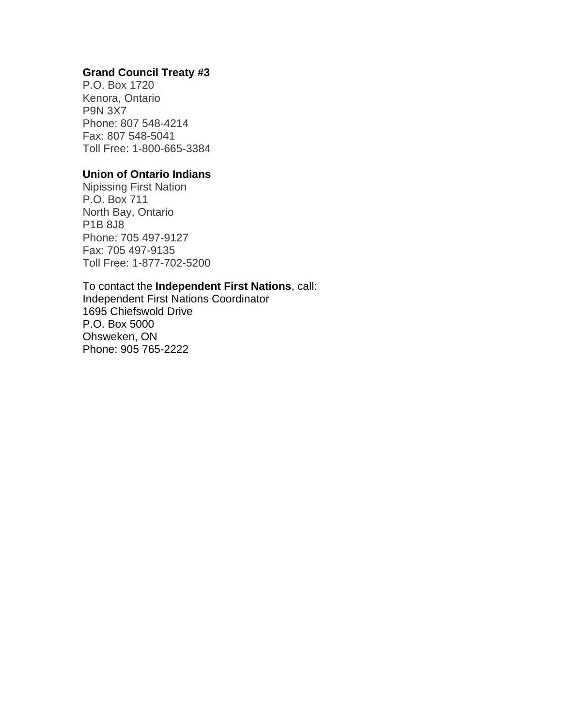**Grand Council Treaty #3**
P.O. Box 1720
Kenora, Ontario
P9N 3X7
Phone: 807 548-4214
Fax: 807 548-5041
Toll Free: 1-800-665-3384

**Union of Ontario Indians**
Nipissing First Nation
P.O. Box 711
North Bay, Ontario
P1B 8J8
Phone: 705 497-9127
Fax: 705 497-9135
Toll Free: 1-877-702-5200

To contact the **Independent First Nations**, call:
Independent First Nations Coordinator
1695 Chiefswold Drive
P.O. Box 5000
Ohsweken, ON
Phone: 905 765-2222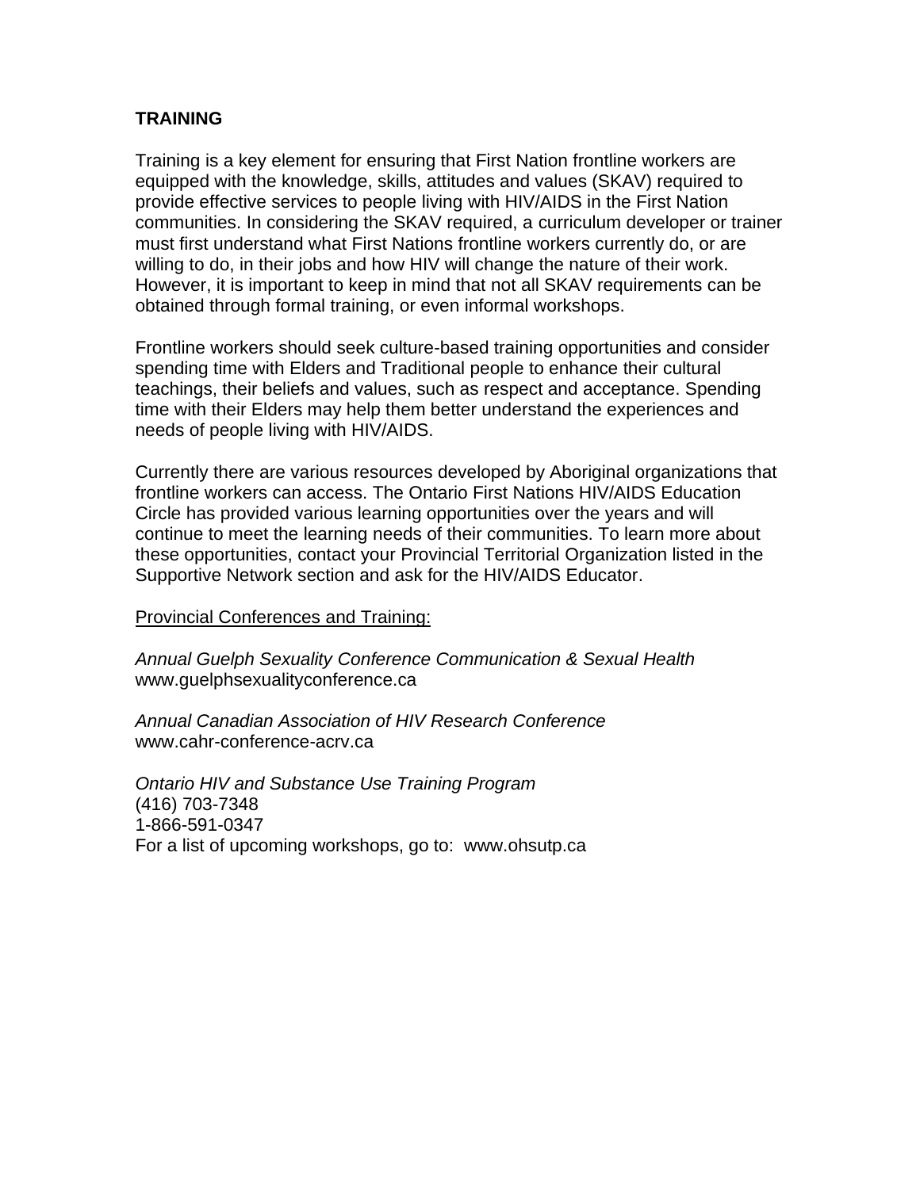## TRAINING

Training is a key element for ensuring that First Nation frontline workers are equipped with the knowledge, skills, attitudes and values (SKAV) required to provide effective services to people living with HIV/AIDS in the First Nation communities. In considering the SKAV required, a curriculum developer or trainer must first understand what First Nations frontline workers currently do, or are willing to do, in their jobs and how HIV will change the nature of their work. However, it is important to keep in mind that not all SKAV requirements can be obtained through formal training, or even informal workshops.

Frontline workers should seek culture-based training opportunities and consider spending time with Elders and Traditional people to enhance their cultural teachings, their beliefs and values, such as respect and acceptance. Spending time with their Elders may help them better understand the experiences and needs of people living with HIV/AIDS.

Currently there are various resources developed by Aboriginal organizations that frontline workers can access. The Ontario First Nations HIV/AIDS Education Circle has provided various learning opportunities over the years and will continue to meet the learning needs of their communities. To learn more about these opportunities, contact your Provincial Territorial Organization listed in the Supportive Network section and ask for the HIV/AIDS Educator.

<u>Provincial Conferences and Training:</u>

*Annual Guelph Sexuality Conference Communication & Sexual Health*
www.guelphsexualityconference.ca

*Annual Canadian Association of HIV Research Conference*
www.cahr-conference-acrv.ca

*Ontario HIV and Substance Use Training Program*
(416) 703-7348
1-866-591-0347
For a list of upcoming workshops, go to: www.ohsutp.ca